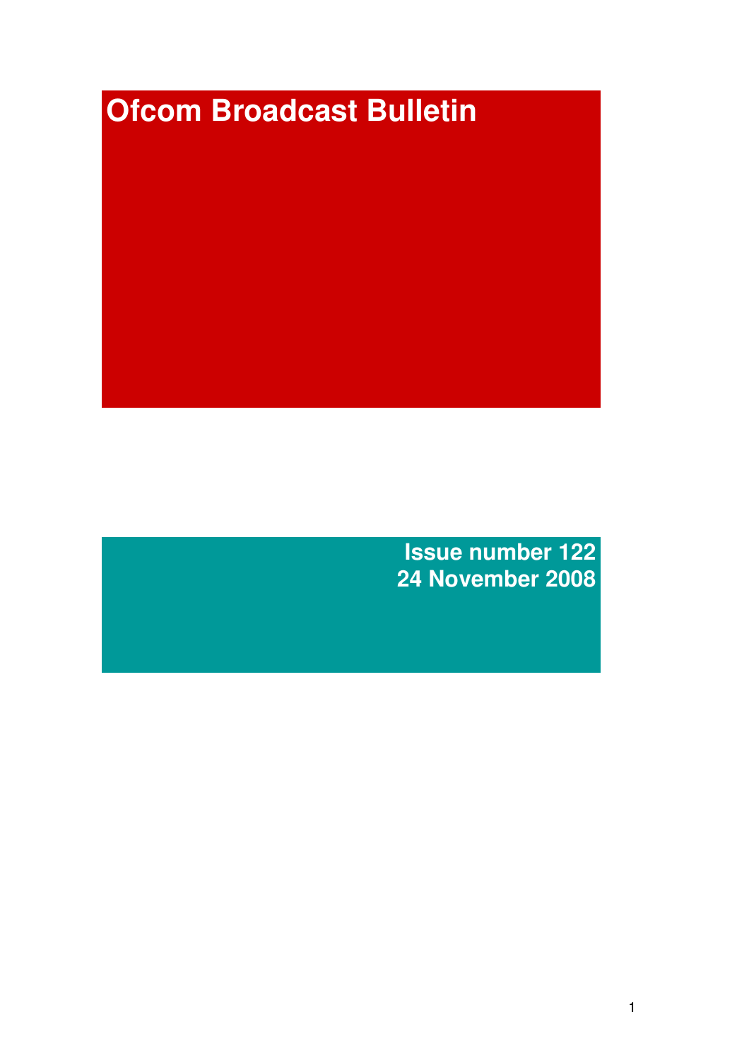# Ofcom Broadcast Bulletin

**Issue number 122**
**24 November 2008**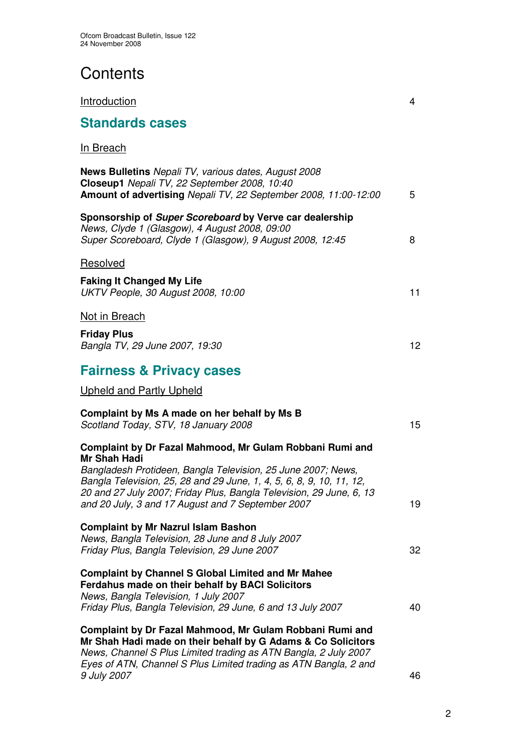# Contents

Introduction 4

## Standards cases

In Breach

**News Bulletins** *Nepali TV, various dates, August 2008*
**Closeup1** *Nepali TV, 22 September 2008, 10:40*
**Amount of advertising** *Nepali TV, 22 September 2008, 11:00-12:00* 5

**Sponsorship of *Super Scoreboard* by Verve car dealership**
*News, Clyde 1 (Glasgow), 4 August 2008, 09:00*
*Super Scoreboard, Clyde 1 (Glasgow), 9 August 2008, 12:45* 8

Resolved

**Faking It Changed My Life**
*UKTV People, 30 August 2008, 10:00* 11

Not in Breach

**Friday Plus**
*Bangla TV, 29 June 2007, 19:30* 12

## Fairness & Privacy cases

Upheld and Partly Upheld

**Complaint by Ms A made on her behalf by Ms B**
*Scotland Today, STV, 18 January 2008* 15

**Complaint by Dr Fazal Mahmood, Mr Gulam Robbani Rumi and Mr Shah Hadi**
*Bangladesh Protideen, Bangla Television, 25 June 2007; News, Bangla Television, 25, 28 and 29 June, 1, 4, 5, 6, 8, 9, 10, 11, 12, 20 and 27 July 2007; Friday Plus, Bangla Television, 29 June, 6, 13 and 20 July, 3 and 17 August and 7 September 2007* 19

**Complaint by Mr Nazrul Islam Bashon**
*News, Bangla Television, 28 June and 8 July 2007*
*Friday Plus, Bangla Television, 29 June 2007* 32

**Complaint by Channel S Global Limited and Mr Mahee Ferdahus made on their behalf by BACI Solicitors**
*News, Bangla Television, 1 July 2007*
*Friday Plus, Bangla Television, 29 June, 6 and 13 July 2007* 40

**Complaint by Dr Fazal Mahmood, Mr Gulam Robbani Rumi and Mr Shah Hadi made on their behalf by G Adams & Co Solicitors**
*News, Channel S Plus Limited trading as ATN Bangla, 2 July 2007*
*Eyes of ATN, Channel S Plus Limited trading as ATN Bangla, 2 and 9 July 2007* 46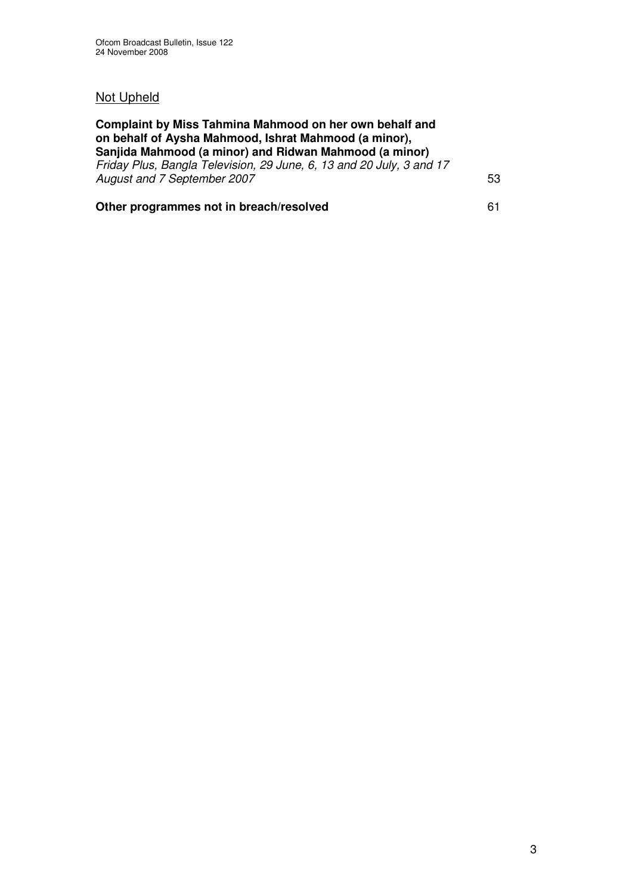<u>Not Upheld</u>

**Complaint by Miss Tahmina Mahmood on her own behalf and on behalf of Aysha Mahmood, Ishrat Mahmood (a minor), Sanjida Mahmood (a minor) and Ridwan Mahmood (a minor)**
*Friday Plus, Bangla Television, 29 June, 6, 13 and 20 July, 3 and 17 August and 7 September 2007* 53

**Other programmes not in breach/resolved** 61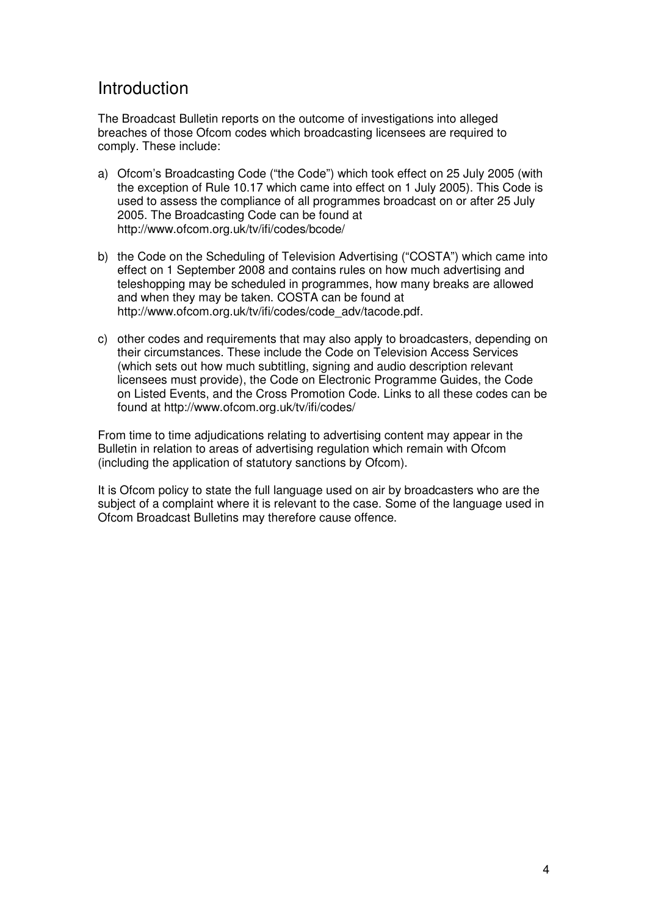# Introduction

The Broadcast Bulletin reports on the outcome of investigations into alleged breaches of those Ofcom codes which broadcasting licensees are required to comply. These include:

a) Ofcom's Broadcasting Code ("the Code") which took effect on 25 July 2005 (with the exception of Rule 10.17 which came into effect on 1 July 2005). This Code is used to assess the compliance of all programmes broadcast on or after 25 July 2005. The Broadcasting Code can be found at http://www.ofcom.org.uk/tv/ifi/codes/bcode/

b) the Code on the Scheduling of Television Advertising ("COSTA") which came into effect on 1 September 2008 and contains rules on how much advertising and teleshopping may be scheduled in programmes, how many breaks are allowed and when they may be taken. COSTA can be found at http://www.ofcom.org.uk/tv/ifi/codes/code_adv/tacode.pdf.

c) other codes and requirements that may also apply to broadcasters, depending on their circumstances. These include the Code on Television Access Services (which sets out how much subtitling, signing and audio description relevant licensees must provide), the Code on Electronic Programme Guides, the Code on Listed Events, and the Cross Promotion Code. Links to all these codes can be found at http://www.ofcom.org.uk/tv/ifi/codes/

From time to time adjudications relating to advertising content may appear in the Bulletin in relation to areas of advertising regulation which remain with Ofcom (including the application of statutory sanctions by Ofcom).

It is Ofcom policy to state the full language used on air by broadcasters who are the subject of a complaint where it is relevant to the case. Some of the language used in Ofcom Broadcast Bulletins may therefore cause offence.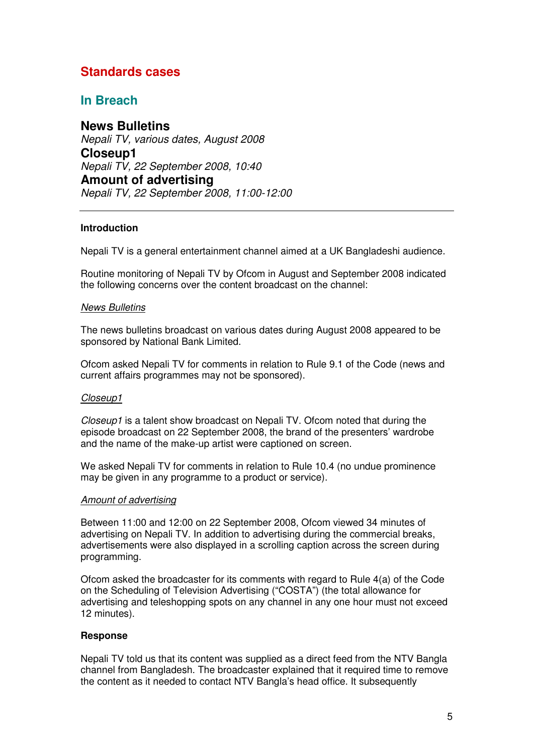# Standards cases

## In Breach

### News Bulletins

*Nepali TV, various dates, August 2008*

### Closeup1

*Nepali TV, 22 September 2008, 10:40*

### Amount of advertising

*Nepali TV, 22 September 2008, 11:00-12:00*

---

**Introduction**

Nepali TV is a general entertainment channel aimed at a UK Bangladeshi audience.

Routine monitoring of Nepali TV by Ofcom in August and September 2008 indicated the following concerns over the content broadcast on the channel:

<u>*News Bulletins*</u>

The news bulletins broadcast on various dates during August 2008 appeared to be sponsored by National Bank Limited.

Ofcom asked Nepali TV for comments in relation to Rule 9.1 of the Code (news and current affairs programmes may not be sponsored).

<u>*Closeup1*</u>

*Closeup1* is a talent show broadcast on Nepali TV. Ofcom noted that during the episode broadcast on 22 September 2008, the brand of the presenters' wardrobe and the name of the make-up artist were captioned on screen.

We asked Nepali TV for comments in relation to Rule 10.4 (no undue prominence may be given in any programme to a product or service).

<u>*Amount of advertising*</u>

Between 11:00 and 12:00 on 22 September 2008, Ofcom viewed 34 minutes of advertising on Nepali TV. In addition to advertising during the commercial breaks, advertisements were also displayed in a scrolling caption across the screen during programming.

Ofcom asked the broadcaster for its comments with regard to Rule 4(a) of the Code on the Scheduling of Television Advertising ("COSTA") (the total allowance for advertising and teleshopping spots on any channel in any one hour must not exceed 12 minutes).

**Response**

Nepali TV told us that its content was supplied as a direct feed from the NTV Bangla channel from Bangladesh. The broadcaster explained that it required time to remove the content as it needed to contact NTV Bangla's head office. It subsequently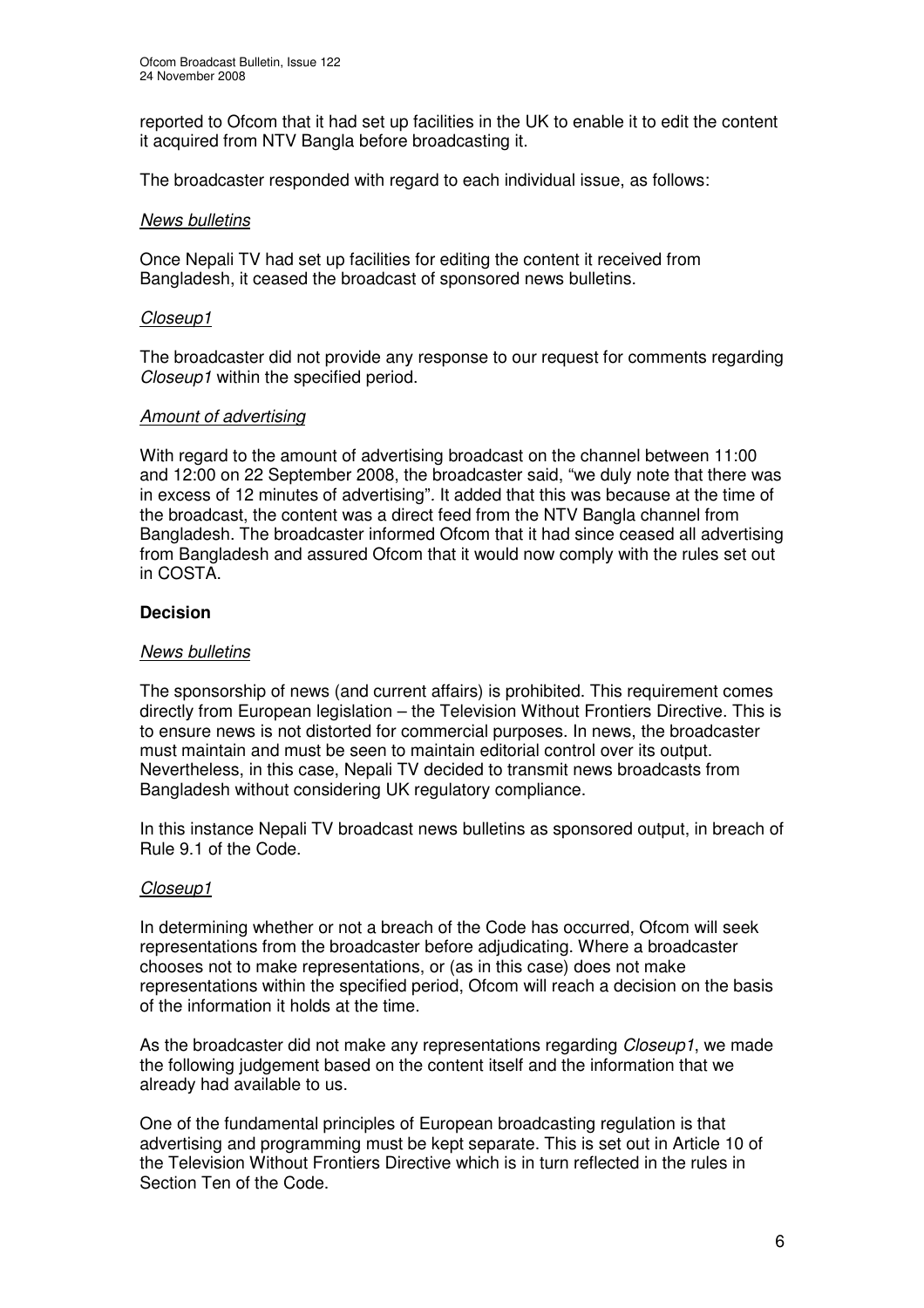reported to Ofcom that it had set up facilities in the UK to enable it to edit the content it acquired from NTV Bangla before broadcasting it.

The broadcaster responded with regard to each individual issue, as follows:

*News bulletins*

Once Nepali TV had set up facilities for editing the content it received from Bangladesh, it ceased the broadcast of sponsored news bulletins.

*Closeup1*

The broadcaster did not provide any response to our request for comments regarding *Closeup1* within the specified period.

*Amount of advertising*

With regard to the amount of advertising broadcast on the channel between 11:00 and 12:00 on 22 September 2008, the broadcaster said, "we duly note that there was in excess of 12 minutes of advertising". It added that this was because at the time of the broadcast, the content was a direct feed from the NTV Bangla channel from Bangladesh. The broadcaster informed Ofcom that it had since ceased all advertising from Bangladesh and assured Ofcom that it would now comply with the rules set out in COSTA.

**Decision**

*News bulletins*

The sponsorship of news (and current affairs) is prohibited. This requirement comes directly from European legislation – the Television Without Frontiers Directive. This is to ensure news is not distorted for commercial purposes. In news, the broadcaster must maintain and must be seen to maintain editorial control over its output. Nevertheless, in this case, Nepali TV decided to transmit news broadcasts from Bangladesh without considering UK regulatory compliance.

In this instance Nepali TV broadcast news bulletins as sponsored output, in breach of Rule 9.1 of the Code.

*Closeup1*

In determining whether or not a breach of the Code has occurred, Ofcom will seek representations from the broadcaster before adjudicating. Where a broadcaster chooses not to make representations, or (as in this case) does not make representations within the specified period, Ofcom will reach a decision on the basis of the information it holds at the time.

As the broadcaster did not make any representations regarding *Closeup1*, we made the following judgement based on the content itself and the information that we already had available to us.

One of the fundamental principles of European broadcasting regulation is that advertising and programming must be kept separate. This is set out in Article 10 of the Television Without Frontiers Directive which is in turn reflected in the rules in Section Ten of the Code.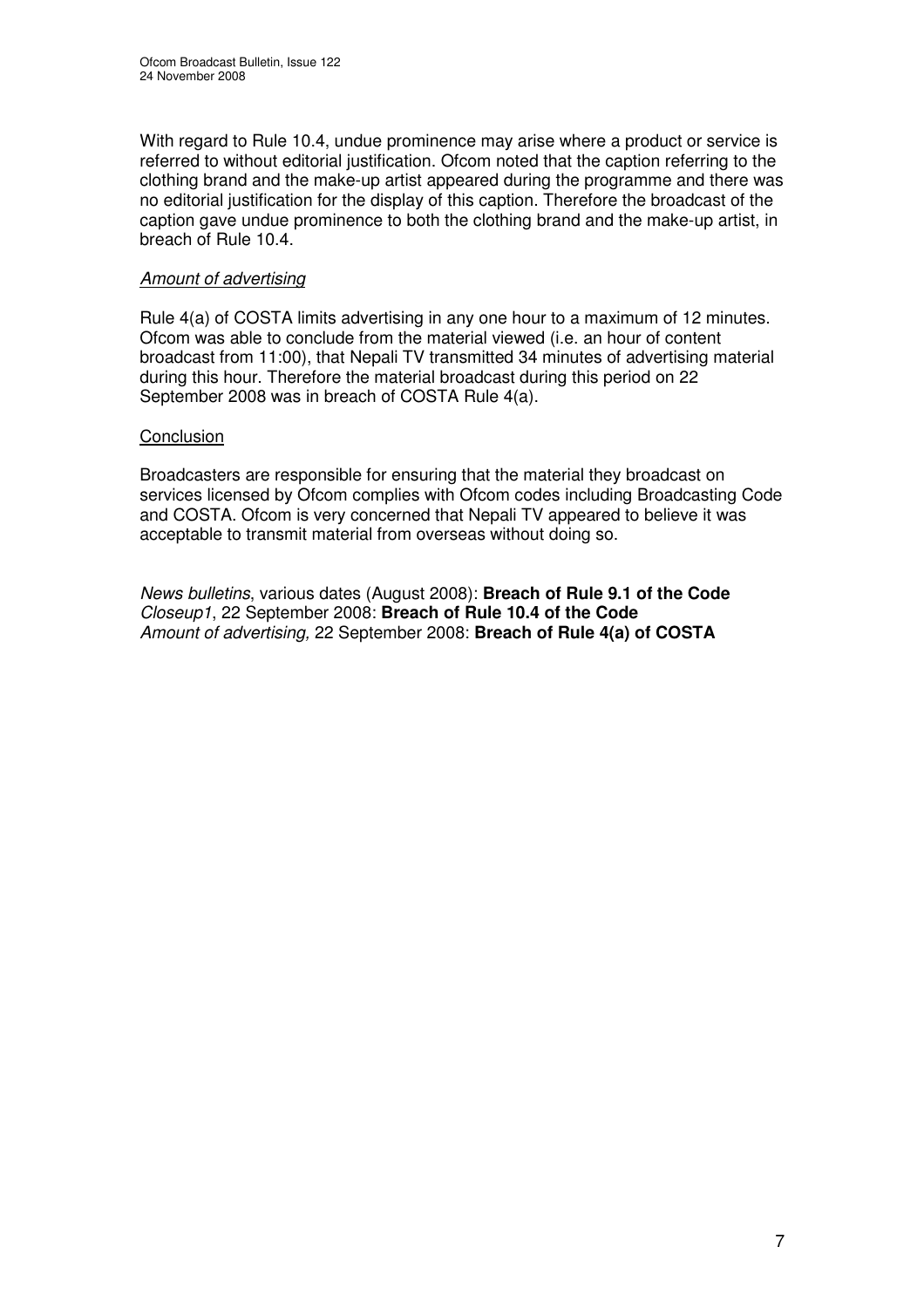With regard to Rule 10.4, undue prominence may arise where a product or service is referred to without editorial justification. Ofcom noted that the caption referring to the clothing brand and the make-up artist appeared during the programme and there was no editorial justification for the display of this caption. Therefore the broadcast of the caption gave undue prominence to both the clothing brand and the make-up artist, in breach of Rule 10.4.

*Amount of advertising*

Rule 4(a) of COSTA limits advertising in any one hour to a maximum of 12 minutes. Ofcom was able to conclude from the material viewed (i.e. an hour of content broadcast from 11:00), that Nepali TV transmitted 34 minutes of advertising material during this hour. Therefore the material broadcast during this period on 22 September 2008 was in breach of COSTA Rule 4(a).

Conclusion

Broadcasters are responsible for ensuring that the material they broadcast on services licensed by Ofcom complies with Ofcom codes including Broadcasting Code and COSTA. Ofcom is very concerned that Nepali TV appeared to believe it was acceptable to transmit material from overseas without doing so.

*News bulletins*, various dates (August 2008): **Breach of Rule 9.1 of the Code**
*Closeup1*, 22 September 2008: **Breach of Rule 10.4 of the Code**
*Amount of advertising,* 22 September 2008: **Breach of Rule 4(a) of COSTA**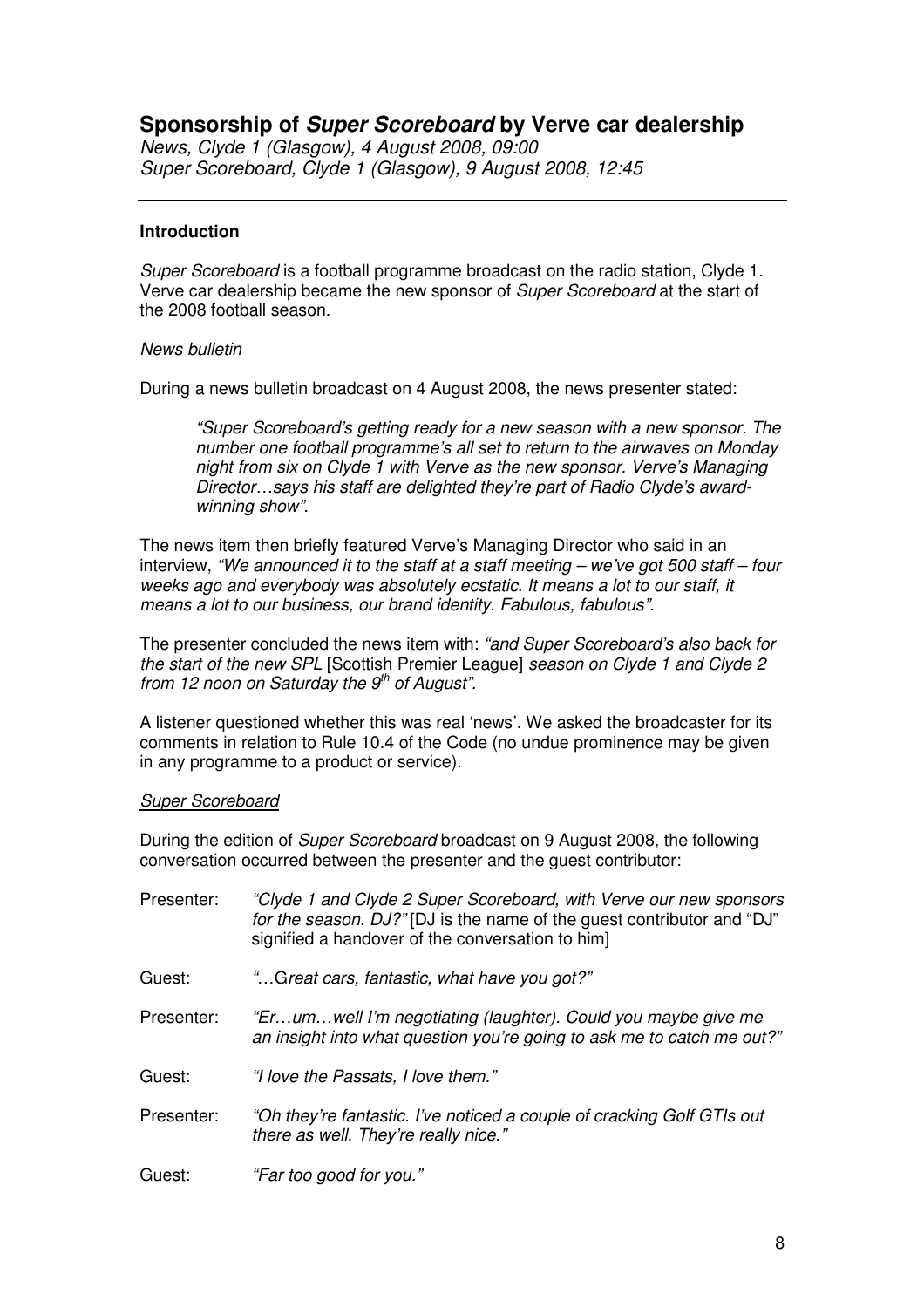## Sponsorship of *Super Scoreboard* by Verve car dealership

*News, Clyde 1 (Glasgow), 4 August 2008, 09:00*
*Super Scoreboard, Clyde 1 (Glasgow), 9 August 2008, 12:45*

---

### Introduction

*Super Scoreboard* is a football programme broadcast on the radio station, Clyde 1. Verve car dealership became the new sponsor of *Super Scoreboard* at the start of the 2008 football season.

*News bulletin*

During a news bulletin broadcast on 4 August 2008, the news presenter stated:

> *"Super Scoreboard's getting ready for a new season with a new sponsor. The number one football programme's all set to return to the airwaves on Monday night from six on Clyde 1 with Verve as the new sponsor. Verve's Managing Director…says his staff are delighted they're part of Radio Clyde's award-winning show".*

The news item then briefly featured Verve's Managing Director who said in an interview, *"We announced it to the staff at a staff meeting – we've got 500 staff – four weeks ago and everybody was absolutely ecstatic. It means a lot to our staff, it means a lot to our business, our brand identity. Fabulous, fabulous".*

The presenter concluded the news item with: *"and Super Scoreboard's also back for the start of the new SPL* [Scottish Premier League] *season on Clyde 1 and Clyde 2 from 12 noon on Saturday the 9th of August".*

A listener questioned whether this was real 'news'. We asked the broadcaster for its comments in relation to Rule 10.4 of the Code (no undue prominence may be given in any programme to a product or service).

*Super Scoreboard*

During the edition of *Super Scoreboard* broadcast on 9 August 2008, the following conversation occurred between the presenter and the guest contributor:

Presenter: *"Clyde 1 and Clyde 2 Super Scoreboard, with Verve our new sponsors for the season. DJ?"* [DJ is the name of the guest contributor and "DJ" signified a handover of the conversation to him]

Guest: *"…Great cars, fantastic, what have you got?"*

Presenter: *"Er…um…well I'm negotiating (laughter). Could you maybe give me an insight into what question you're going to ask me to catch me out?"*

Guest: *"I love the Passats, I love them."*

Presenter: *"Oh they're fantastic. I've noticed a couple of cracking Golf GTIs out there as well. They're really nice."*

Guest: *"Far too good for you."*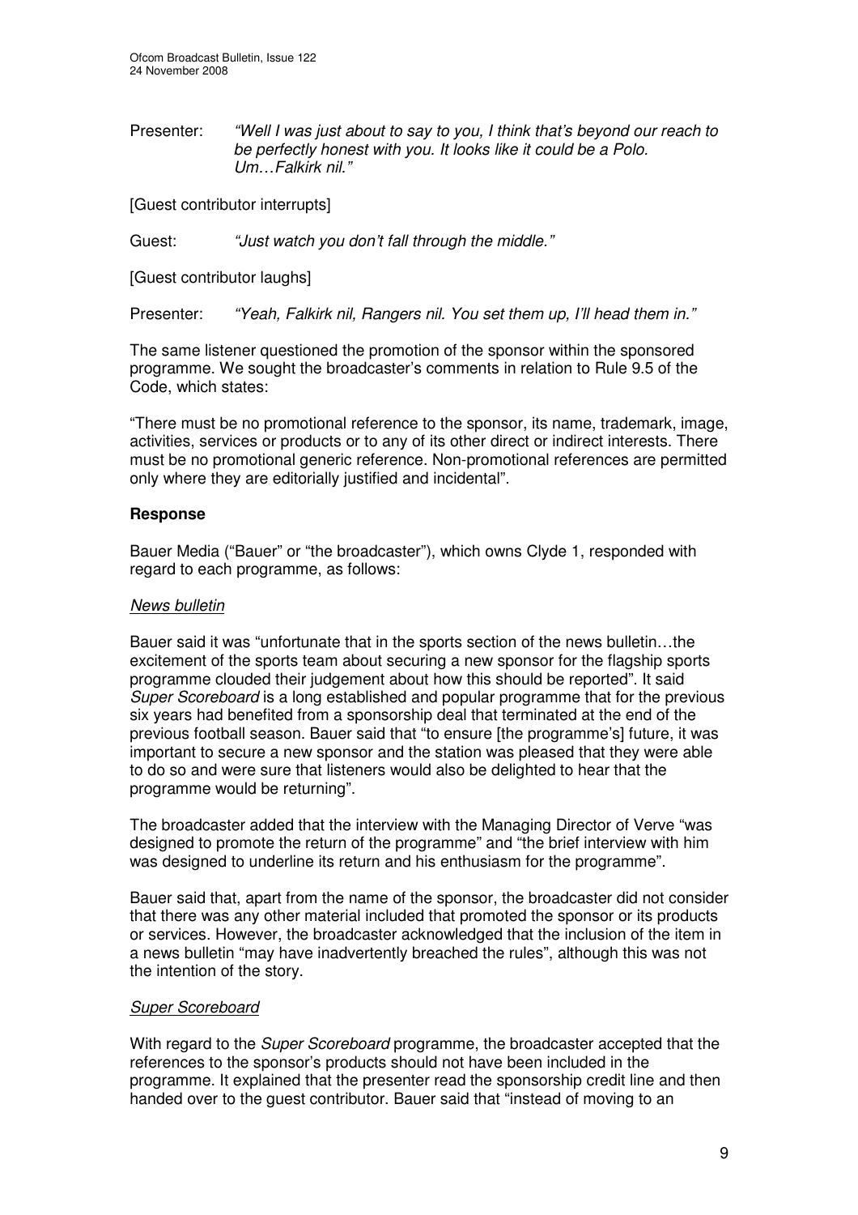Presenter: *"Well I was just about to say to you, I think that's beyond our reach to be perfectly honest with you. It looks like it could be a Polo. Um…Falkirk nil."*

[Guest contributor interrupts]

Guest: *"Just watch you don't fall through the middle."*

[Guest contributor laughs]

Presenter: *"Yeah, Falkirk nil, Rangers nil. You set them up, I'll head them in."*

The same listener questioned the promotion of the sponsor within the sponsored programme. We sought the broadcaster's comments in relation to Rule 9.5 of the Code, which states:

"There must be no promotional reference to the sponsor, its name, trademark, image, activities, services or products or to any of its other direct or indirect interests. There must be no promotional generic reference. Non-promotional references are permitted only where they are editorially justified and incidental".

## Response

Bauer Media ("Bauer" or "the broadcaster"), which owns Clyde 1, responded with regard to each programme, as follows:

*News bulletin*

Bauer said it was "unfortunate that in the sports section of the news bulletin…the excitement of the sports team about securing a new sponsor for the flagship sports programme clouded their judgement about how this should be reported". It said *Super Scoreboard* is a long established and popular programme that for the previous six years had benefited from a sponsorship deal that terminated at the end of the previous football season. Bauer said that "to ensure [the programme's] future, it was important to secure a new sponsor and the station was pleased that they were able to do so and were sure that listeners would also be delighted to hear that the programme would be returning".

The broadcaster added that the interview with the Managing Director of Verve "was designed to promote the return of the programme" and "the brief interview with him was designed to underline its return and his enthusiasm for the programme".

Bauer said that, apart from the name of the sponsor, the broadcaster did not consider that there was any other material included that promoted the sponsor or its products or services. However, the broadcaster acknowledged that the inclusion of the item in a news bulletin "may have inadvertently breached the rules", although this was not the intention of the story.

*Super Scoreboard*

With regard to the *Super Scoreboard* programme, the broadcaster accepted that the references to the sponsor's products should not have been included in the programme. It explained that the presenter read the sponsorship credit line and then handed over to the guest contributor. Bauer said that "instead of moving to an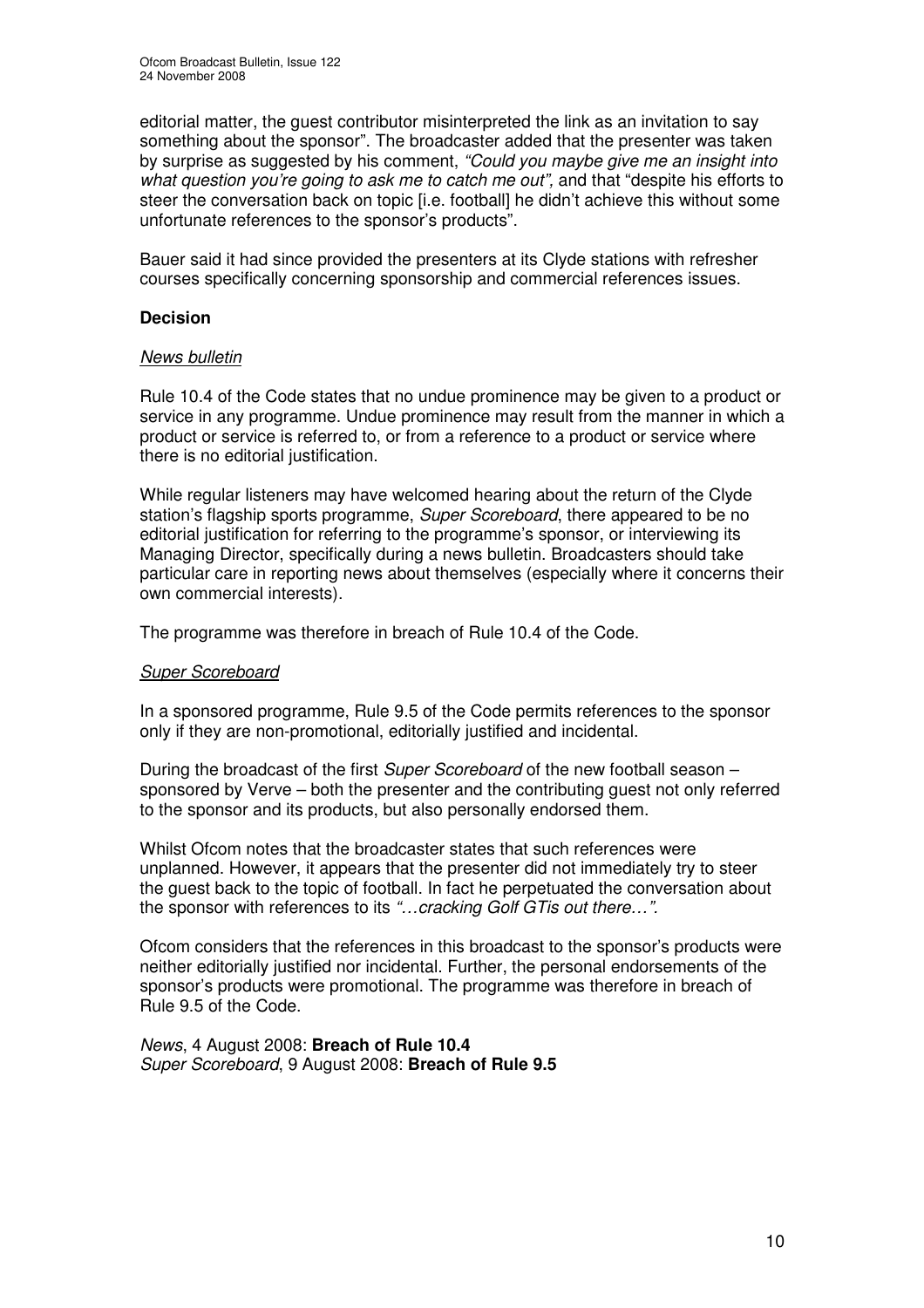editorial matter, the guest contributor misinterpreted the link as an invitation to say something about the sponsor". The broadcaster added that the presenter was taken by surprise as suggested by his comment, *"Could you maybe give me an insight into what question you're going to ask me to catch me out",* and that "despite his efforts to steer the conversation back on topic [i.e. football] he didn't achieve this without some unfortunate references to the sponsor's products".

Bauer said it had since provided the presenters at its Clyde stations with refresher courses specifically concerning sponsorship and commercial references issues.

**Decision**

*News bulletin*

Rule 10.4 of the Code states that no undue prominence may be given to a product or service in any programme. Undue prominence may result from the manner in which a product or service is referred to, or from a reference to a product or service where there is no editorial justification.

While regular listeners may have welcomed hearing about the return of the Clyde station's flagship sports programme, *Super Scoreboard*, there appeared to be no editorial justification for referring to the programme's sponsor, or interviewing its Managing Director, specifically during a news bulletin. Broadcasters should take particular care in reporting news about themselves (especially where it concerns their own commercial interests).

The programme was therefore in breach of Rule 10.4 of the Code.

*Super Scoreboard*

In a sponsored programme, Rule 9.5 of the Code permits references to the sponsor only if they are non-promotional, editorially justified and incidental.

During the broadcast of the first *Super Scoreboard* of the new football season – sponsored by Verve – both the presenter and the contributing guest not only referred to the sponsor and its products, but also personally endorsed them.

Whilst Ofcom notes that the broadcaster states that such references were unplanned. However, it appears that the presenter did not immediately try to steer the guest back to the topic of football. In fact he perpetuated the conversation about the sponsor with references to its *"…cracking Golf GTis out there…"*.

Ofcom considers that the references in this broadcast to the sponsor's products were neither editorially justified nor incidental. Further, the personal endorsements of the sponsor's products were promotional. The programme was therefore in breach of Rule 9.5 of the Code.

*News*, 4 August 2008: **Breach of Rule 10.4**
*Super Scoreboard*, 9 August 2008: **Breach of Rule 9.5**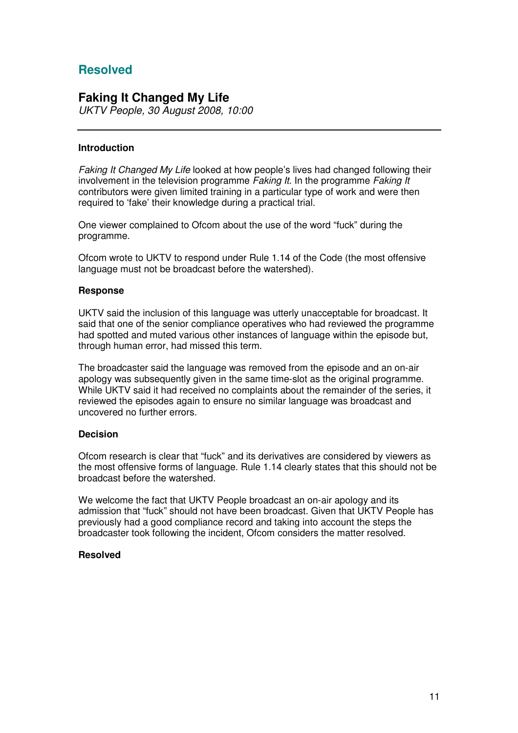## Resolved

### Faking It Changed My Life

*UKTV People, 30 August 2008, 10:00*

---

**Introduction**

*Faking It Changed My Life* looked at how people's lives had changed following their involvement in the television programme *Faking It*. In the programme *Faking It* contributors were given limited training in a particular type of work and were then required to 'fake' their knowledge during a practical trial.

One viewer complained to Ofcom about the use of the word "fuck" during the programme.

Ofcom wrote to UKTV to respond under Rule 1.14 of the Code (the most offensive language must not be broadcast before the watershed).

**Response**

UKTV said the inclusion of this language was utterly unacceptable for broadcast. It said that one of the senior compliance operatives who had reviewed the programme had spotted and muted various other instances of language within the episode but, through human error, had missed this term.

The broadcaster said the language was removed from the episode and an on-air apology was subsequently given in the same time-slot as the original programme. While UKTV said it had received no complaints about the remainder of the series, it reviewed the episodes again to ensure no similar language was broadcast and uncovered no further errors.

**Decision**

Ofcom research is clear that "fuck" and its derivatives are considered by viewers as the most offensive forms of language. Rule 1.14 clearly states that this should not be broadcast before the watershed.

We welcome the fact that UKTV People broadcast an on-air apology and its admission that "fuck" should not have been broadcast. Given that UKTV People has previously had a good compliance record and taking into account the steps the broadcaster took following the incident, Ofcom considers the matter resolved.

**Resolved**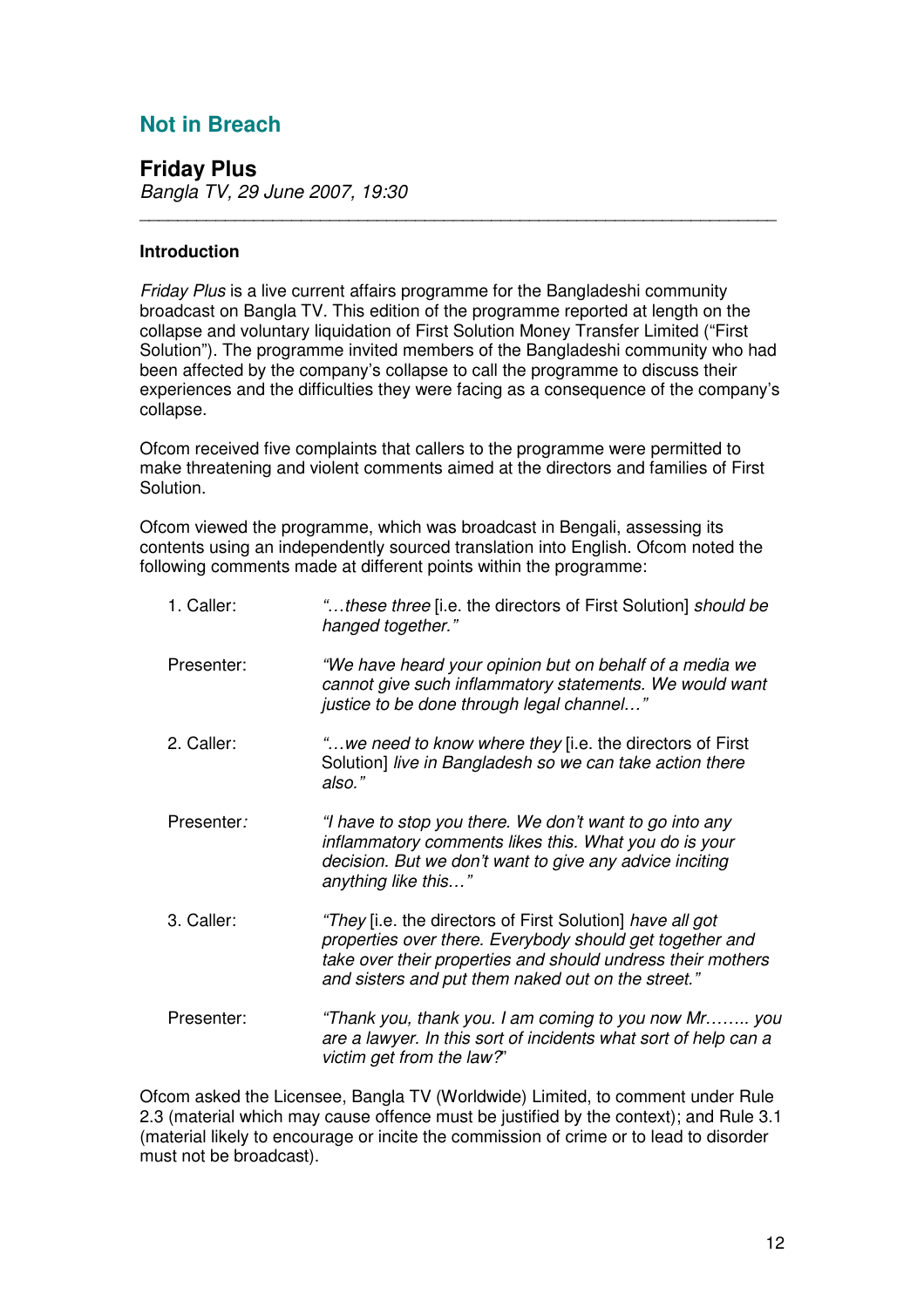## Not in Breach

### Friday Plus

*Bangla TV, 29 June 2007, 19:30*

---

**Introduction**

*Friday Plus* is a live current affairs programme for the Bangladeshi community broadcast on Bangla TV. This edition of the programme reported at length on the collapse and voluntary liquidation of First Solution Money Transfer Limited ("First Solution"). The programme invited members of the Bangladeshi community who had been affected by the company's collapse to call the programme to discuss their experiences and the difficulties they were facing as a consequence of the company's collapse.

Ofcom received five complaints that callers to the programme were permitted to make threatening and violent comments aimed at the directors and families of First Solution.

Ofcom viewed the programme, which was broadcast in Bengali, assessing its contents using an independently sourced translation into English. Ofcom noted the following comments made at different points within the programme:

1. Caller: *"…these three* [i.e. the directors of First Solution] *should be hanged together."*

   Presenter: *"We have heard your opinion but on behalf of a media we cannot give such inflammatory statements. We would want justice to be done through legal channel…"*

2. Caller: *"…we need to know where they* [i.e. the directors of First Solution] *live in Bangladesh so we can take action there also."*

   Presenter*:* *"I have to stop you there. We don't want to go into any inflammatory comments likes this. What you do is your decision. But we don't want to give any advice inciting anything like this…"*

3. Caller: *"They* [i.e. the directors of First Solution] *have all got properties over there. Everybody should get together and take over their properties and should undress their mothers and sisters and put them naked out on the street."*

   Presenter: *"Thank you, thank you. I am coming to you now Mr…….. you are a lawyer. In this sort of incidents what sort of help can a victim get from the law?"*

Ofcom asked the Licensee, Bangla TV (Worldwide) Limited, to comment under Rule 2.3 (material which may cause offence must be justified by the context); and Rule 3.1 (material likely to encourage or incite the commission of crime or to lead to disorder must not be broadcast).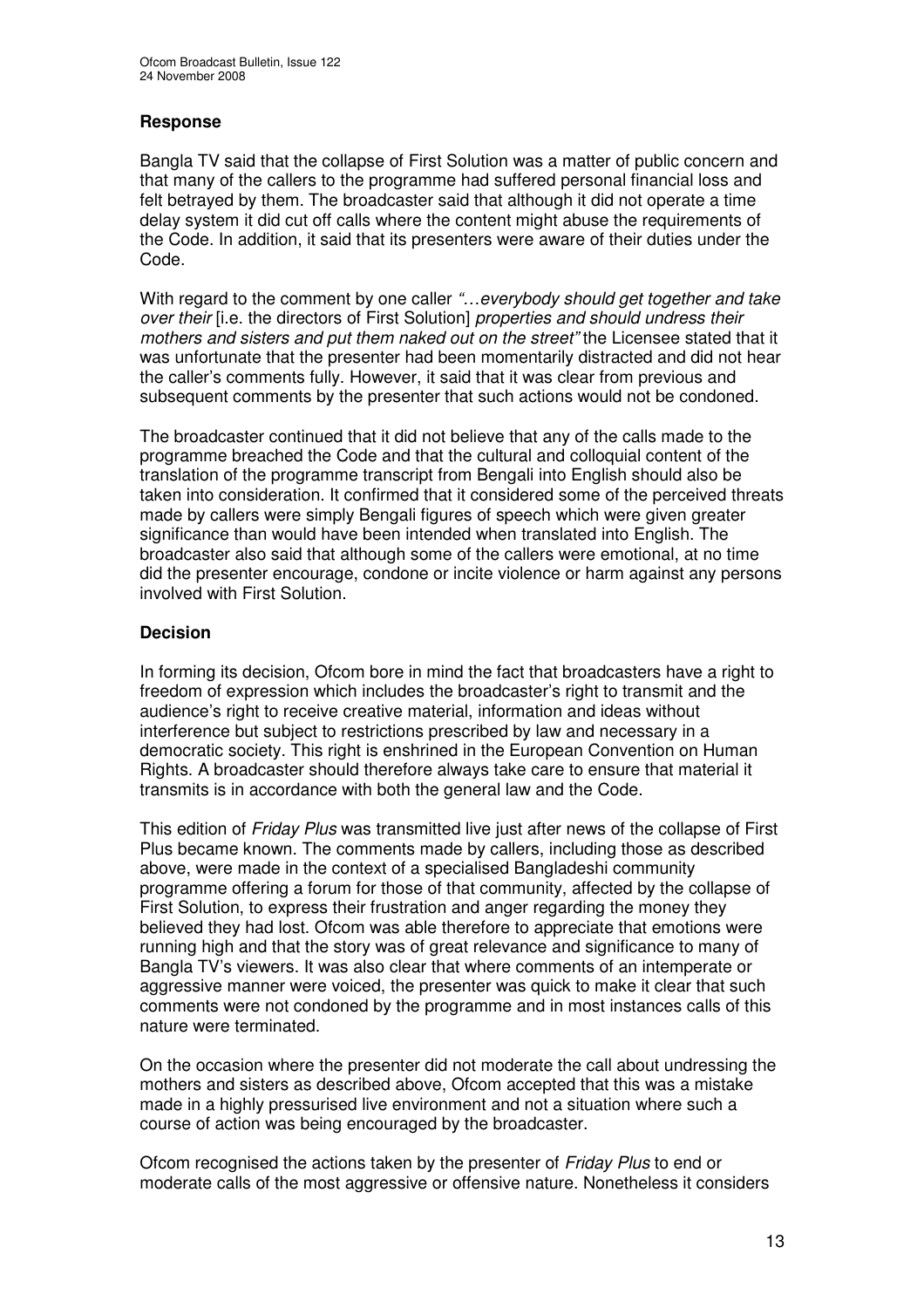### Response

Bangla TV said that the collapse of First Solution was a matter of public concern and that many of the callers to the programme had suffered personal financial loss and felt betrayed by them. The broadcaster said that although it did not operate a time delay system it did cut off calls where the content might abuse the requirements of the Code. In addition, it said that its presenters were aware of their duties under the Code.

With regard to the comment by one caller *"…everybody should get together and take over their* [i.e. the directors of First Solution] *properties and should undress their mothers and sisters and put them naked out on the street"* the Licensee stated that it was unfortunate that the presenter had been momentarily distracted and did not hear the caller's comments fully. However, it said that it was clear from previous and subsequent comments by the presenter that such actions would not be condoned.

The broadcaster continued that it did not believe that any of the calls made to the programme breached the Code and that the cultural and colloquial content of the translation of the programme transcript from Bengali into English should also be taken into consideration. It confirmed that it considered some of the perceived threats made by callers were simply Bengali figures of speech which were given greater significance than would have been intended when translated into English. The broadcaster also said that although some of the callers were emotional, at no time did the presenter encourage, condone or incite violence or harm against any persons involved with First Solution.

### Decision

In forming its decision, Ofcom bore in mind the fact that broadcasters have a right to freedom of expression which includes the broadcaster's right to transmit and the audience's right to receive creative material, information and ideas without interference but subject to restrictions prescribed by law and necessary in a democratic society. This right is enshrined in the European Convention on Human Rights. A broadcaster should therefore always take care to ensure that material it transmits is in accordance with both the general law and the Code.

This edition of *Friday Plus* was transmitted live just after news of the collapse of First Plus became known. The comments made by callers, including those as described above, were made in the context of a specialised Bangladeshi community programme offering a forum for those of that community, affected by the collapse of First Solution, to express their frustration and anger regarding the money they believed they had lost. Ofcom was able therefore to appreciate that emotions were running high and that the story was of great relevance and significance to many of Bangla TV's viewers. It was also clear that where comments of an intemperate or aggressive manner were voiced, the presenter was quick to make it clear that such comments were not condoned by the programme and in most instances calls of this nature were terminated.

On the occasion where the presenter did not moderate the call about undressing the mothers and sisters as described above, Ofcom accepted that this was a mistake made in a highly pressurised live environment and not a situation where such a course of action was being encouraged by the broadcaster.

Ofcom recognised the actions taken by the presenter of *Friday Plus* to end or moderate calls of the most aggressive or offensive nature. Nonetheless it considers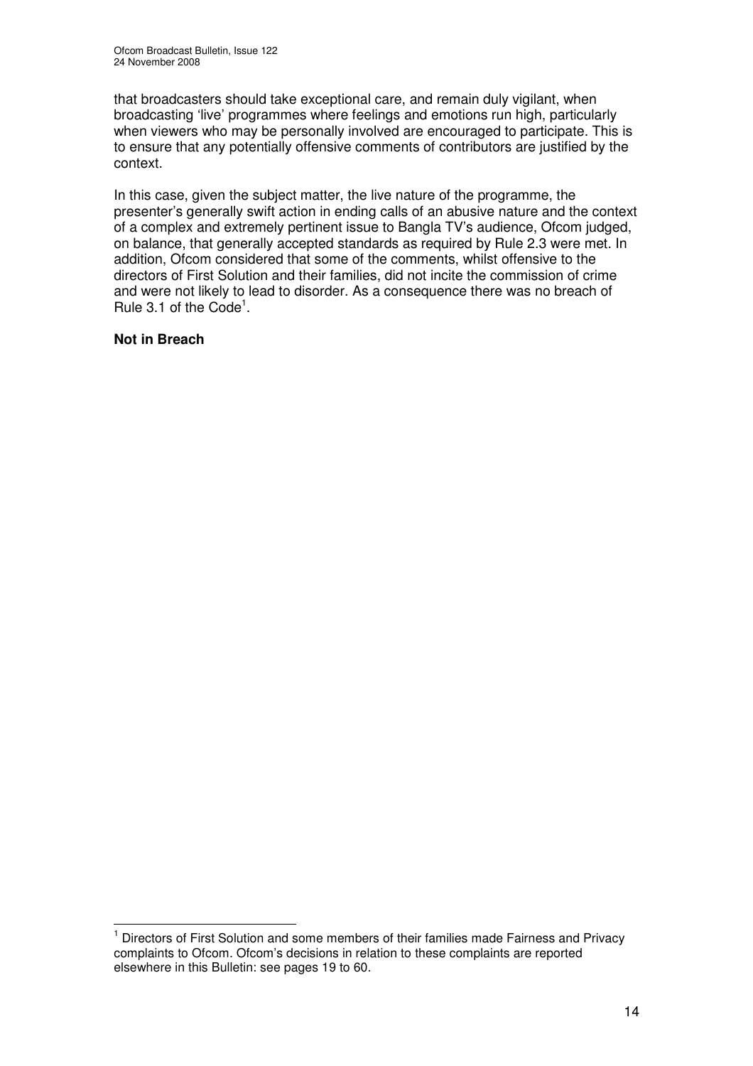that broadcasters should take exceptional care, and remain duly vigilant, when broadcasting 'live' programmes where feelings and emotions run high, particularly when viewers who may be personally involved are encouraged to participate. This is to ensure that any potentially offensive comments of contributors are justified by the context.

In this case, given the subject matter, the live nature of the programme, the presenter's generally swift action in ending calls of an abusive nature and the context of a complex and extremely pertinent issue to Bangla TV's audience, Ofcom judged, on balance, that generally accepted standards as required by Rule 2.3 were met. In addition, Ofcom considered that some of the comments, whilst offensive to the directors of First Solution and their families, did not incite the commission of crime and were not likely to lead to disorder. As a consequence there was no breach of Rule 3.1 of the Code[1].

**Not in Breach**

---

[1] Directors of First Solution and some members of their families made Fairness and Privacy complaints to Ofcom. Ofcom's decisions in relation to these complaints are reported elsewhere in this Bulletin: see pages 19 to 60.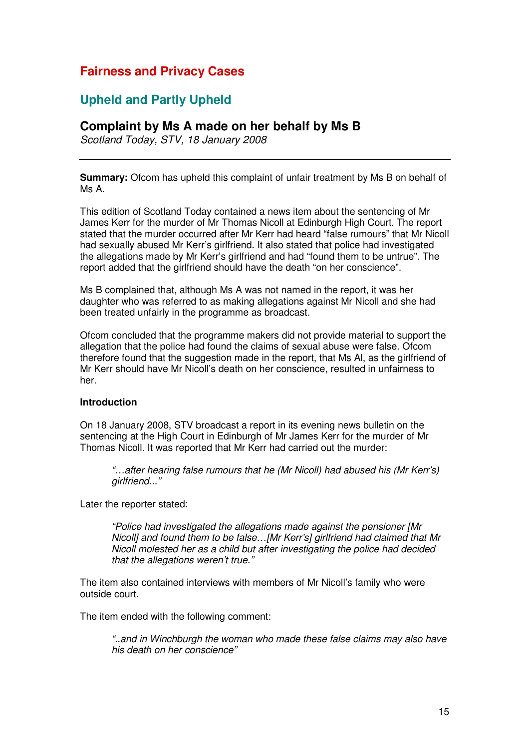# Fairness and Privacy Cases

## Upheld and Partly Upheld

### Complaint by Ms A made on her behalf by Ms B

*Scotland Today, STV, 18 January 2008*

---

**Summary:** Ofcom has upheld this complaint of unfair treatment by Ms B on behalf of Ms A.

This edition of Scotland Today contained a news item about the sentencing of Mr James Kerr for the murder of Mr Thomas Nicoll at Edinburgh High Court. The report stated that the murder occurred after Mr Kerr had heard "false rumours" that Mr Nicoll had sexually abused Mr Kerr's girlfriend. It also stated that police had investigated the allegations made by Mr Kerr's girlfriend and had "found them to be untrue". The report added that the girlfriend should have the death "on her conscience".

Ms B complained that, although Ms A was not named in the report, it was her daughter who was referred to as making allegations against Mr Nicoll and she had been treated unfairly in the programme as broadcast.

Ofcom concluded that the programme makers did not provide material to support the allegation that the police had found the claims of sexual abuse were false. Ofcom therefore found that the suggestion made in the report, that Ms Al, as the girlfriend of Mr Kerr should have Mr Nicoll's death on her conscience, resulted in unfairness to her.

**Introduction**

On 18 January 2008, STV broadcast a report in its evening news bulletin on the sentencing at the High Court in Edinburgh of Mr James Kerr for the murder of Mr Thomas Nicoll. It was reported that Mr Kerr had carried out the murder:

> *"…after hearing false rumours that he (Mr Nicoll) had abused his (Mr Kerr's) girlfriend..."*

Later the reporter stated:

> *"Police had investigated the allegations made against the pensioner [Mr Nicoll] and found them to be false…[Mr Kerr's] girlfriend had claimed that Mr Nicoll molested her as a child but after investigating the police had decided that the allegations weren't true."*

The item also contained interviews with members of Mr Nicoll's family who were outside court.

The item ended with the following comment:

> *"..and in Winchburgh the woman who made these false claims may also have his death on her conscience"*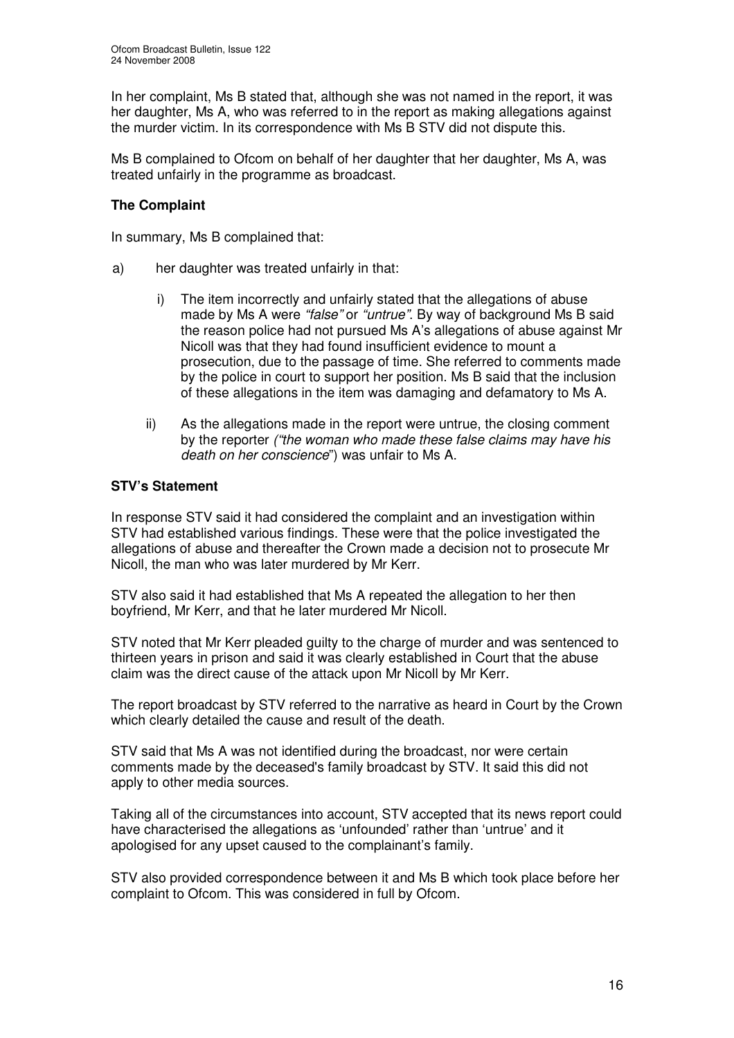In her complaint, Ms B stated that, although she was not named in the report, it was her daughter, Ms A, who was referred to in the report as making allegations against the murder victim. In its correspondence with Ms B STV did not dispute this.

Ms B complained to Ofcom on behalf of her daughter that her daughter, Ms A, was treated unfairly in the programme as broadcast.

### The Complaint

In summary, Ms B complained that:

a) her daughter was treated unfairly in that:

   i) The item incorrectly and unfairly stated that the allegations of abuse made by Ms A were *"false"* or *"untrue"*. By way of background Ms B said the reason police had not pursued Ms A's allegations of abuse against Mr Nicoll was that they had found insufficient evidence to mount a prosecution, due to the passage of time. She referred to comments made by the police in court to support her position. Ms B said that the inclusion of these allegations in the item was damaging and defamatory to Ms A.

   ii) As the allegations made in the report were untrue, the closing comment by the reporter *("the woman who made these false claims may have his death on her conscience"*) was unfair to Ms A.

### STV's Statement

In response STV said it had considered the complaint and an investigation within STV had established various findings. These were that the police investigated the allegations of abuse and thereafter the Crown made a decision not to prosecute Mr Nicoll, the man who was later murdered by Mr Kerr.

STV also said it had established that Ms A repeated the allegation to her then boyfriend, Mr Kerr, and that he later murdered Mr Nicoll.

STV noted that Mr Kerr pleaded guilty to the charge of murder and was sentenced to thirteen years in prison and said it was clearly established in Court that the abuse claim was the direct cause of the attack upon Mr Nicoll by Mr Kerr.

The report broadcast by STV referred to the narrative as heard in Court by the Crown which clearly detailed the cause and result of the death.

STV said that Ms A was not identified during the broadcast, nor were certain comments made by the deceased's family broadcast by STV. It said this did not apply to other media sources.

Taking all of the circumstances into account, STV accepted that its news report could have characterised the allegations as 'unfounded' rather than 'untrue' and it apologised for any upset caused to the complainant's family.

STV also provided correspondence between it and Ms B which took place before her complaint to Ofcom. This was considered in full by Ofcom.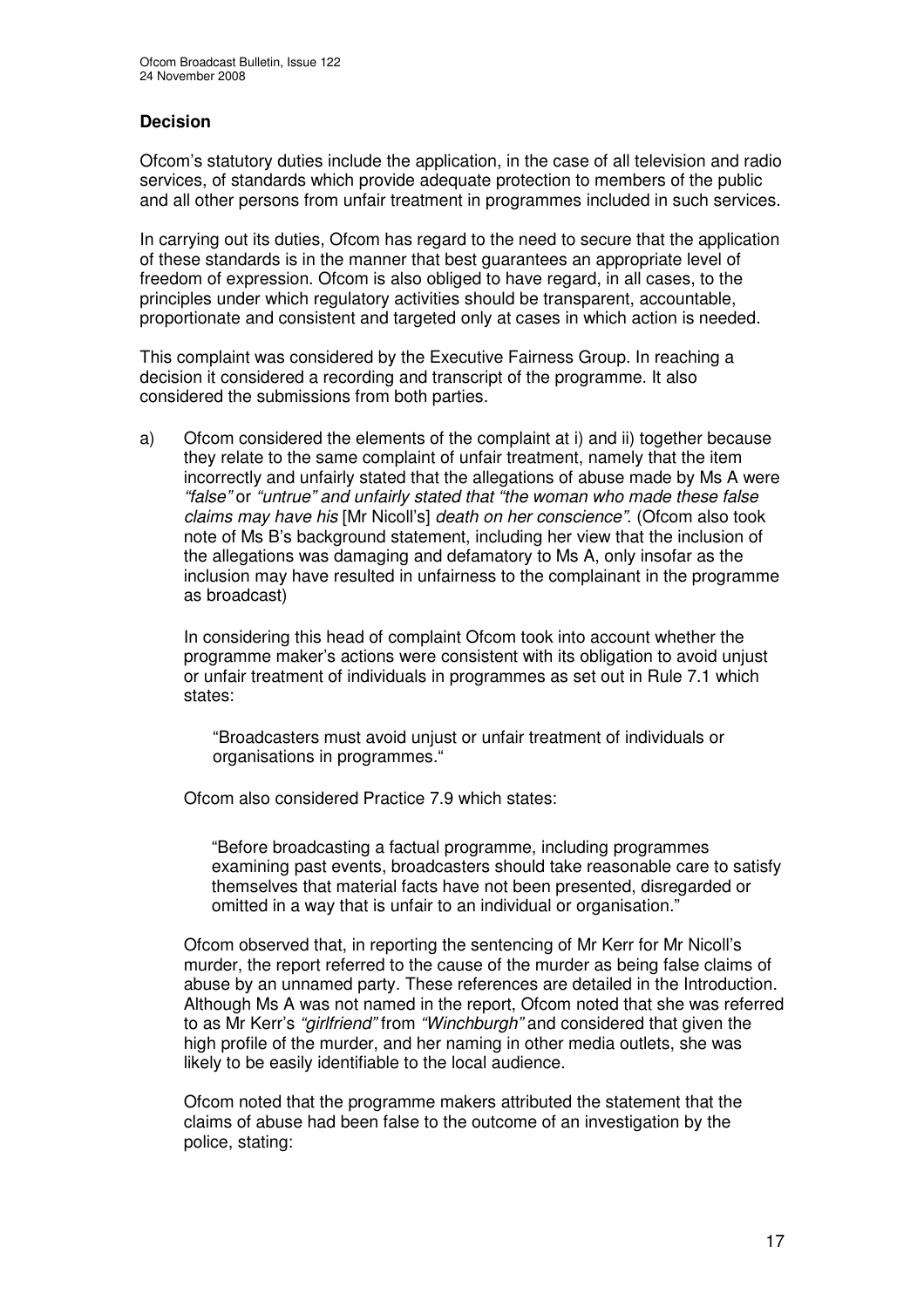### Decision

Ofcom's statutory duties include the application, in the case of all television and radio services, of standards which provide adequate protection to members of the public and all other persons from unfair treatment in programmes included in such services.

In carrying out its duties, Ofcom has regard to the need to secure that the application of these standards is in the manner that best guarantees an appropriate level of freedom of expression. Ofcom is also obliged to have regard, in all cases, to the principles under which regulatory activities should be transparent, accountable, proportionate and consistent and targeted only at cases in which action is needed.

This complaint was considered by the Executive Fairness Group. In reaching a decision it considered a recording and transcript of the programme. It also considered the submissions from both parties.

a) Ofcom considered the elements of the complaint at i) and ii) together because they relate to the same complaint of unfair treatment, namely that the item incorrectly and unfairly stated that the allegations of abuse made by Ms A were *"false"* or *"untrue" and unfairly stated that "the woman who made these false claims may have his* [Mr Nicoll's] *death on her conscience"*. (Ofcom also took note of Ms B's background statement, including her view that the inclusion of the allegations was damaging and defamatory to Ms A, only insofar as the inclusion may have resulted in unfairness to the complainant in the programme as broadcast)

   In considering this head of complaint Ofcom took into account whether the programme maker's actions were consistent with its obligation to avoid unjust or unfair treatment of individuals in programmes as set out in Rule 7.1 which states:

   > "Broadcasters must avoid unjust or unfair treatment of individuals or organisations in programmes."

   Ofcom also considered Practice 7.9 which states:

   > "Before broadcasting a factual programme, including programmes examining past events, broadcasters should take reasonable care to satisfy themselves that material facts have not been presented, disregarded or omitted in a way that is unfair to an individual or organisation."

   Ofcom observed that, in reporting the sentencing of Mr Kerr for Mr Nicoll's murder, the report referred to the cause of the murder as being false claims of abuse by an unnamed party. These references are detailed in the Introduction. Although Ms A was not named in the report, Ofcom noted that she was referred to as Mr Kerr's *"girlfriend"* from *"Winchburgh"* and considered that given the high profile of the murder, and her naming in other media outlets, she was likely to be easily identifiable to the local audience.

   Ofcom noted that the programme makers attributed the statement that the claims of abuse had been false to the outcome of an investigation by the police, stating: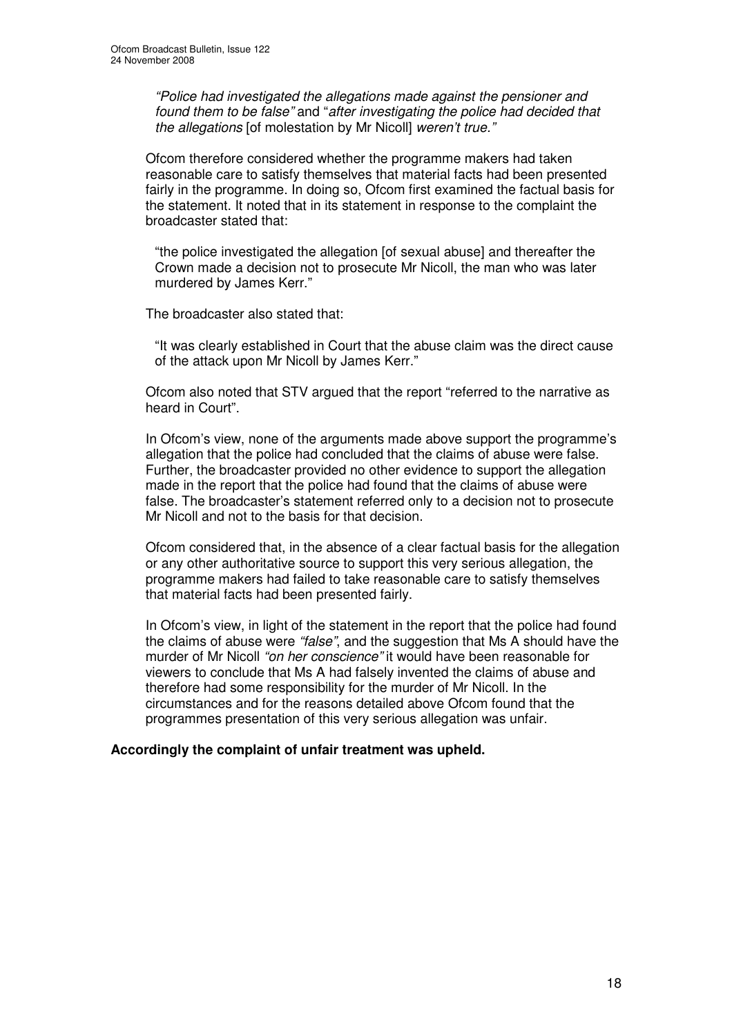> *"Police had investigated the allegations made against the pensioner and found them to be false"* and "*after investigating the police had decided that the allegations* [of molestation by Mr Nicoll] *weren't true."*

Ofcom therefore considered whether the programme makers had taken reasonable care to satisfy themselves that material facts had been presented fairly in the programme. In doing so, Ofcom first examined the factual basis for the statement. It noted that in its statement in response to the complaint the broadcaster stated that:

> "the police investigated the allegation [of sexual abuse] and thereafter the Crown made a decision not to prosecute Mr Nicoll, the man who was later murdered by James Kerr."

The broadcaster also stated that:

> "It was clearly established in Court that the abuse claim was the direct cause of the attack upon Mr Nicoll by James Kerr."

Ofcom also noted that STV argued that the report "referred to the narrative as heard in Court".

In Ofcom's view, none of the arguments made above support the programme's allegation that the police had concluded that the claims of abuse were false. Further, the broadcaster provided no other evidence to support the allegation made in the report that the police had found that the claims of abuse were false. The broadcaster's statement referred only to a decision not to prosecute Mr Nicoll and not to the basis for that decision.

Ofcom considered that, in the absence of a clear factual basis for the allegation or any other authoritative source to support this very serious allegation, the programme makers had failed to take reasonable care to satisfy themselves that material facts had been presented fairly.

In Ofcom's view, in light of the statement in the report that the police had found the claims of abuse were *"false"*, and the suggestion that Ms A should have the murder of Mr Nicoll *"on her conscience"* it would have been reasonable for viewers to conclude that Ms A had falsely invented the claims of abuse and therefore had some responsibility for the murder of Mr Nicoll. In the circumstances and for the reasons detailed above Ofcom found that the programmes presentation of this very serious allegation was unfair.

**Accordingly the complaint of unfair treatment was upheld.**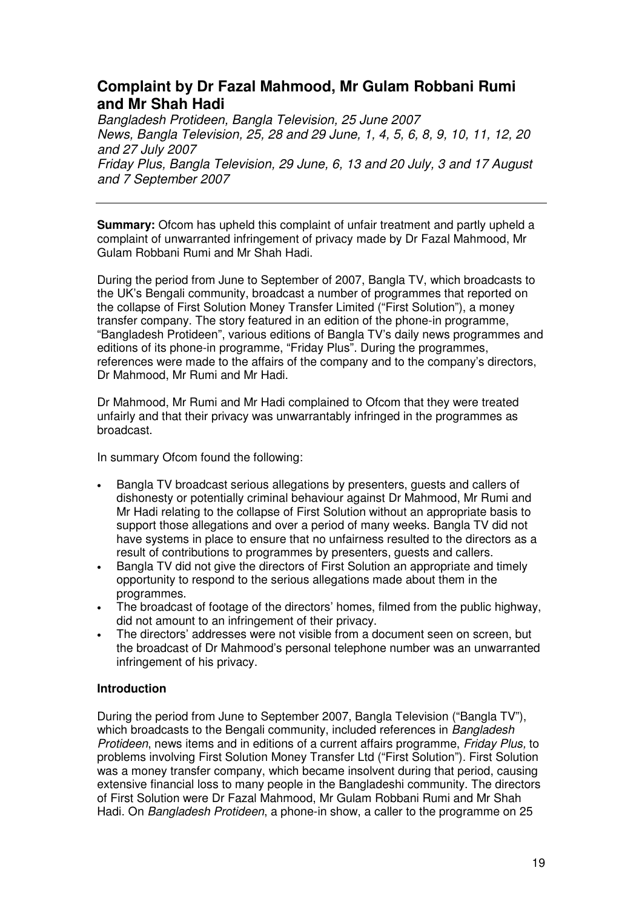## Complaint by Dr Fazal Mahmood, Mr Gulam Robbani Rumi and Mr Shah Hadi

*Bangladesh Protideen, Bangla Television, 25 June 2007*
*News, Bangla Television, 25, 28 and 29 June, 1, 4, 5, 6, 8, 9, 10, 11, 12, 20 and 27 July 2007*
*Friday Plus, Bangla Television, 29 June, 6, 13 and 20 July, 3 and 17 August and 7 September 2007*

---

**Summary:** Ofcom has upheld this complaint of unfair treatment and partly upheld a complaint of unwarranted infringement of privacy made by Dr Fazal Mahmood, Mr Gulam Robbani Rumi and Mr Shah Hadi.

During the period from June to September of 2007, Bangla TV, which broadcasts to the UK's Bengali community, broadcast a number of programmes that reported on the collapse of First Solution Money Transfer Limited ("First Solution"), a money transfer company. The story featured in an edition of the phone-in programme, "Bangladesh Protideen", various editions of Bangla TV's daily news programmes and editions of its phone-in programme, "Friday Plus". During the programmes, references were made to the affairs of the company and to the company's directors, Dr Mahmood, Mr Rumi and Mr Hadi.

Dr Mahmood, Mr Rumi and Mr Hadi complained to Ofcom that they were treated unfairly and that their privacy was unwarrantably infringed in the programmes as broadcast.

In summary Ofcom found the following:

- Bangla TV broadcast serious allegations by presenters, guests and callers of dishonesty or potentially criminal behaviour against Dr Mahmood, Mr Rumi and Mr Hadi relating to the collapse of First Solution without an appropriate basis to support those allegations and over a period of many weeks. Bangla TV did not have systems in place to ensure that no unfairness resulted to the directors as a result of contributions to programmes by presenters, guests and callers.
- Bangla TV did not give the directors of First Solution an appropriate and timely opportunity to respond to the serious allegations made about them in the programmes.
- The broadcast of footage of the directors' homes, filmed from the public highway, did not amount to an infringement of their privacy.
- The directors' addresses were not visible from a document seen on screen, but the broadcast of Dr Mahmood's personal telephone number was an unwarranted infringement of his privacy.

### Introduction

During the period from June to September 2007, Bangla Television ("Bangla TV"), which broadcasts to the Bengali community, included references in *Bangladesh Protideen*, news items and in editions of a current affairs programme, *Friday Plus,* to problems involving First Solution Money Transfer Ltd ("First Solution"). First Solution was a money transfer company, which became insolvent during that period, causing extensive financial loss to many people in the Bangladeshi community. The directors of First Solution were Dr Fazal Mahmood, Mr Gulam Robbani Rumi and Mr Shah Hadi. On *Bangladesh Protideen*, a phone-in show, a caller to the programme on 25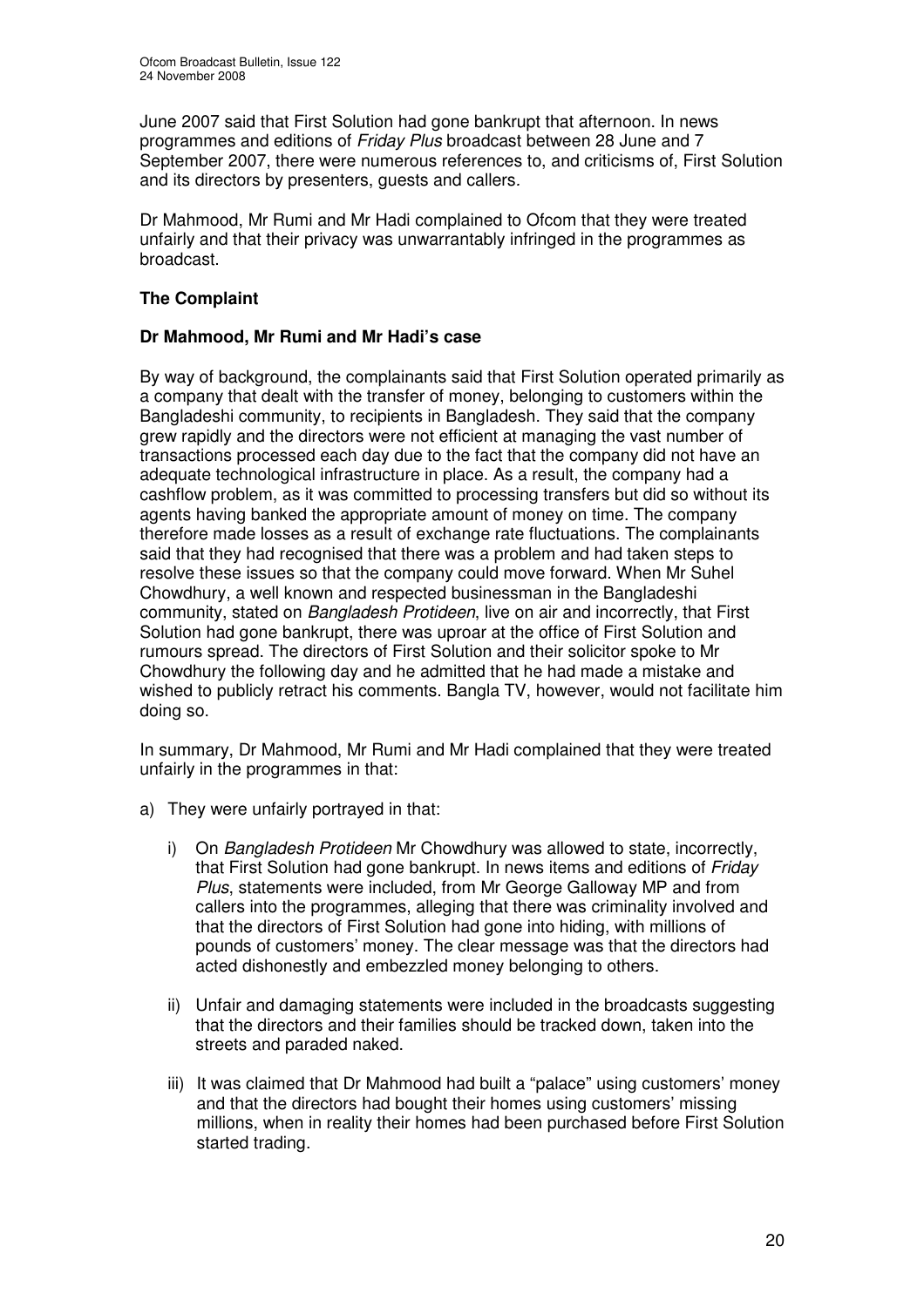June 2007 said that First Solution had gone bankrupt that afternoon. In news programmes and editions of *Friday Plus* broadcast between 28 June and 7 September 2007, there were numerous references to, and criticisms of, First Solution and its directors by presenters, guests and callers.

Dr Mahmood, Mr Rumi and Mr Hadi complained to Ofcom that they were treated unfairly and that their privacy was unwarrantably infringed in the programmes as broadcast.

**The Complaint**

**Dr Mahmood, Mr Rumi and Mr Hadi's case**

By way of background, the complainants said that First Solution operated primarily as a company that dealt with the transfer of money, belonging to customers within the Bangladeshi community, to recipients in Bangladesh. They said that the company grew rapidly and the directors were not efficient at managing the vast number of transactions processed each day due to the fact that the company did not have an adequate technological infrastructure in place. As a result, the company had a cashflow problem, as it was committed to processing transfers but did so without its agents having banked the appropriate amount of money on time. The company therefore made losses as a result of exchange rate fluctuations. The complainants said that they had recognised that there was a problem and had taken steps to resolve these issues so that the company could move forward. When Mr Suhel Chowdhury, a well known and respected businessman in the Bangladeshi community, stated on *Bangladesh Protideen*, live on air and incorrectly, that First Solution had gone bankrupt, there was uproar at the office of First Solution and rumours spread. The directors of First Solution and their solicitor spoke to Mr Chowdhury the following day and he admitted that he had made a mistake and wished to publicly retract his comments. Bangla TV, however, would not facilitate him doing so.

In summary, Dr Mahmood, Mr Rumi and Mr Hadi complained that they were treated unfairly in the programmes in that:

a) They were unfairly portrayed in that:

   i) On *Bangladesh Protideen* Mr Chowdhury was allowed to state, incorrectly, that First Solution had gone bankrupt. In news items and editions of *Friday Plus*, statements were included, from Mr George Galloway MP and from callers into the programmes, alleging that there was criminality involved and that the directors of First Solution had gone into hiding, with millions of pounds of customers' money. The clear message was that the directors had acted dishonestly and embezzled money belonging to others.

   ii) Unfair and damaging statements were included in the broadcasts suggesting that the directors and their families should be tracked down, taken into the streets and paraded naked.

   iii) It was claimed that Dr Mahmood had built a "palace" using customers' money and that the directors had bought their homes using customers' missing millions, when in reality their homes had been purchased before First Solution started trading.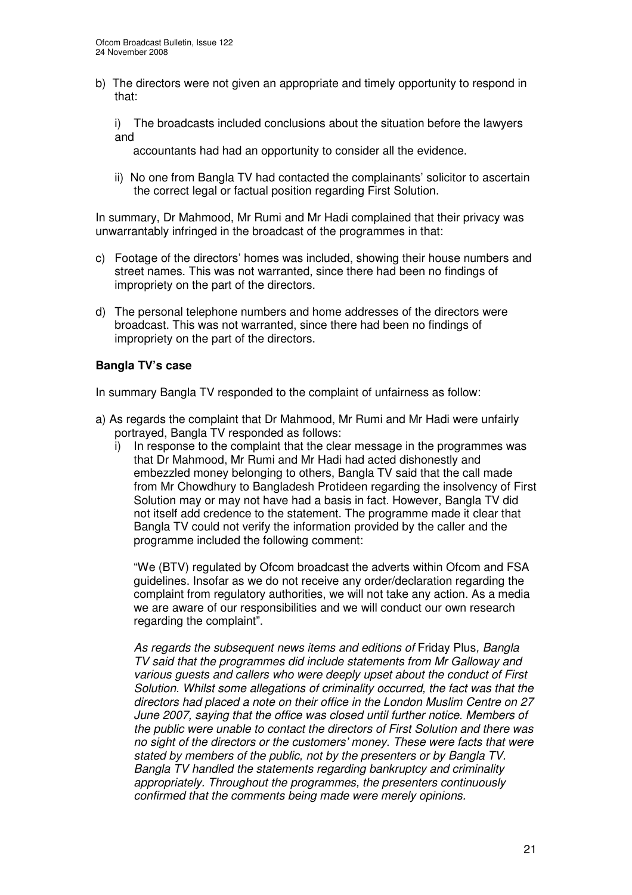b) The directors were not given an appropriate and timely opportunity to respond in that:

   i) The broadcasts included conclusions about the situation before the lawyers and accountants had had an opportunity to consider all the evidence.

   ii) No one from Bangla TV had contacted the complainants' solicitor to ascertain the correct legal or factual position regarding First Solution.

In summary, Dr Mahmood, Mr Rumi and Mr Hadi complained that their privacy was unwarrantably infringed in the broadcast of the programmes in that:

c) Footage of the directors' homes was included, showing their house numbers and street names. This was not warranted, since there had been no findings of impropriety on the part of the directors.

d) The personal telephone numbers and home addresses of the directors were broadcast. This was not warranted, since there had been no findings of impropriety on the part of the directors.

**Bangla TV's case**

In summary Bangla TV responded to the complaint of unfairness as follow:

a) As regards the complaint that Dr Mahmood, Mr Rumi and Mr Hadi were unfairly portrayed, Bangla TV responded as follows:

   i) In response to the complaint that the clear message in the programmes was that Dr Mahmood, Mr Rumi and Mr Hadi had acted dishonestly and embezzled money belonging to others, Bangla TV said that the call made from Mr Chowdhury to Bangladesh Protideen regarding the insolvency of First Solution may or may not have had a basis in fact. However, Bangla TV did not itself add credence to the statement. The programme made it clear that Bangla TV could not verify the information provided by the caller and the programme included the following comment:

   "We (BTV) regulated by Ofcom broadcast the adverts within Ofcom and FSA guidelines. Insofar as we do not receive any order/declaration regarding the complaint from regulatory authorities, we will not take any action. As a media we are aware of our responsibilities and we will conduct our own research regarding the complaint".

   *As regards the subsequent news items and editions of* Friday Plus*, Bangla TV said that the programmes did include statements from Mr Galloway and various guests and callers who were deeply upset about the conduct of First Solution. Whilst some allegations of criminality occurred, the fact was that the directors had placed a note on their office in the London Muslim Centre on 27 June 2007, saying that the office was closed until further notice. Members of the public were unable to contact the directors of First Solution and there was no sight of the directors or the customers' money. These were facts that were stated by members of the public, not by the presenters or by Bangla TV. Bangla TV handled the statements regarding bankruptcy and criminality appropriately. Throughout the programmes, the presenters continuously confirmed that the comments being made were merely opinions.*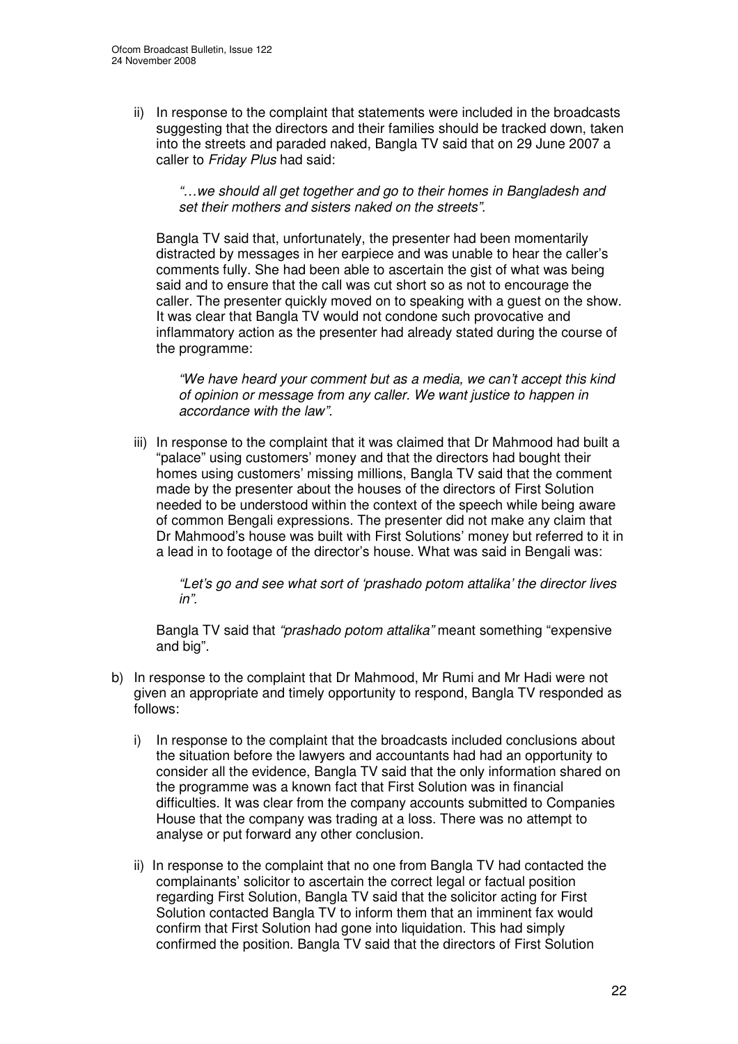ii) In response to the complaint that statements were included in the broadcasts suggesting that the directors and their families should be tracked down, taken into the streets and paraded naked, Bangla TV said that on 29 June 2007 a caller to *Friday Plus* had said:

> *"…we should all get together and go to their homes in Bangladesh and set their mothers and sisters naked on the streets".*

Bangla TV said that, unfortunately, the presenter had been momentarily distracted by messages in her earpiece and was unable to hear the caller's comments fully. She had been able to ascertain the gist of what was being said and to ensure that the call was cut short so as not to encourage the caller. The presenter quickly moved on to speaking with a guest on the show. It was clear that Bangla TV would not condone such provocative and inflammatory action as the presenter had already stated during the course of the programme:

> *"We have heard your comment but as a media, we can't accept this kind of opinion or message from any caller. We want justice to happen in accordance with the law".*

iii) In response to the complaint that it was claimed that Dr Mahmood had built a "palace" using customers' money and that the directors had bought their homes using customers' missing millions, Bangla TV said that the comment made by the presenter about the houses of the directors of First Solution needed to be understood within the context of the speech while being aware of common Bengali expressions. The presenter did not make any claim that Dr Mahmood's house was built with First Solutions' money but referred to it in a lead in to footage of the director's house. What was said in Bengali was:

> *"Let's go and see what sort of 'prashado potom attalika' the director lives in".*

Bangla TV said that *"prashado potom attalika"* meant something "expensive and big".

b) In response to the complaint that Dr Mahmood, Mr Rumi and Mr Hadi were not given an appropriate and timely opportunity to respond, Bangla TV responded as follows:

i) In response to the complaint that the broadcasts included conclusions about the situation before the lawyers and accountants had had an opportunity to consider all the evidence, Bangla TV said that the only information shared on the programme was a known fact that First Solution was in financial difficulties. It was clear from the company accounts submitted to Companies House that the company was trading at a loss. There was no attempt to analyse or put forward any other conclusion.

ii) In response to the complaint that no one from Bangla TV had contacted the complainants' solicitor to ascertain the correct legal or factual position regarding First Solution, Bangla TV said that the solicitor acting for First Solution contacted Bangla TV to inform them that an imminent fax would confirm that First Solution had gone into liquidation. This had simply confirmed the position. Bangla TV said that the directors of First Solution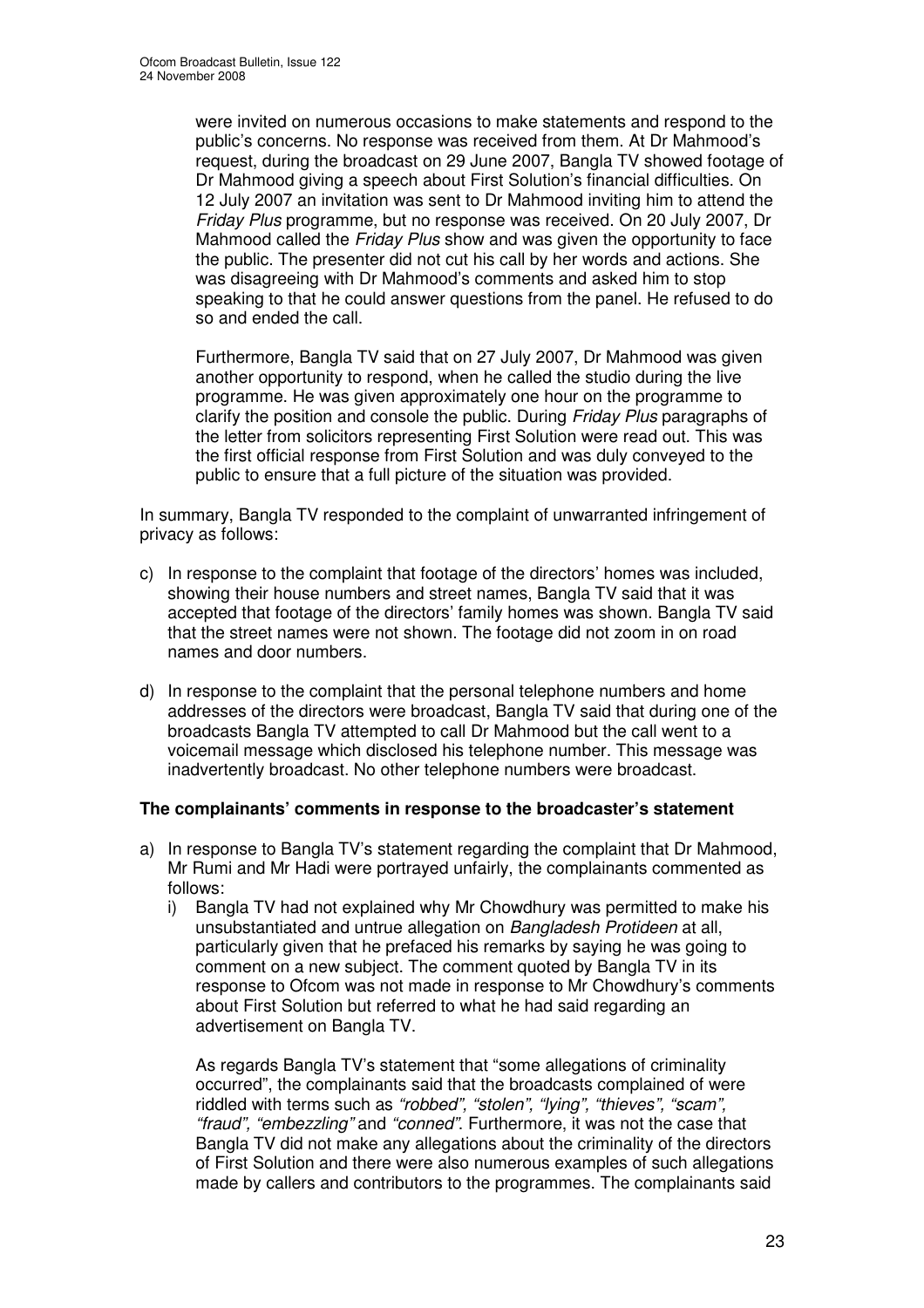were invited on numerous occasions to make statements and respond to the public's concerns. No response was received from them. At Dr Mahmood's request, during the broadcast on 29 June 2007, Bangla TV showed footage of Dr Mahmood giving a speech about First Solution's financial difficulties. On 12 July 2007 an invitation was sent to Dr Mahmood inviting him to attend the *Friday Plus* programme, but no response was received. On 20 July 2007, Dr Mahmood called the *Friday Plus* show and was given the opportunity to face the public. The presenter did not cut his call by her words and actions. She was disagreeing with Dr Mahmood's comments and asked him to stop speaking to that he could answer questions from the panel. He refused to do so and ended the call.

Furthermore, Bangla TV said that on 27 July 2007, Dr Mahmood was given another opportunity to respond, when he called the studio during the live programme. He was given approximately one hour on the programme to clarify the position and console the public. During *Friday Plus* paragraphs of the letter from solicitors representing First Solution were read out. This was the first official response from First Solution and was duly conveyed to the public to ensure that a full picture of the situation was provided.

In summary, Bangla TV responded to the complaint of unwarranted infringement of privacy as follows:

c) In response to the complaint that footage of the directors' homes was included, showing their house numbers and street names, Bangla TV said that it was accepted that footage of the directors' family homes was shown. Bangla TV said that the street names were not shown. The footage did not zoom in on road names and door numbers.

d) In response to the complaint that the personal telephone numbers and home addresses of the directors were broadcast, Bangla TV said that during one of the broadcasts Bangla TV attempted to call Dr Mahmood but the call went to a voicemail message which disclosed his telephone number. This message was inadvertently broadcast. No other telephone numbers were broadcast.

**The complainants' comments in response to the broadcaster's statement**

a) In response to Bangla TV's statement regarding the complaint that Dr Mahmood, Mr Rumi and Mr Hadi were portrayed unfairly, the complainants commented as follows:
   i) Bangla TV had not explained why Mr Chowdhury was permitted to make his unsubstantiated and untrue allegation on *Bangladesh Protideen* at all, particularly given that he prefaced his remarks by saying he was going to comment on a new subject. The comment quoted by Bangla TV in its response to Ofcom was not made in response to Mr Chowdhury's comments about First Solution but referred to what he had said regarding an advertisement on Bangla TV.

   As regards Bangla TV's statement that "some allegations of criminality occurred", the complainants said that the broadcasts complained of were riddled with terms such as *"robbed"*, *"stolen"*, *"lying"*, *"thieves"*, *"scam"*, *"fraud"*, *"embezzling"* and *"conned"*. Furthermore, it was not the case that Bangla TV did not make any allegations about the criminality of the directors of First Solution and there were also numerous examples of such allegations made by callers and contributors to the programmes. The complainants said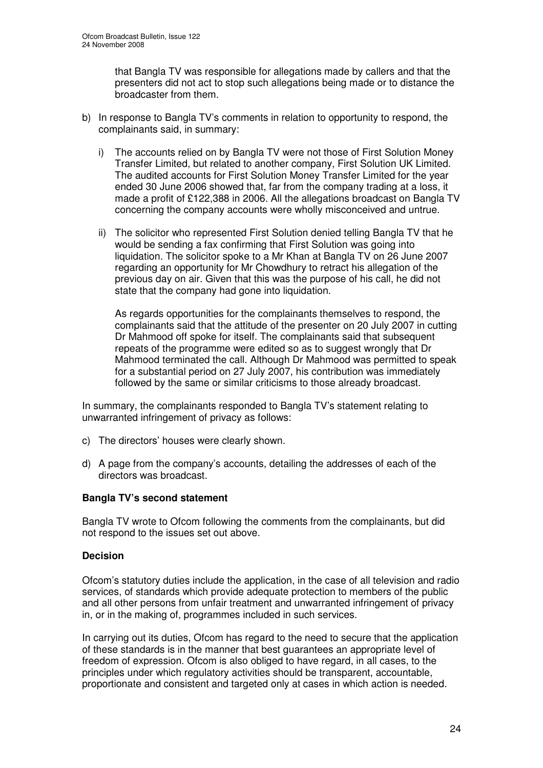that Bangla TV was responsible for allegations made by callers and that the presenters did not act to stop such allegations being made or to distance the broadcaster from them.

b) In response to Bangla TV's comments in relation to opportunity to respond, the complainants said, in summary:

   i) The accounts relied on by Bangla TV were not those of First Solution Money Transfer Limited, but related to another company, First Solution UK Limited. The audited accounts for First Solution Money Transfer Limited for the year ended 30 June 2006 showed that, far from the company trading at a loss, it made a profit of £122,388 in 2006. All the allegations broadcast on Bangla TV concerning the company accounts were wholly misconceived and untrue.

   ii) The solicitor who represented First Solution denied telling Bangla TV that he would be sending a fax confirming that First Solution was going into liquidation. The solicitor spoke to a Mr Khan at Bangla TV on 26 June 2007 regarding an opportunity for Mr Chowdhury to retract his allegation of the previous day on air. Given that this was the purpose of his call, he did not state that the company had gone into liquidation.

   As regards opportunities for the complainants themselves to respond, the complainants said that the attitude of the presenter on 20 July 2007 in cutting Dr Mahmood off spoke for itself. The complainants said that subsequent repeats of the programme were edited so as to suggest wrongly that Dr Mahmood terminated the call. Although Dr Mahmood was permitted to speak for a substantial period on 27 July 2007, his contribution was immediately followed by the same or similar criticisms to those already broadcast.

In summary, the complainants responded to Bangla TV's statement relating to unwarranted infringement of privacy as follows:

c) The directors' houses were clearly shown.

d) A page from the company's accounts, detailing the addresses of each of the directors was broadcast.

**Bangla TV's second statement**

Bangla TV wrote to Ofcom following the comments from the complainants, but did not respond to the issues set out above.

**Decision**

Ofcom's statutory duties include the application, in the case of all television and radio services, of standards which provide adequate protection to members of the public and all other persons from unfair treatment and unwarranted infringement of privacy in, or in the making of, programmes included in such services.

In carrying out its duties, Ofcom has regard to the need to secure that the application of these standards is in the manner that best guarantees an appropriate level of freedom of expression. Ofcom is also obliged to have regard, in all cases, to the principles under which regulatory activities should be transparent, accountable, proportionate and consistent and targeted only at cases in which action is needed.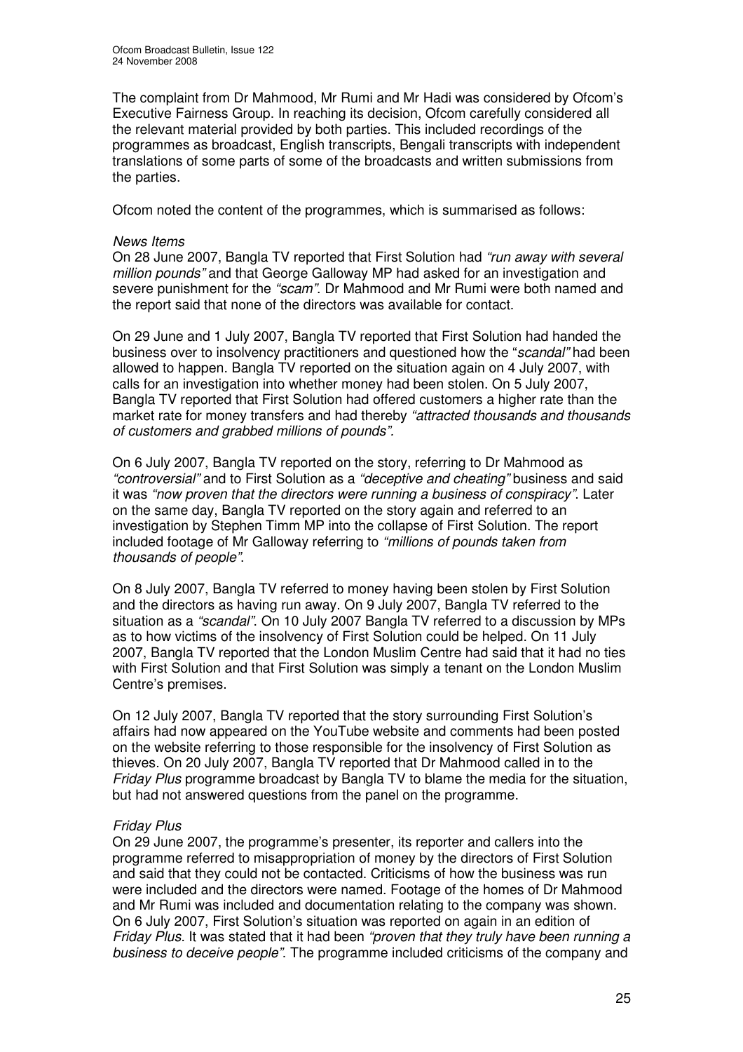The complaint from Dr Mahmood, Mr Rumi and Mr Hadi was considered by Ofcom's Executive Fairness Group. In reaching its decision, Ofcom carefully considered all the relevant material provided by both parties. This included recordings of the programmes as broadcast, English transcripts, Bengali transcripts with independent translations of some parts of some of the broadcasts and written submissions from the parties.

Ofcom noted the content of the programmes, which is summarised as follows:

*News Items*

On 28 June 2007, Bangla TV reported that First Solution had *"run away with several million pounds"* and that George Galloway MP had asked for an investigation and severe punishment for the *"scam"*. Dr Mahmood and Mr Rumi were both named and the report said that none of the directors was available for contact.

On 29 June and 1 July 2007, Bangla TV reported that First Solution had handed the business over to insolvency practitioners and questioned how the "*scandal"* had been allowed to happen. Bangla TV reported on the situation again on 4 July 2007, with calls for an investigation into whether money had been stolen. On 5 July 2007, Bangla TV reported that First Solution had offered customers a higher rate than the market rate for money transfers and had thereby *"attracted thousands and thousands of customers and grabbed millions of pounds"*.

On 6 July 2007, Bangla TV reported on the story, referring to Dr Mahmood as *"controversial"* and to First Solution as a *"deceptive and cheating"* business and said it was *"now proven that the directors were running a business of conspiracy"*. Later on the same day, Bangla TV reported on the story again and referred to an investigation by Stephen Timm MP into the collapse of First Solution. The report included footage of Mr Galloway referring to *"millions of pounds taken from thousands of people"*.

On 8 July 2007, Bangla TV referred to money having been stolen by First Solution and the directors as having run away. On 9 July 2007, Bangla TV referred to the situation as a *"scandal"*. On 10 July 2007 Bangla TV referred to a discussion by MPs as to how victims of the insolvency of First Solution could be helped. On 11 July 2007, Bangla TV reported that the London Muslim Centre had said that it had no ties with First Solution and that First Solution was simply a tenant on the London Muslim Centre's premises.

On 12 July 2007, Bangla TV reported that the story surrounding First Solution's affairs had now appeared on the YouTube website and comments had been posted on the website referring to those responsible for the insolvency of First Solution as thieves. On 20 July 2007, Bangla TV reported that Dr Mahmood called in to the *Friday Plus* programme broadcast by Bangla TV to blame the media for the situation, but had not answered questions from the panel on the programme.

*Friday Plus*

On 29 June 2007, the programme's presenter, its reporter and callers into the programme referred to misappropriation of money by the directors of First Solution and said that they could not be contacted. Criticisms of how the business was run were included and the directors were named. Footage of the homes of Dr Mahmood and Mr Rumi was included and documentation relating to the company was shown. On 6 July 2007, First Solution's situation was reported on again in an edition of *Friday Plus*. It was stated that it had been *"proven that they truly have been running a business to deceive people"*. The programme included criticisms of the company and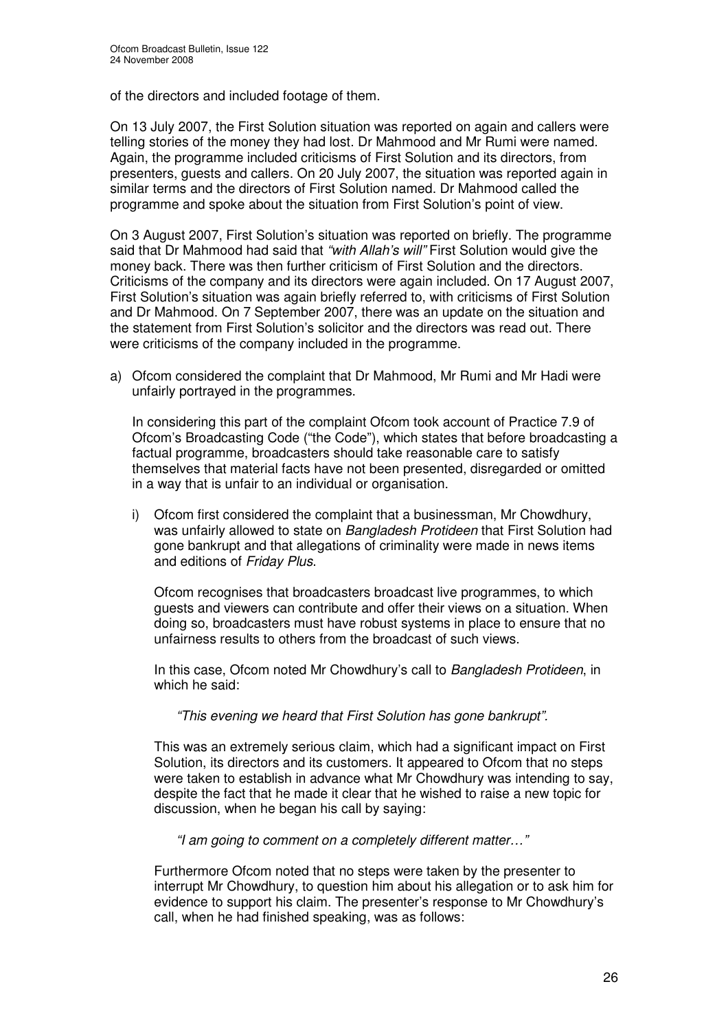of the directors and included footage of them.

On 13 July 2007, the First Solution situation was reported on again and callers were telling stories of the money they had lost. Dr Mahmood and Mr Rumi were named. Again, the programme included criticisms of First Solution and its directors, from presenters, guests and callers. On 20 July 2007, the situation was reported again in similar terms and the directors of First Solution named. Dr Mahmood called the programme and spoke about the situation from First Solution's point of view.

On 3 August 2007, First Solution's situation was reported on briefly. The programme said that Dr Mahmood had said that *"with Allah's will"* First Solution would give the money back. There was then further criticism of First Solution and the directors. Criticisms of the company and its directors were again included. On 17 August 2007, First Solution's situation was again briefly referred to, with criticisms of First Solution and Dr Mahmood. On 7 September 2007, there was an update on the situation and the statement from First Solution's solicitor and the directors was read out. There were criticisms of the company included in the programme.

a) Ofcom considered the complaint that Dr Mahmood, Mr Rumi and Mr Hadi were unfairly portrayed in the programmes.

   In considering this part of the complaint Ofcom took account of Practice 7.9 of Ofcom's Broadcasting Code ("the Code"), which states that before broadcasting a factual programme, broadcasters should take reasonable care to satisfy themselves that material facts have not been presented, disregarded or omitted in a way that is unfair to an individual or organisation.

   i) Ofcom first considered the complaint that a businessman, Mr Chowdhury, was unfairly allowed to state on *Bangladesh Protideen* that First Solution had gone bankrupt and that allegations of criminality were made in news items and editions of *Friday Plus*.

      Ofcom recognises that broadcasters broadcast live programmes, to which guests and viewers can contribute and offer their views on a situation. When doing so, broadcasters must have robust systems in place to ensure that no unfairness results to others from the broadcast of such views.

      In this case, Ofcom noted Mr Chowdhury's call to *Bangladesh Protideen*, in which he said:

      *"This evening we heard that First Solution has gone bankrupt".*

      This was an extremely serious claim, which had a significant impact on First Solution, its directors and its customers. It appeared to Ofcom that no steps were taken to establish in advance what Mr Chowdhury was intending to say, despite the fact that he made it clear that he wished to raise a new topic for discussion, when he began his call by saying:

      *"I am going to comment on a completely different matter…"*

      Furthermore Ofcom noted that no steps were taken by the presenter to interrupt Mr Chowdhury, to question him about his allegation or to ask him for evidence to support his claim. The presenter's response to Mr Chowdhury's call, when he had finished speaking, was as follows: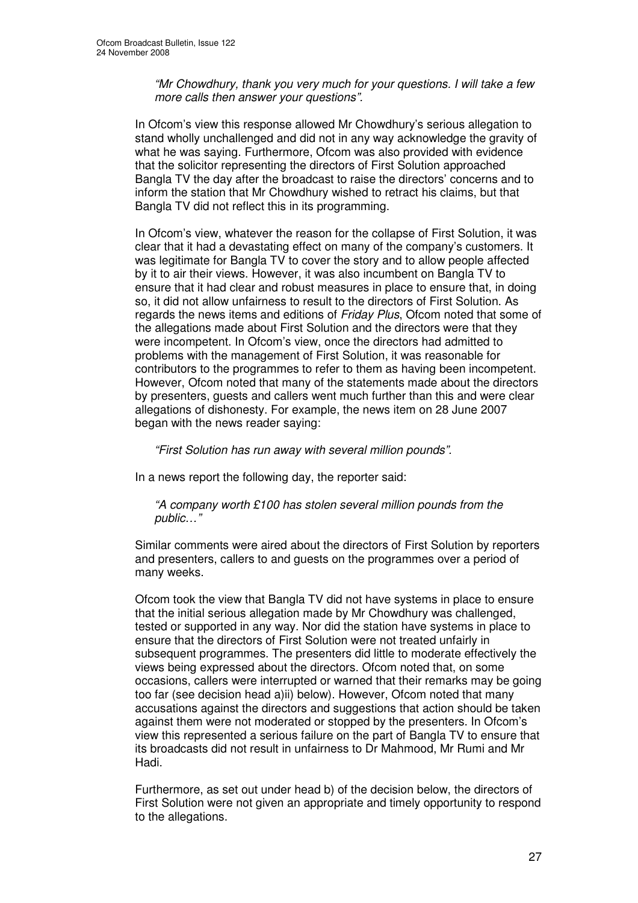*"Mr Chowdhury, thank you very much for your questions. I will take a few more calls then answer your questions".*

In Ofcom's view this response allowed Mr Chowdhury's serious allegation to stand wholly unchallenged and did not in any way acknowledge the gravity of what he was saying. Furthermore, Ofcom was also provided with evidence that the solicitor representing the directors of First Solution approached Bangla TV the day after the broadcast to raise the directors' concerns and to inform the station that Mr Chowdhury wished to retract his claims, but that Bangla TV did not reflect this in its programming.

In Ofcom's view, whatever the reason for the collapse of First Solution, it was clear that it had a devastating effect on many of the company's customers. It was legitimate for Bangla TV to cover the story and to allow people affected by it to air their views. However, it was also incumbent on Bangla TV to ensure that it had clear and robust measures in place to ensure that, in doing so, it did not allow unfairness to result to the directors of First Solution. As regards the news items and editions of *Friday Plus*, Ofcom noted that some of the allegations made about First Solution and the directors were that they were incompetent. In Ofcom's view, once the directors had admitted to problems with the management of First Solution, it was reasonable for contributors to the programmes to refer to them as having been incompetent. However, Ofcom noted that many of the statements made about the directors by presenters, guests and callers went much further than this and were clear allegations of dishonesty. For example, the news item on 28 June 2007 began with the news reader saying:

*"First Solution has run away with several million pounds".*

In a news report the following day, the reporter said:

*"A company worth £100 has stolen several million pounds from the public…"*

Similar comments were aired about the directors of First Solution by reporters and presenters, callers to and guests on the programmes over a period of many weeks.

Ofcom took the view that Bangla TV did not have systems in place to ensure that the initial serious allegation made by Mr Chowdhury was challenged, tested or supported in any way. Nor did the station have systems in place to ensure that the directors of First Solution were not treated unfairly in subsequent programmes. The presenters did little to moderate effectively the views being expressed about the directors. Ofcom noted that, on some occasions, callers were interrupted or warned that their remarks may be going too far (see decision head a)ii) below). However, Ofcom noted that many accusations against the directors and suggestions that action should be taken against them were not moderated or stopped by the presenters. In Ofcom's view this represented a serious failure on the part of Bangla TV to ensure that its broadcasts did not result in unfairness to Dr Mahmood, Mr Rumi and Mr Hadi.

Furthermore, as set out under head b) of the decision below, the directors of First Solution were not given an appropriate and timely opportunity to respond to the allegations.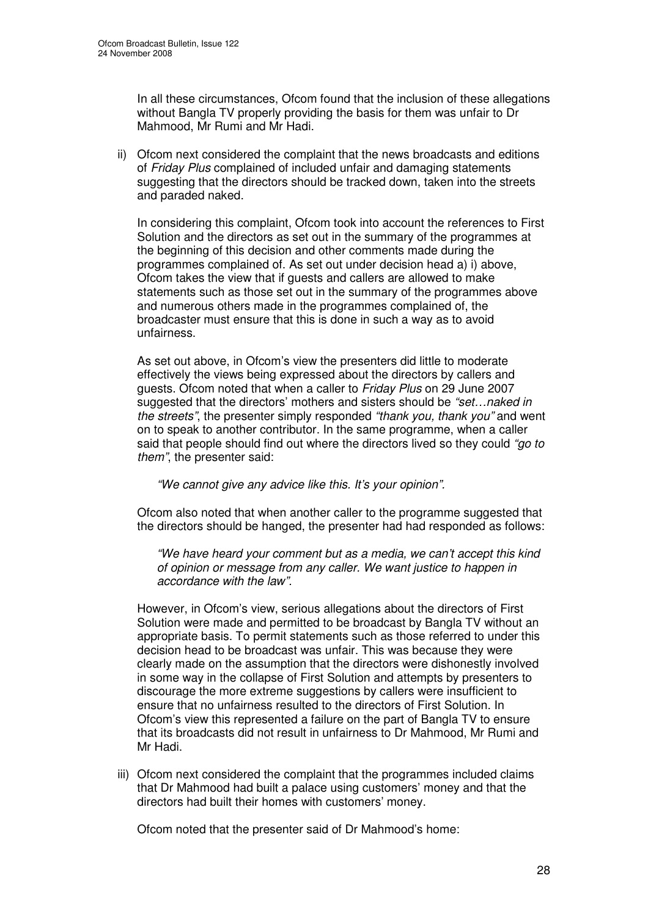In all these circumstances, Ofcom found that the inclusion of these allegations without Bangla TV properly providing the basis for them was unfair to Dr Mahmood, Mr Rumi and Mr Hadi.

ii) Ofcom next considered the complaint that the news broadcasts and editions of *Friday Plus* complained of included unfair and damaging statements suggesting that the directors should be tracked down, taken into the streets and paraded naked.

In considering this complaint, Ofcom took into account the references to First Solution and the directors as set out in the summary of the programmes at the beginning of this decision and other comments made during the programmes complained of. As set out under decision head a) i) above, Ofcom takes the view that if guests and callers are allowed to make statements such as those set out in the summary of the programmes above and numerous others made in the programmes complained of, the broadcaster must ensure that this is done in such a way as to avoid unfairness.

As set out above, in Ofcom's view the presenters did little to moderate effectively the views being expressed about the directors by callers and guests. Ofcom noted that when a caller to *Friday Plus* on 29 June 2007 suggested that the directors' mothers and sisters should be *"set…naked in the streets"*, the presenter simply responded *"thank you, thank you"* and went on to speak to another contributor. In the same programme, when a caller said that people should find out where the directors lived so they could *"go to them"*, the presenter said:

> *"We cannot give any advice like this. It's your opinion".*

Ofcom also noted that when another caller to the programme suggested that the directors should be hanged, the presenter had had responded as follows:

> *"We have heard your comment but as a media, we can't accept this kind of opinion or message from any caller. We want justice to happen in accordance with the law".*

However, in Ofcom's view, serious allegations about the directors of First Solution were made and permitted to be broadcast by Bangla TV without an appropriate basis. To permit statements such as those referred to under this decision head to be broadcast was unfair. This was because they were clearly made on the assumption that the directors were dishonestly involved in some way in the collapse of First Solution and attempts by presenters to discourage the more extreme suggestions by callers were insufficient to ensure that no unfairness resulted to the directors of First Solution. In Ofcom's view this represented a failure on the part of Bangla TV to ensure that its broadcasts did not result in unfairness to Dr Mahmood, Mr Rumi and Mr Hadi.

iii) Ofcom next considered the complaint that the programmes included claims that Dr Mahmood had built a palace using customers' money and that the directors had built their homes with customers' money.

Ofcom noted that the presenter said of Dr Mahmood's home: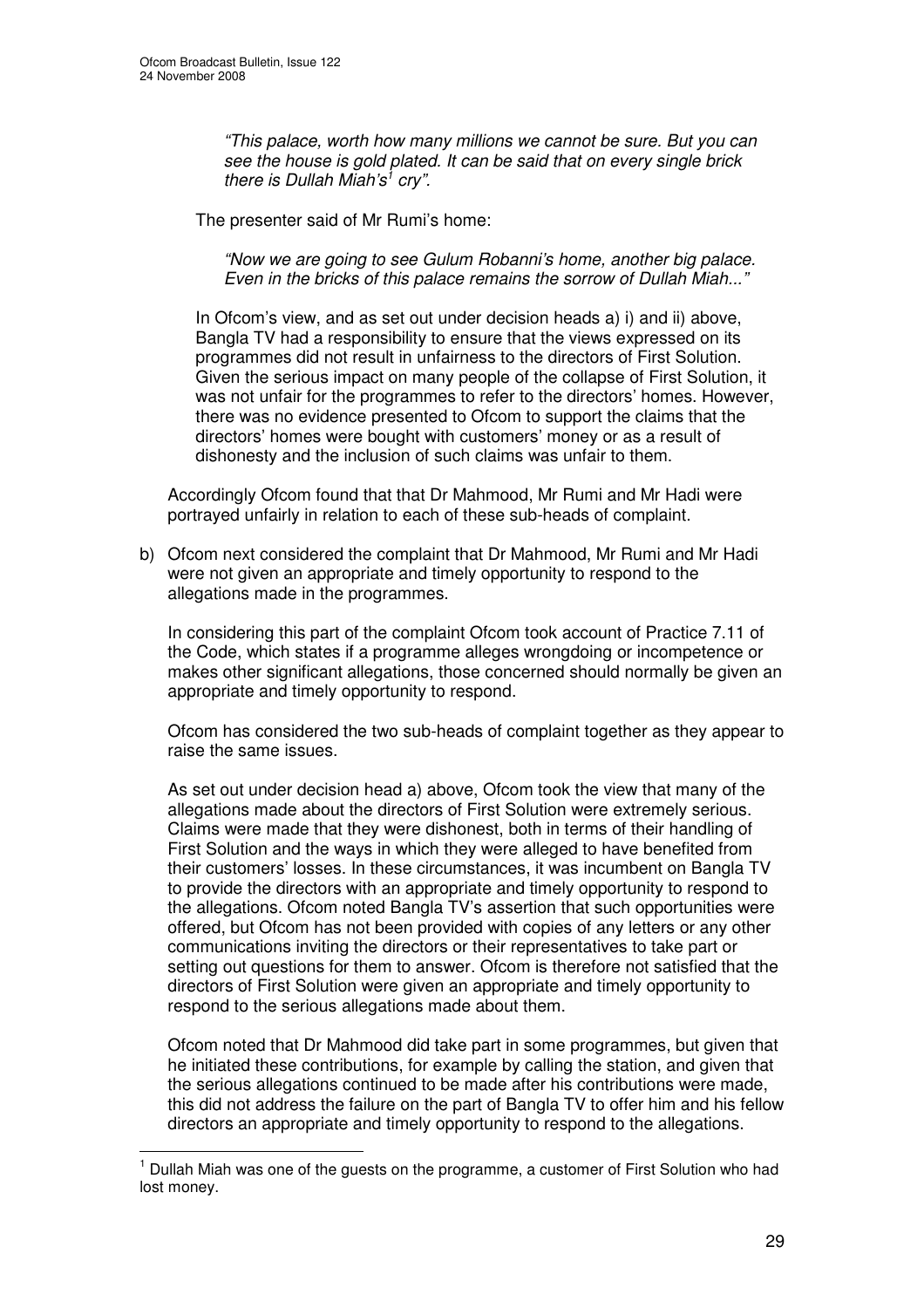*"This palace, worth how many millions we cannot be sure. But you can see the house is gold plated. It can be said that on every single brick there is Dullah Miah's[1] cry".*

The presenter said of Mr Rumi's home:

*"Now we are going to see Gulum Robanni's home, another big palace. Even in the bricks of this palace remains the sorrow of Dullah Miah..."*

In Ofcom's view, and as set out under decision heads a) i) and ii) above, Bangla TV had a responsibility to ensure that the views expressed on its programmes did not result in unfairness to the directors of First Solution. Given the serious impact on many people of the collapse of First Solution, it was not unfair for the programmes to refer to the directors' homes. However, there was no evidence presented to Ofcom to support the claims that the directors' homes were bought with customers' money or as a result of dishonesty and the inclusion of such claims was unfair to them.

Accordingly Ofcom found that that Dr Mahmood, Mr Rumi and Mr Hadi were portrayed unfairly in relation to each of these sub-heads of complaint.

b) Ofcom next considered the complaint that Dr Mahmood, Mr Rumi and Mr Hadi were not given an appropriate and timely opportunity to respond to the allegations made in the programmes.

In considering this part of the complaint Ofcom took account of Practice 7.11 of the Code, which states if a programme alleges wrongdoing or incompetence or makes other significant allegations, those concerned should normally be given an appropriate and timely opportunity to respond.

Ofcom has considered the two sub-heads of complaint together as they appear to raise the same issues.

As set out under decision head a) above, Ofcom took the view that many of the allegations made about the directors of First Solution were extremely serious. Claims were made that they were dishonest, both in terms of their handling of First Solution and the ways in which they were alleged to have benefited from their customers' losses. In these circumstances, it was incumbent on Bangla TV to provide the directors with an appropriate and timely opportunity to respond to the allegations. Ofcom noted Bangla TV's assertion that such opportunities were offered, but Ofcom has not been provided with copies of any letters or any other communications inviting the directors or their representatives to take part or setting out questions for them to answer. Ofcom is therefore not satisfied that the directors of First Solution were given an appropriate and timely opportunity to respond to the serious allegations made about them.

Ofcom noted that Dr Mahmood did take part in some programmes, but given that he initiated these contributions, for example by calling the station, and given that the serious allegations continued to be made after his contributions were made, this did not address the failure on the part of Bangla TV to offer him and his fellow directors an appropriate and timely opportunity to respond to the allegations.

[1] Dullah Miah was one of the guests on the programme, a customer of First Solution who had lost money.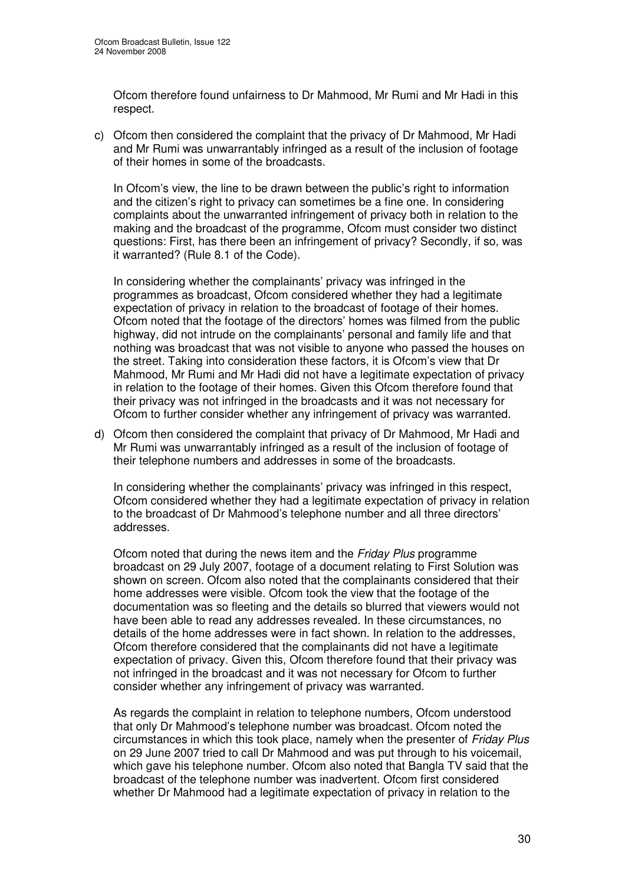Ofcom therefore found unfairness to Dr Mahmood, Mr Rumi and Mr Hadi in this respect.

c) Ofcom then considered the complaint that the privacy of Dr Mahmood, Mr Hadi and Mr Rumi was unwarrantably infringed as a result of the inclusion of footage of their homes in some of the broadcasts.

   In Ofcom's view, the line to be drawn between the public's right to information and the citizen's right to privacy can sometimes be a fine one. In considering complaints about the unwarranted infringement of privacy both in relation to the making and the broadcast of the programme, Ofcom must consider two distinct questions: First, has there been an infringement of privacy? Secondly, if so, was it warranted? (Rule 8.1 of the Code).

   In considering whether the complainants' privacy was infringed in the programmes as broadcast, Ofcom considered whether they had a legitimate expectation of privacy in relation to the broadcast of footage of their homes. Ofcom noted that the footage of the directors' homes was filmed from the public highway, did not intrude on the complainants' personal and family life and that nothing was broadcast that was not visible to anyone who passed the houses on the street. Taking into consideration these factors, it is Ofcom's view that Dr Mahmood, Mr Rumi and Mr Hadi did not have a legitimate expectation of privacy in relation to the footage of their homes. Given this Ofcom therefore found that their privacy was not infringed in the broadcasts and it was not necessary for Ofcom to further consider whether any infringement of privacy was warranted.

d) Ofcom then considered the complaint that privacy of Dr Mahmood, Mr Hadi and Mr Rumi was unwarrantably infringed as a result of the inclusion of footage of their telephone numbers and addresses in some of the broadcasts.

   In considering whether the complainants' privacy was infringed in this respect, Ofcom considered whether they had a legitimate expectation of privacy in relation to the broadcast of Dr Mahmood's telephone number and all three directors' addresses.

   Ofcom noted that during the news item and the *Friday Plus* programme broadcast on 29 July 2007, footage of a document relating to First Solution was shown on screen. Ofcom also noted that the complainants considered that their home addresses were visible. Ofcom took the view that the footage of the documentation was so fleeting and the details so blurred that viewers would not have been able to read any addresses revealed. In these circumstances, no details of the home addresses were in fact shown. In relation to the addresses, Ofcom therefore considered that the complainants did not have a legitimate expectation of privacy. Given this, Ofcom therefore found that their privacy was not infringed in the broadcast and it was not necessary for Ofcom to further consider whether any infringement of privacy was warranted.

   As regards the complaint in relation to telephone numbers, Ofcom understood that only Dr Mahmood's telephone number was broadcast. Ofcom noted the circumstances in which this took place, namely when the presenter of *Friday Plus* on 29 June 2007 tried to call Dr Mahmood and was put through to his voicemail, which gave his telephone number. Ofcom also noted that Bangla TV said that the broadcast of the telephone number was inadvertent. Ofcom first considered whether Dr Mahmood had a legitimate expectation of privacy in relation to the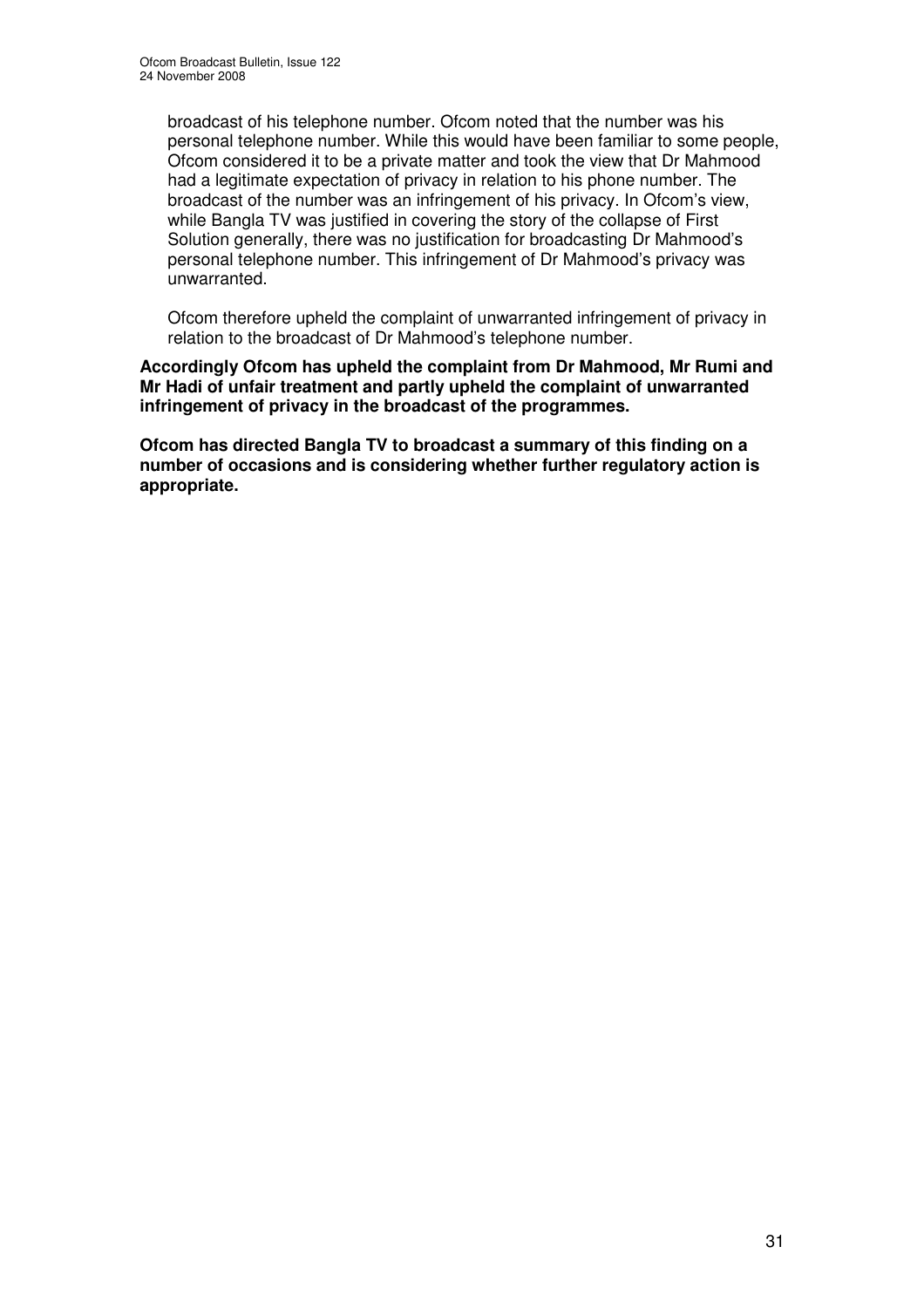broadcast of his telephone number. Ofcom noted that the number was his personal telephone number. While this would have been familiar to some people, Ofcom considered it to be a private matter and took the view that Dr Mahmood had a legitimate expectation of privacy in relation to his phone number. The broadcast of the number was an infringement of his privacy. In Ofcom's view, while Bangla TV was justified in covering the story of the collapse of First Solution generally, there was no justification for broadcasting Dr Mahmood's personal telephone number. This infringement of Dr Mahmood's privacy was unwarranted.

Ofcom therefore upheld the complaint of unwarranted infringement of privacy in relation to the broadcast of Dr Mahmood's telephone number.

**Accordingly Ofcom has upheld the complaint from Dr Mahmood, Mr Rumi and Mr Hadi of unfair treatment and partly upheld the complaint of unwarranted infringement of privacy in the broadcast of the programmes.**

**Ofcom has directed Bangla TV to broadcast a summary of this finding on a number of occasions and is considering whether further regulatory action is appropriate.**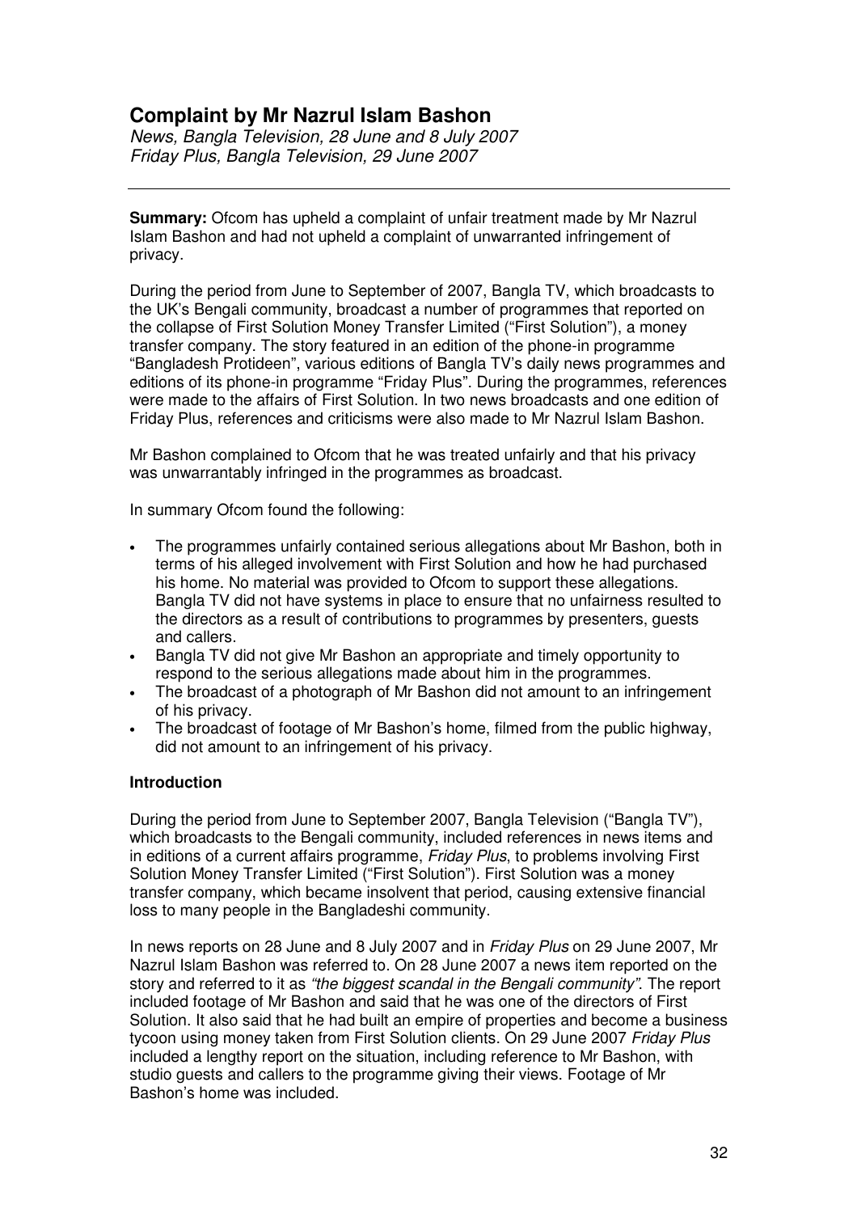# Complaint by Mr Nazrul Islam Bashon

*News, Bangla Television, 28 June and 8 July 2007*
*Friday Plus, Bangla Television, 29 June 2007*

---

**Summary:** Ofcom has upheld a complaint of unfair treatment made by Mr Nazrul Islam Bashon and had not upheld a complaint of unwarranted infringement of privacy.

During the period from June to September of 2007, Bangla TV, which broadcasts to the UK's Bengali community, broadcast a number of programmes that reported on the collapse of First Solution Money Transfer Limited ("First Solution"), a money transfer company. The story featured in an edition of the phone-in programme "Bangladesh Protideen", various editions of Bangla TV's daily news programmes and editions of its phone-in programme "Friday Plus". During the programmes, references were made to the affairs of First Solution. In two news broadcasts and one edition of Friday Plus, references and criticisms were also made to Mr Nazrul Islam Bashon.

Mr Bashon complained to Ofcom that he was treated unfairly and that his privacy was unwarrantably infringed in the programmes as broadcast.

In summary Ofcom found the following:

- The programmes unfairly contained serious allegations about Mr Bashon, both in terms of his alleged involvement with First Solution and how he had purchased his home. No material was provided to Ofcom to support these allegations. Bangla TV did not have systems in place to ensure that no unfairness resulted to the directors as a result of contributions to programmes by presenters, guests and callers.
- Bangla TV did not give Mr Bashon an appropriate and timely opportunity to respond to the serious allegations made about him in the programmes.
- The broadcast of a photograph of Mr Bashon did not amount to an infringement of his privacy.
- The broadcast of footage of Mr Bashon's home, filmed from the public highway, did not amount to an infringement of his privacy.

### Introduction

During the period from June to September 2007, Bangla Television ("Bangla TV"), which broadcasts to the Bengali community, included references in news items and in editions of a current affairs programme, *Friday Plus*, to problems involving First Solution Money Transfer Limited ("First Solution"). First Solution was a money transfer company, which became insolvent that period, causing extensive financial loss to many people in the Bangladeshi community.

In news reports on 28 June and 8 July 2007 and in *Friday Plus* on 29 June 2007, Mr Nazrul Islam Bashon was referred to. On 28 June 2007 a news item reported on the story and referred to it as *"the biggest scandal in the Bengali community"*. The report included footage of Mr Bashon and said that he was one of the directors of First Solution. It also said that he had built an empire of properties and become a business tycoon using money taken from First Solution clients. On 29 June 2007 *Friday Plus* included a lengthy report on the situation, including reference to Mr Bashon, with studio guests and callers to the programme giving their views. Footage of Mr Bashon's home was included.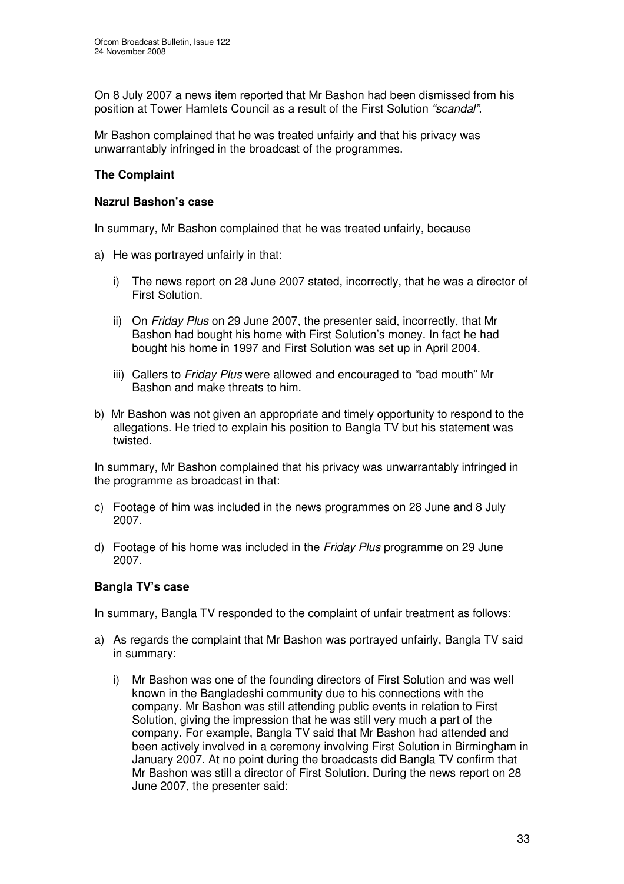On 8 July 2007 a news item reported that Mr Bashon had been dismissed from his position at Tower Hamlets Council as a result of the First Solution *"scandal"*.

Mr Bashon complained that he was treated unfairly and that his privacy was unwarrantably infringed in the broadcast of the programmes.

## The Complaint

### Nazrul Bashon's case

In summary, Mr Bashon complained that he was treated unfairly, because

a) He was portrayed unfairly in that:

   i) The news report on 28 June 2007 stated, incorrectly, that he was a director of First Solution.

   ii) On *Friday Plus* on 29 June 2007, the presenter said, incorrectly, that Mr Bashon had bought his home with First Solution's money. In fact he had bought his home in 1997 and First Solution was set up in April 2004.

   iii) Callers to *Friday Plus* were allowed and encouraged to "bad mouth" Mr Bashon and make threats to him.

b) Mr Bashon was not given an appropriate and timely opportunity to respond to the allegations. He tried to explain his position to Bangla TV but his statement was twisted.

In summary, Mr Bashon complained that his privacy was unwarrantably infringed in the programme as broadcast in that:

c) Footage of him was included in the news programmes on 28 June and 8 July 2007.

d) Footage of his home was included in the *Friday Plus* programme on 29 June 2007.

### Bangla TV's case

In summary, Bangla TV responded to the complaint of unfair treatment as follows:

a) As regards the complaint that Mr Bashon was portrayed unfairly, Bangla TV said in summary:

   i) Mr Bashon was one of the founding directors of First Solution and was well known in the Bangladeshi community due to his connections with the company. Mr Bashon was still attending public events in relation to First Solution, giving the impression that he was still very much a part of the company. For example, Bangla TV said that Mr Bashon had attended and been actively involved in a ceremony involving First Solution in Birmingham in January 2007. At no point during the broadcasts did Bangla TV confirm that Mr Bashon was still a director of First Solution. During the news report on 28 June 2007, the presenter said: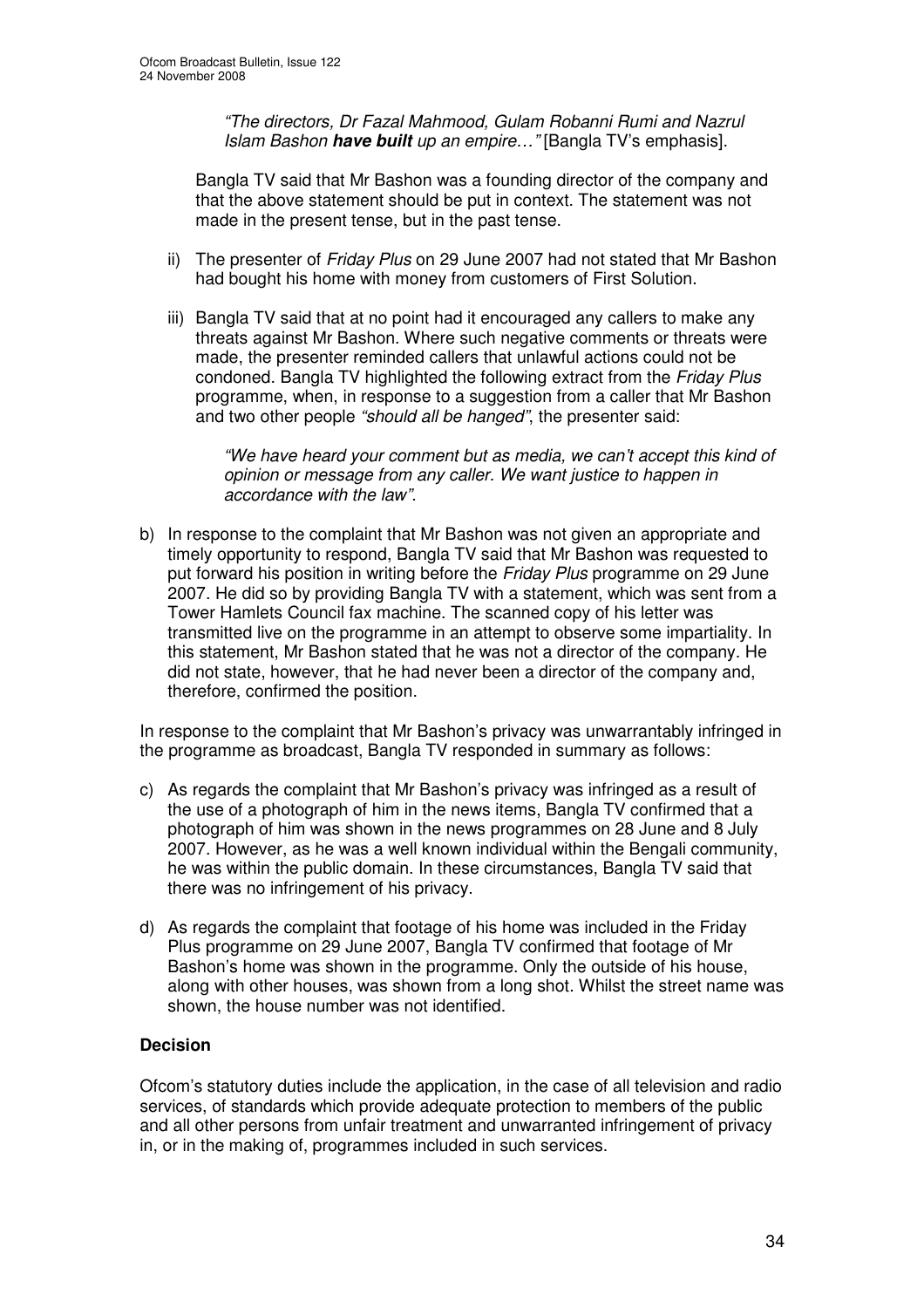*"The directors, Dr Fazal Mahmood, Gulam Robanni Rumi and Nazrul Islam Bashon **have built** up an empire…"* [Bangla TV's emphasis].

Bangla TV said that Mr Bashon was a founding director of the company and that the above statement should be put in context. The statement was not made in the present tense, but in the past tense.

ii) The presenter of *Friday Plus* on 29 June 2007 had not stated that Mr Bashon had bought his home with money from customers of First Solution.

iii) Bangla TV said that at no point had it encouraged any callers to make any threats against Mr Bashon. Where such negative comments or threats were made, the presenter reminded callers that unlawful actions could not be condoned. Bangla TV highlighted the following extract from the *Friday Plus* programme, when, in response to a suggestion from a caller that Mr Bashon and two other people *"should all be hanged"*, the presenter said:

> *"We have heard your comment but as media, we can't accept this kind of opinion or message from any caller. We want justice to happen in accordance with the law".*

b) In response to the complaint that Mr Bashon was not given an appropriate and timely opportunity to respond, Bangla TV said that Mr Bashon was requested to put forward his position in writing before the *Friday Plus* programme on 29 June 2007. He did so by providing Bangla TV with a statement, which was sent from a Tower Hamlets Council fax machine. The scanned copy of his letter was transmitted live on the programme in an attempt to observe some impartiality. In this statement, Mr Bashon stated that he was not a director of the company. He did not state, however, that he had never been a director of the company and, therefore, confirmed the position.

In response to the complaint that Mr Bashon's privacy was unwarrantably infringed in the programme as broadcast, Bangla TV responded in summary as follows:

c) As regards the complaint that Mr Bashon's privacy was infringed as a result of the use of a photograph of him in the news items, Bangla TV confirmed that a photograph of him was shown in the news programmes on 28 June and 8 July 2007. However, as he was a well known individual within the Bengali community, he was within the public domain. In these circumstances, Bangla TV said that there was no infringement of his privacy.

d) As regards the complaint that footage of his home was included in the Friday Plus programme on 29 June 2007, Bangla TV confirmed that footage of Mr Bashon's home was shown in the programme. Only the outside of his house, along with other houses, was shown from a long shot. Whilst the street name was shown, the house number was not identified.

**Decision**

Ofcom's statutory duties include the application, in the case of all television and radio services, of standards which provide adequate protection to members of the public and all other persons from unfair treatment and unwarranted infringement of privacy in, or in the making of, programmes included in such services.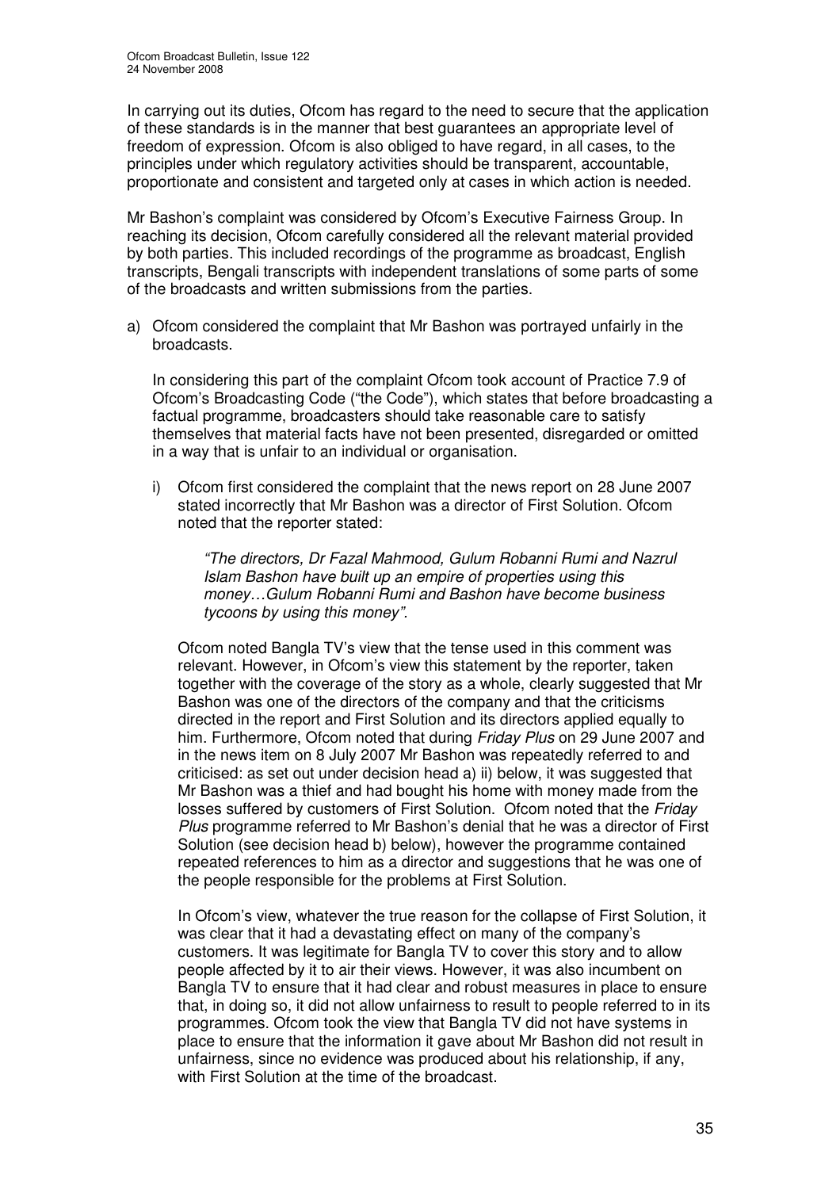In carrying out its duties, Ofcom has regard to the need to secure that the application of these standards is in the manner that best guarantees an appropriate level of freedom of expression. Ofcom is also obliged to have regard, in all cases, to the principles under which regulatory activities should be transparent, accountable, proportionate and consistent and targeted only at cases in which action is needed.

Mr Bashon's complaint was considered by Ofcom's Executive Fairness Group. In reaching its decision, Ofcom carefully considered all the relevant material provided by both parties. This included recordings of the programme as broadcast, English transcripts, Bengali transcripts with independent translations of some parts of some of the broadcasts and written submissions from the parties.

a) Ofcom considered the complaint that Mr Bashon was portrayed unfairly in the broadcasts.

   In considering this part of the complaint Ofcom took account of Practice 7.9 of Ofcom's Broadcasting Code ("the Code"), which states that before broadcasting a factual programme, broadcasters should take reasonable care to satisfy themselves that material facts have not been presented, disregarded or omitted in a way that is unfair to an individual or organisation.

   i) Ofcom first considered the complaint that the news report on 28 June 2007 stated incorrectly that Mr Bashon was a director of First Solution. Ofcom noted that the reporter stated:

      *"The directors, Dr Fazal Mahmood, Gulum Robanni Rumi and Nazrul Islam Bashon have built up an empire of properties using this money…Gulum Robanni Rumi and Bashon have become business tycoons by using this money".*

   Ofcom noted Bangla TV's view that the tense used in this comment was relevant. However, in Ofcom's view this statement by the reporter, taken together with the coverage of the story as a whole, clearly suggested that Mr Bashon was one of the directors of the company and that the criticisms directed in the report and First Solution and its directors applied equally to him. Furthermore, Ofcom noted that during *Friday Plus* on 29 June 2007 and in the news item on 8 July 2007 Mr Bashon was repeatedly referred to and criticised: as set out under decision head a) ii) below, it was suggested that Mr Bashon was a thief and had bought his home with money made from the losses suffered by customers of First Solution. Ofcom noted that the *Friday Plus* programme referred to Mr Bashon's denial that he was a director of First Solution (see decision head b) below), however the programme contained repeated references to him as a director and suggestions that he was one of the people responsible for the problems at First Solution.

   In Ofcom's view, whatever the true reason for the collapse of First Solution, it was clear that it had a devastating effect on many of the company's customers. It was legitimate for Bangla TV to cover this story and to allow people affected by it to air their views. However, it was also incumbent on Bangla TV to ensure that it had clear and robust measures in place to ensure that, in doing so, it did not allow unfairness to result to people referred to in its programmes. Ofcom took the view that Bangla TV did not have systems in place to ensure that the information it gave about Mr Bashon did not result in unfairness, since no evidence was produced about his relationship, if any, with First Solution at the time of the broadcast.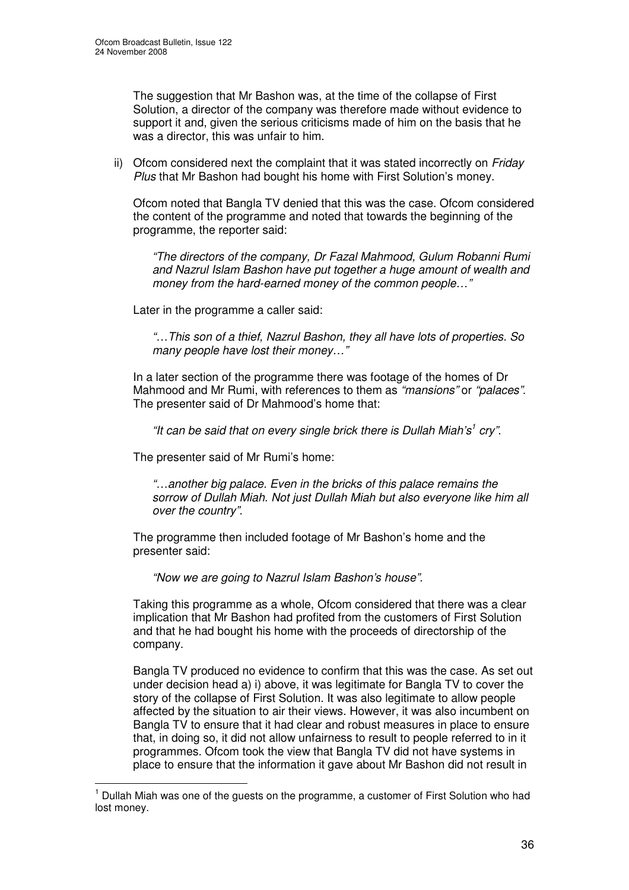The suggestion that Mr Bashon was, at the time of the collapse of First Solution, a director of the company was therefore made without evidence to support it and, given the serious criticisms made of him on the basis that he was a director, this was unfair to him.

ii) Ofcom considered next the complaint that it was stated incorrectly on *Friday Plus* that Mr Bashon had bought his home with First Solution's money.

Ofcom noted that Bangla TV denied that this was the case. Ofcom considered the content of the programme and noted that towards the beginning of the programme, the reporter said:

> *"The directors of the company, Dr Fazal Mahmood, Gulum Robanni Rumi and Nazrul Islam Bashon have put together a huge amount of wealth and money from the hard-earned money of the common people…"*

Later in the programme a caller said:

> *"…This son of a thief, Nazrul Bashon, they all have lots of properties. So many people have lost their money…"*

In a later section of the programme there was footage of the homes of Dr Mahmood and Mr Rumi, with references to them as *"mansions"* or *"palaces"*. The presenter said of Dr Mahmood's home that:

> *"It can be said that on every single brick there is Dullah Miah's[1] cry"*.

The presenter said of Mr Rumi's home:

> *"…another big palace. Even in the bricks of this palace remains the sorrow of Dullah Miah. Not just Dullah Miah but also everyone like him all over the country".*

The programme then included footage of Mr Bashon's home and the presenter said:

> *"Now we are going to Nazrul Islam Bashon's house".*

Taking this programme as a whole, Ofcom considered that there was a clear implication that Mr Bashon had profited from the customers of First Solution and that he had bought his home with the proceeds of directorship of the company.

Bangla TV produced no evidence to confirm that this was the case. As set out under decision head a) i) above, it was legitimate for Bangla TV to cover the story of the collapse of First Solution. It was also legitimate to allow people affected by the situation to air their views. However, it was also incumbent on Bangla TV to ensure that it had clear and robust measures in place to ensure that, in doing so, it did not allow unfairness to result to people referred to in it programmes. Ofcom took the view that Bangla TV did not have systems in place to ensure that the information it gave about Mr Bashon did not result in

---

[1] Dullah Miah was one of the guests on the programme, a customer of First Solution who had lost money.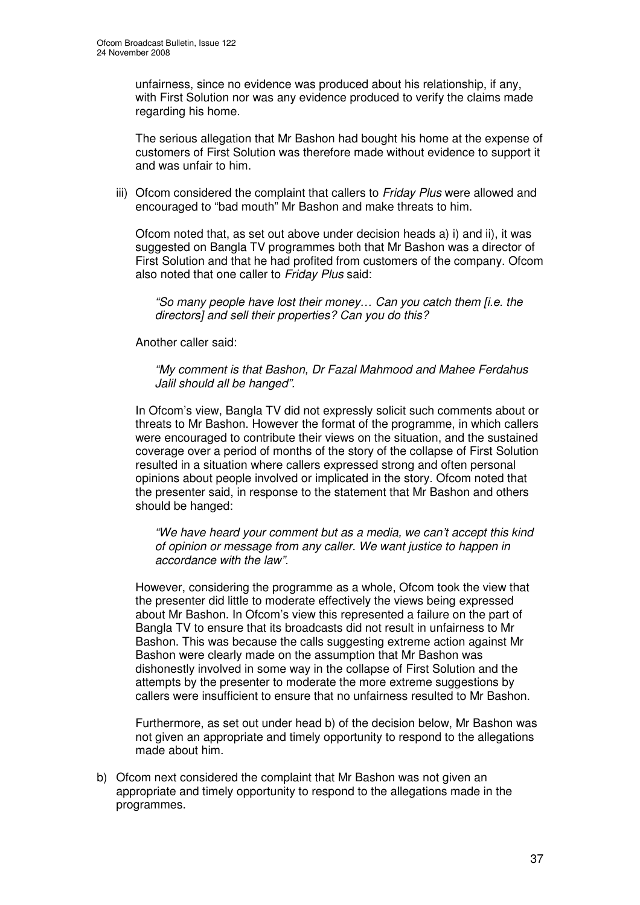unfairness, since no evidence was produced about his relationship, if any, with First Solution nor was any evidence produced to verify the claims made regarding his home.

The serious allegation that Mr Bashon had bought his home at the expense of customers of First Solution was therefore made without evidence to support it and was unfair to him.

iii) Ofcom considered the complaint that callers to *Friday Plus* were allowed and encouraged to "bad mouth" Mr Bashon and make threats to him.

Ofcom noted that, as set out above under decision heads a) i) and ii), it was suggested on Bangla TV programmes both that Mr Bashon was a director of First Solution and that he had profited from customers of the company. Ofcom also noted that one caller to *Friday Plus* said:

> *"So many people have lost their money… Can you catch them [i.e. the directors] and sell their properties? Can you do this?*

Another caller said:

> *"My comment is that Bashon, Dr Fazal Mahmood and Mahee Ferdahus Jalil should all be hanged".*

In Ofcom's view, Bangla TV did not expressly solicit such comments about or threats to Mr Bashon. However the format of the programme, in which callers were encouraged to contribute their views on the situation, and the sustained coverage over a period of months of the story of the collapse of First Solution resulted in a situation where callers expressed strong and often personal opinions about people involved or implicated in the story. Ofcom noted that the presenter said, in response to the statement that Mr Bashon and others should be hanged:

> *"We have heard your comment but as a media, we can't accept this kind of opinion or message from any caller. We want justice to happen in accordance with the law".*

However, considering the programme as a whole, Ofcom took the view that the presenter did little to moderate effectively the views being expressed about Mr Bashon. In Ofcom's view this represented a failure on the part of Bangla TV to ensure that its broadcasts did not result in unfairness to Mr Bashon. This was because the calls suggesting extreme action against Mr Bashon were clearly made on the assumption that Mr Bashon was dishonestly involved in some way in the collapse of First Solution and the attempts by the presenter to moderate the more extreme suggestions by callers were insufficient to ensure that no unfairness resulted to Mr Bashon.

Furthermore, as set out under head b) of the decision below, Mr Bashon was not given an appropriate and timely opportunity to respond to the allegations made about him.

b) Ofcom next considered the complaint that Mr Bashon was not given an appropriate and timely opportunity to respond to the allegations made in the programmes.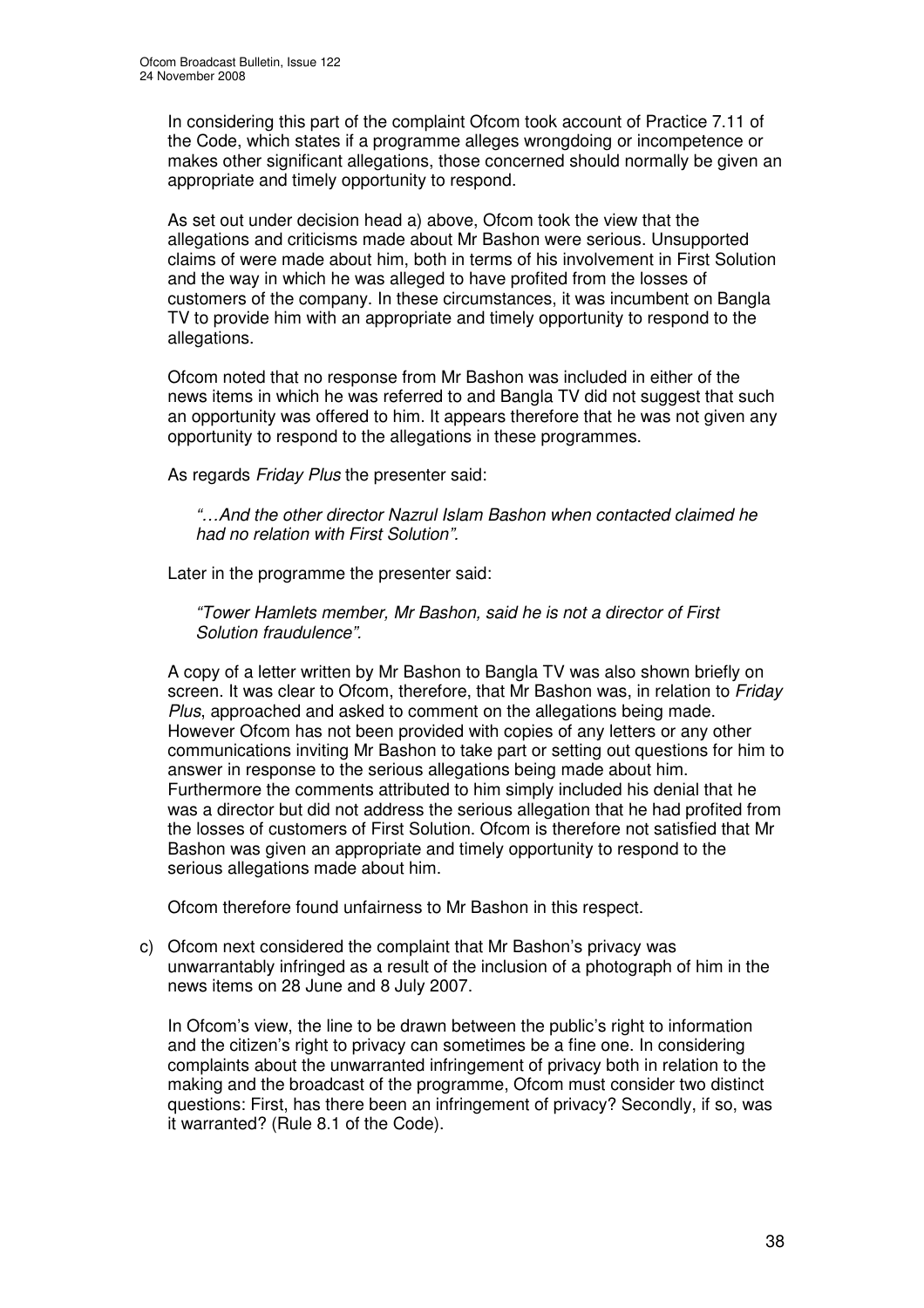In considering this part of the complaint Ofcom took account of Practice 7.11 of the Code, which states if a programme alleges wrongdoing or incompetence or makes other significant allegations, those concerned should normally be given an appropriate and timely opportunity to respond.

As set out under decision head a) above, Ofcom took the view that the allegations and criticisms made about Mr Bashon were serious. Unsupported claims of were made about him, both in terms of his involvement in First Solution and the way in which he was alleged to have profited from the losses of customers of the company. In these circumstances, it was incumbent on Bangla TV to provide him with an appropriate and timely opportunity to respond to the allegations.

Ofcom noted that no response from Mr Bashon was included in either of the news items in which he was referred to and Bangla TV did not suggest that such an opportunity was offered to him. It appears therefore that he was not given any opportunity to respond to the allegations in these programmes.

As regards *Friday Plus* the presenter said:

> *"…And the other director Nazrul Islam Bashon when contacted claimed he had no relation with First Solution".*

Later in the programme the presenter said:

> *"Tower Hamlets member, Mr Bashon, said he is not a director of First Solution fraudulence".*

A copy of a letter written by Mr Bashon to Bangla TV was also shown briefly on screen. It was clear to Ofcom, therefore, that Mr Bashon was, in relation to *Friday Plus*, approached and asked to comment on the allegations being made. However Ofcom has not been provided with copies of any letters or any other communications inviting Mr Bashon to take part or setting out questions for him to answer in response to the serious allegations being made about him. Furthermore the comments attributed to him simply included his denial that he was a director but did not address the serious allegation that he had profited from the losses of customers of First Solution. Ofcom is therefore not satisfied that Mr Bashon was given an appropriate and timely opportunity to respond to the serious allegations made about him.

Ofcom therefore found unfairness to Mr Bashon in this respect.

c) Ofcom next considered the complaint that Mr Bashon's privacy was unwarrantably infringed as a result of the inclusion of a photograph of him in the news items on 28 June and 8 July 2007.

   In Ofcom's view, the line to be drawn between the public's right to information and the citizen's right to privacy can sometimes be a fine one. In considering complaints about the unwarranted infringement of privacy both in relation to the making and the broadcast of the programme, Ofcom must consider two distinct questions: First, has there been an infringement of privacy? Secondly, if so, was it warranted? (Rule 8.1 of the Code).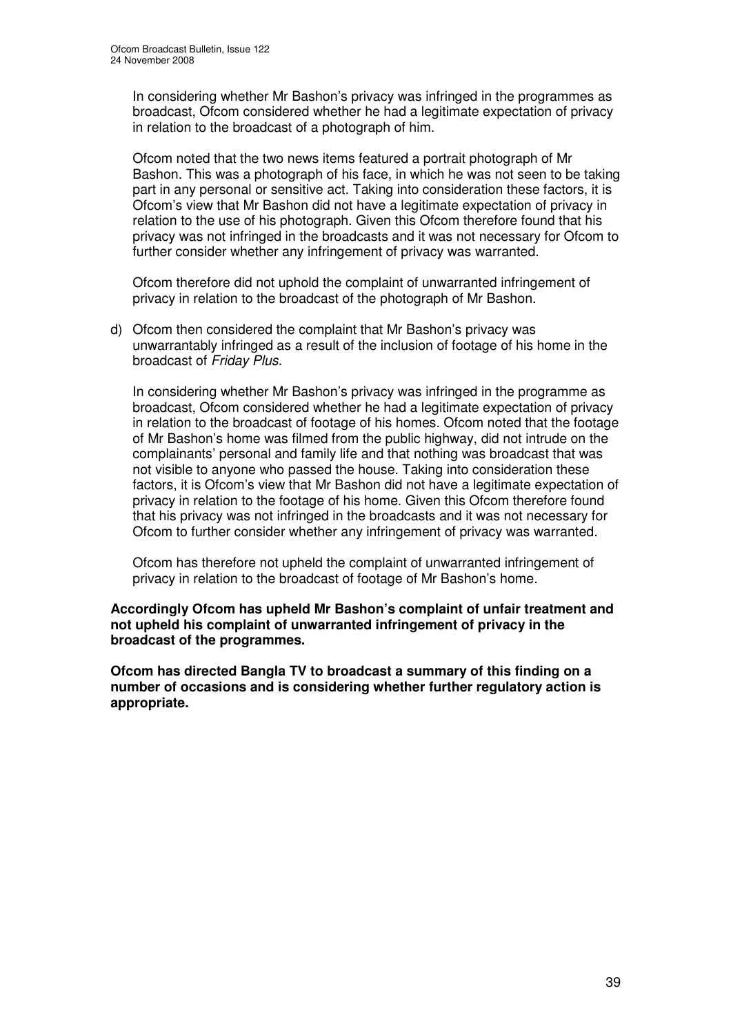In considering whether Mr Bashon's privacy was infringed in the programmes as broadcast, Ofcom considered whether he had a legitimate expectation of privacy in relation to the broadcast of a photograph of him.

Ofcom noted that the two news items featured a portrait photograph of Mr Bashon. This was a photograph of his face, in which he was not seen to be taking part in any personal or sensitive act. Taking into consideration these factors, it is Ofcom's view that Mr Bashon did not have a legitimate expectation of privacy in relation to the use of his photograph. Given this Ofcom therefore found that his privacy was not infringed in the broadcasts and it was not necessary for Ofcom to further consider whether any infringement of privacy was warranted.

Ofcom therefore did not uphold the complaint of unwarranted infringement of privacy in relation to the broadcast of the photograph of Mr Bashon.

d) Ofcom then considered the complaint that Mr Bashon's privacy was unwarrantably infringed as a result of the inclusion of footage of his home in the broadcast of *Friday Plus*.

   In considering whether Mr Bashon's privacy was infringed in the programme as broadcast, Ofcom considered whether he had a legitimate expectation of privacy in relation to the broadcast of footage of his homes. Ofcom noted that the footage of Mr Bashon's home was filmed from the public highway, did not intrude on the complainants' personal and family life and that nothing was broadcast that was not visible to anyone who passed the house. Taking into consideration these factors, it is Ofcom's view that Mr Bashon did not have a legitimate expectation of privacy in relation to the footage of his home. Given this Ofcom therefore found that his privacy was not infringed in the broadcasts and it was not necessary for Ofcom to further consider whether any infringement of privacy was warranted.

   Ofcom has therefore not upheld the complaint of unwarranted infringement of privacy in relation to the broadcast of footage of Mr Bashon's home.

**Accordingly Ofcom has upheld Mr Bashon's complaint of unfair treatment and not upheld his complaint of unwarranted infringement of privacy in the broadcast of the programmes.**

**Ofcom has directed Bangla TV to broadcast a summary of this finding on a number of occasions and is considering whether further regulatory action is appropriate.**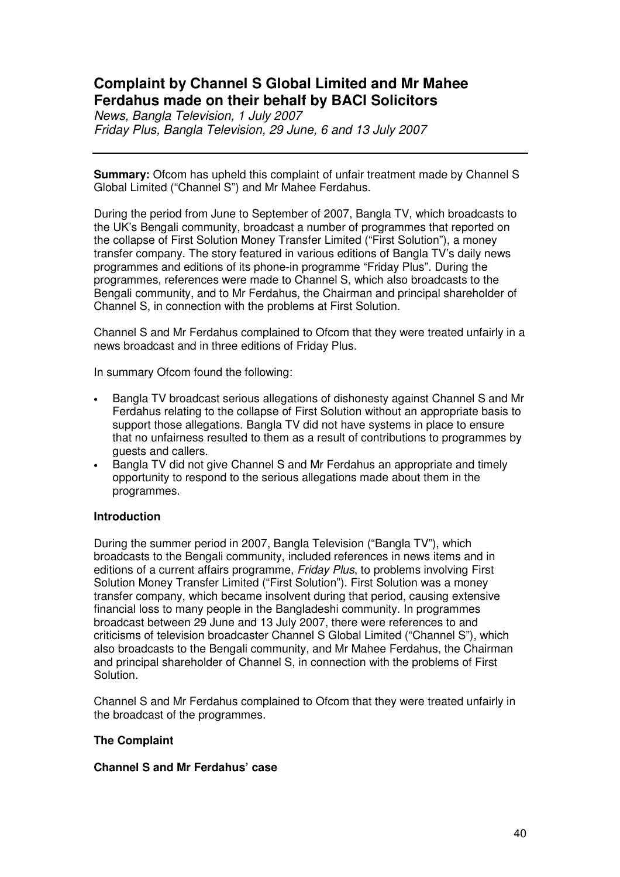## Complaint by Channel S Global Limited and Mr Mahee Ferdahus made on their behalf by BACI Solicitors

*News, Bangla Television, 1 July 2007*
*Friday Plus, Bangla Television, 29 June, 6 and 13 July 2007*

---

**Summary:** Ofcom has upheld this complaint of unfair treatment made by Channel S Global Limited ("Channel S") and Mr Mahee Ferdahus.

During the period from June to September of 2007, Bangla TV, which broadcasts to the UK's Bengali community, broadcast a number of programmes that reported on the collapse of First Solution Money Transfer Limited ("First Solution"), a money transfer company. The story featured in various editions of Bangla TV's daily news programmes and editions of its phone-in programme "Friday Plus". During the programmes, references were made to Channel S, which also broadcasts to the Bengali community, and to Mr Ferdahus, the Chairman and principal shareholder of Channel S, in connection with the problems at First Solution.

Channel S and Mr Ferdahus complained to Ofcom that they were treated unfairly in a news broadcast and in three editions of Friday Plus.

In summary Ofcom found the following:

- Bangla TV broadcast serious allegations of dishonesty against Channel S and Mr Ferdahus relating to the collapse of First Solution without an appropriate basis to support those allegations. Bangla TV did not have systems in place to ensure that no unfairness resulted to them as a result of contributions to programmes by guests and callers.
- Bangla TV did not give Channel S and Mr Ferdahus an appropriate and timely opportunity to respond to the serious allegations made about them in the programmes.

### Introduction

During the summer period in 2007, Bangla Television ("Bangla TV"), which broadcasts to the Bengali community, included references in news items and in editions of a current affairs programme, *Friday Plus*, to problems involving First Solution Money Transfer Limited ("First Solution"). First Solution was a money transfer company, which became insolvent during that period, causing extensive financial loss to many people in the Bangladeshi community. In programmes broadcast between 29 June and 13 July 2007, there were references to and criticisms of television broadcaster Channel S Global Limited ("Channel S"), which also broadcasts to the Bengali community, and Mr Mahee Ferdahus, the Chairman and principal shareholder of Channel S, in connection with the problems of First Solution.

Channel S and Mr Ferdahus complained to Ofcom that they were treated unfairly in the broadcast of the programmes.

### The Complaint

#### Channel S and Mr Ferdahus' case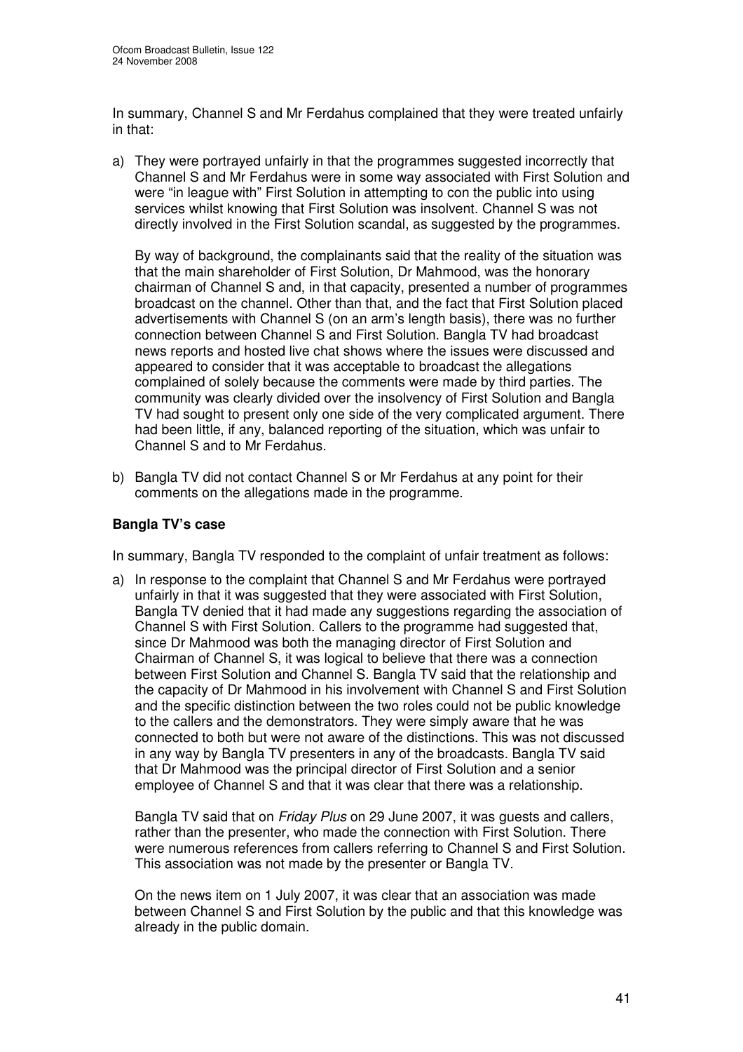In summary, Channel S and Mr Ferdahus complained that they were treated unfairly in that:

a) They were portrayed unfairly in that the programmes suggested incorrectly that Channel S and Mr Ferdahus were in some way associated with First Solution and were "in league with" First Solution in attempting to con the public into using services whilst knowing that First Solution was insolvent. Channel S was not directly involved in the First Solution scandal, as suggested by the programmes.

   By way of background, the complainants said that the reality of the situation was that the main shareholder of First Solution, Dr Mahmood, was the honorary chairman of Channel S and, in that capacity, presented a number of programmes broadcast on the channel. Other than that, and the fact that First Solution placed advertisements with Channel S (on an arm's length basis), there was no further connection between Channel S and First Solution. Bangla TV had broadcast news reports and hosted live chat shows where the issues were discussed and appeared to consider that it was acceptable to broadcast the allegations complained of solely because the comments were made by third parties. The community was clearly divided over the insolvency of First Solution and Bangla TV had sought to present only one side of the very complicated argument. There had been little, if any, balanced reporting of the situation, which was unfair to Channel S and to Mr Ferdahus.

b) Bangla TV did not contact Channel S or Mr Ferdahus at any point for their comments on the allegations made in the programme.

**Bangla TV's case**

In summary, Bangla TV responded to the complaint of unfair treatment as follows:

a) In response to the complaint that Channel S and Mr Ferdahus were portrayed unfairly in that it was suggested that they were associated with First Solution, Bangla TV denied that it had made any suggestions regarding the association of Channel S with First Solution. Callers to the programme had suggested that, since Dr Mahmood was both the managing director of First Solution and Chairman of Channel S, it was logical to believe that there was a connection between First Solution and Channel S. Bangla TV said that the relationship and the capacity of Dr Mahmood in his involvement with Channel S and First Solution and the specific distinction between the two roles could not be public knowledge to the callers and the demonstrators. They were simply aware that he was connected to both but were not aware of the distinctions. This was not discussed in any way by Bangla TV presenters in any of the broadcasts. Bangla TV said that Dr Mahmood was the principal director of First Solution and a senior employee of Channel S and that it was clear that there was a relationship.

   Bangla TV said that on *Friday Plus* on 29 June 2007, it was guests and callers, rather than the presenter, who made the connection with First Solution. There were numerous references from callers referring to Channel S and First Solution. This association was not made by the presenter or Bangla TV.

   On the news item on 1 July 2007, it was clear that an association was made between Channel S and First Solution by the public and that this knowledge was already in the public domain.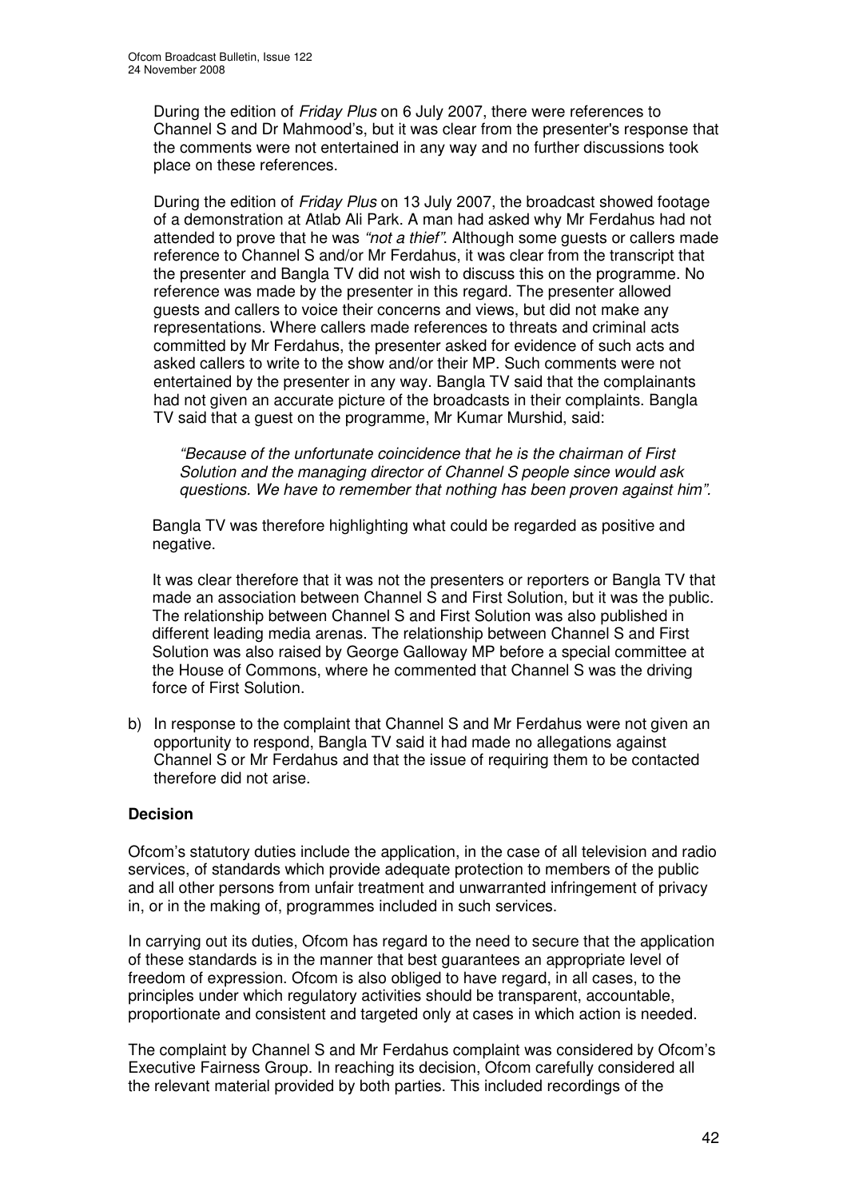During the edition of *Friday Plus* on 6 July 2007, there were references to Channel S and Dr Mahmood's, but it was clear from the presenter's response that the comments were not entertained in any way and no further discussions took place on these references.

During the edition of *Friday Plus* on 13 July 2007, the broadcast showed footage of a demonstration at Atlab Ali Park. A man had asked why Mr Ferdahus had not attended to prove that he was *"not a thief"*. Although some guests or callers made reference to Channel S and/or Mr Ferdahus, it was clear from the transcript that the presenter and Bangla TV did not wish to discuss this on the programme. No reference was made by the presenter in this regard. The presenter allowed guests and callers to voice their concerns and views, but did not make any representations. Where callers made references to threats and criminal acts committed by Mr Ferdahus, the presenter asked for evidence of such acts and asked callers to write to the show and/or their MP. Such comments were not entertained by the presenter in any way. Bangla TV said that the complainants had not given an accurate picture of the broadcasts in their complaints. Bangla TV said that a guest on the programme, Mr Kumar Murshid, said:

> *"Because of the unfortunate coincidence that he is the chairman of First Solution and the managing director of Channel S people since would ask questions. We have to remember that nothing has been proven against him".*

Bangla TV was therefore highlighting what could be regarded as positive and negative.

It was clear therefore that it was not the presenters or reporters or Bangla TV that made an association between Channel S and First Solution, but it was the public. The relationship between Channel S and First Solution was also published in different leading media arenas. The relationship between Channel S and First Solution was also raised by George Galloway MP before a special committee at the House of Commons, where he commented that Channel S was the driving force of First Solution.

b) In response to the complaint that Channel S and Mr Ferdahus were not given an opportunity to respond, Bangla TV said it had made no allegations against Channel S or Mr Ferdahus and that the issue of requiring them to be contacted therefore did not arise.

### Decision

Ofcom's statutory duties include the application, in the case of all television and radio services, of standards which provide adequate protection to members of the public and all other persons from unfair treatment and unwarranted infringement of privacy in, or in the making of, programmes included in such services.

In carrying out its duties, Ofcom has regard to the need to secure that the application of these standards is in the manner that best guarantees an appropriate level of freedom of expression. Ofcom is also obliged to have regard, in all cases, to the principles under which regulatory activities should be transparent, accountable, proportionate and consistent and targeted only at cases in which action is needed.

The complaint by Channel S and Mr Ferdahus complaint was considered by Ofcom's Executive Fairness Group. In reaching its decision, Ofcom carefully considered all the relevant material provided by both parties. This included recordings of the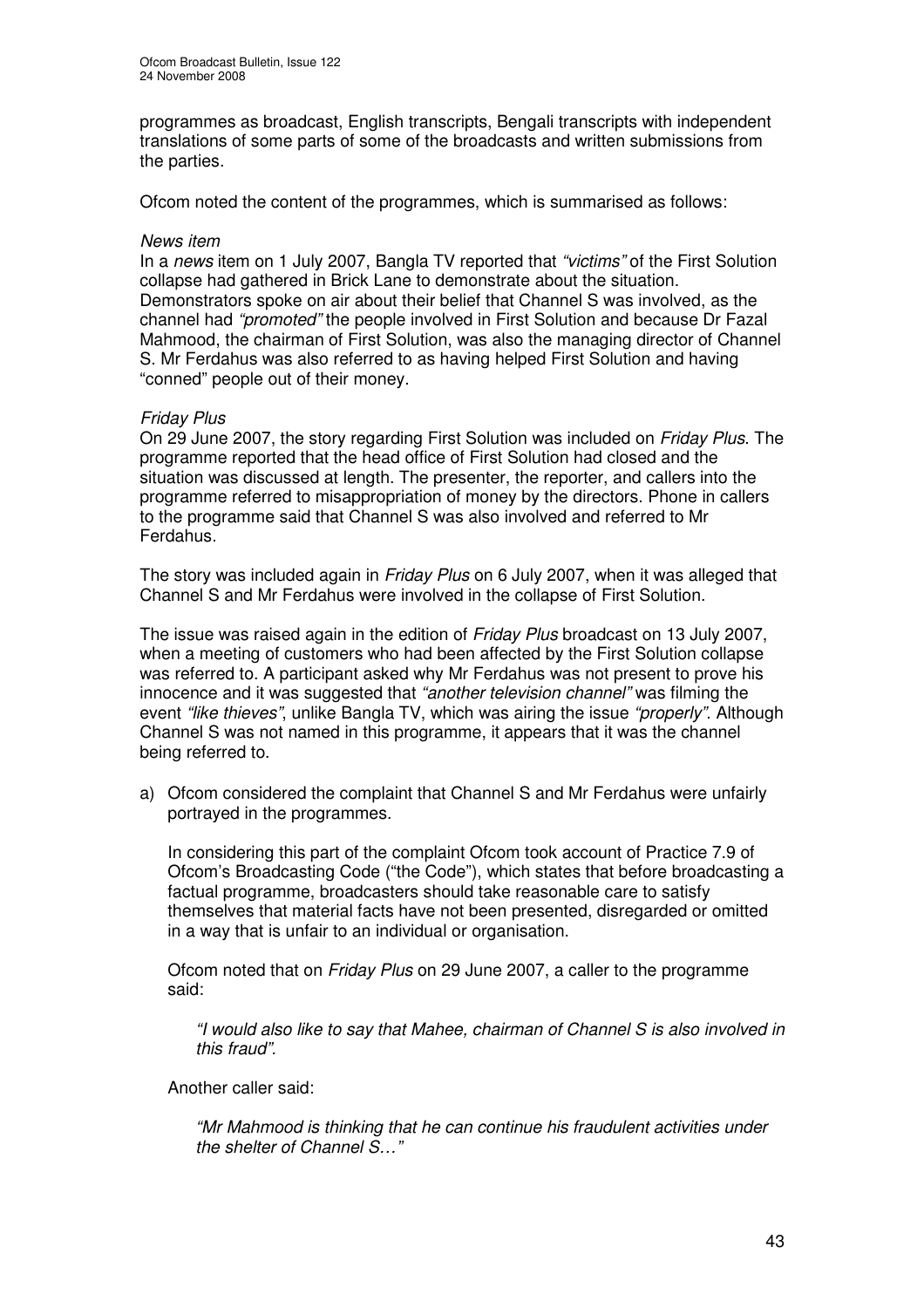programmes as broadcast, English transcripts, Bengali transcripts with independent translations of some parts of some of the broadcasts and written submissions from the parties.

Ofcom noted the content of the programmes, which is summarised as follows:

*News item*

In a *news* item on 1 July 2007, Bangla TV reported that *"victims"* of the First Solution collapse had gathered in Brick Lane to demonstrate about the situation. Demonstrators spoke on air about their belief that Channel S was involved, as the channel had *"promoted"* the people involved in First Solution and because Dr Fazal Mahmood, the chairman of First Solution, was also the managing director of Channel S. Mr Ferdahus was also referred to as having helped First Solution and having "conned" people out of their money.

*Friday Plus*

On 29 June 2007, the story regarding First Solution was included on *Friday Plus*. The programme reported that the head office of First Solution had closed and the situation was discussed at length. The presenter, the reporter, and callers into the programme referred to misappropriation of money by the directors. Phone in callers to the programme said that Channel S was also involved and referred to Mr Ferdahus.

The story was included again in *Friday Plus* on 6 July 2007, when it was alleged that Channel S and Mr Ferdahus were involved in the collapse of First Solution.

The issue was raised again in the edition of *Friday Plus* broadcast on 13 July 2007, when a meeting of customers who had been affected by the First Solution collapse was referred to. A participant asked why Mr Ferdahus was not present to prove his innocence and it was suggested that *"another television channel"* was filming the event *"like thieves"*, unlike Bangla TV, which was airing the issue *"properly"*. Although Channel S was not named in this programme, it appears that it was the channel being referred to.

a) Ofcom considered the complaint that Channel S and Mr Ferdahus were unfairly portrayed in the programmes.

   In considering this part of the complaint Ofcom took account of Practice 7.9 of Ofcom's Broadcasting Code ("the Code"), which states that before broadcasting a factual programme, broadcasters should take reasonable care to satisfy themselves that material facts have not been presented, disregarded or omitted in a way that is unfair to an individual or organisation.

   Ofcom noted that on *Friday Plus* on 29 June 2007, a caller to the programme said:

   > *"I would also like to say that Mahee, chairman of Channel S is also involved in this fraud".*

   Another caller said:

   > *"Mr Mahmood is thinking that he can continue his fraudulent activities under the shelter of Channel S…"*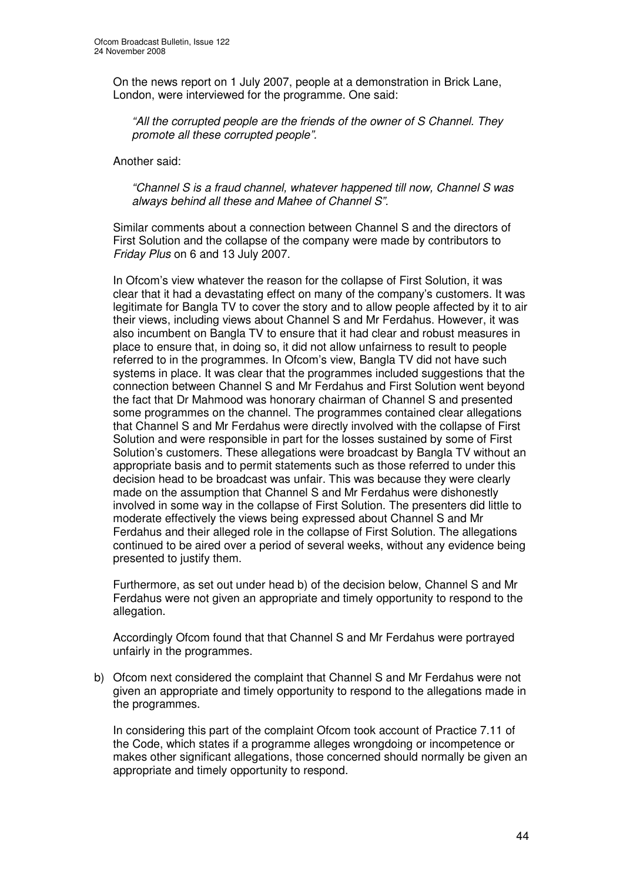On the news report on 1 July 2007, people at a demonstration in Brick Lane, London, were interviewed for the programme. One said:

> *"All the corrupted people are the friends of the owner of S Channel. They promote all these corrupted people".*

Another said:

> *"Channel S is a fraud channel, whatever happened till now, Channel S was always behind all these and Mahee of Channel S".*

Similar comments about a connection between Channel S and the directors of First Solution and the collapse of the company were made by contributors to *Friday Plus* on 6 and 13 July 2007.

In Ofcom's view whatever the reason for the collapse of First Solution, it was clear that it had a devastating effect on many of the company's customers. It was legitimate for Bangla TV to cover the story and to allow people affected by it to air their views, including views about Channel S and Mr Ferdahus. However, it was also incumbent on Bangla TV to ensure that it had clear and robust measures in place to ensure that, in doing so, it did not allow unfairness to result to people referred to in the programmes. In Ofcom's view, Bangla TV did not have such systems in place. It was clear that the programmes included suggestions that the connection between Channel S and Mr Ferdahus and First Solution went beyond the fact that Dr Mahmood was honorary chairman of Channel S and presented some programmes on the channel. The programmes contained clear allegations that Channel S and Mr Ferdahus were directly involved with the collapse of First Solution and were responsible in part for the losses sustained by some of First Solution's customers. These allegations were broadcast by Bangla TV without an appropriate basis and to permit statements such as those referred to under this decision head to be broadcast was unfair. This was because they were clearly made on the assumption that Channel S and Mr Ferdahus were dishonestly involved in some way in the collapse of First Solution. The presenters did little to moderate effectively the views being expressed about Channel S and Mr Ferdahus and their alleged role in the collapse of First Solution. The allegations continued to be aired over a period of several weeks, without any evidence being presented to justify them.

Furthermore, as set out under head b) of the decision below, Channel S and Mr Ferdahus were not given an appropriate and timely opportunity to respond to the allegation.

Accordingly Ofcom found that that Channel S and Mr Ferdahus were portrayed unfairly in the programmes.

b) Ofcom next considered the complaint that Channel S and Mr Ferdahus were not given an appropriate and timely opportunity to respond to the allegations made in the programmes.

In considering this part of the complaint Ofcom took account of Practice 7.11 of the Code, which states if a programme alleges wrongdoing or incompetence or makes other significant allegations, those concerned should normally be given an appropriate and timely opportunity to respond.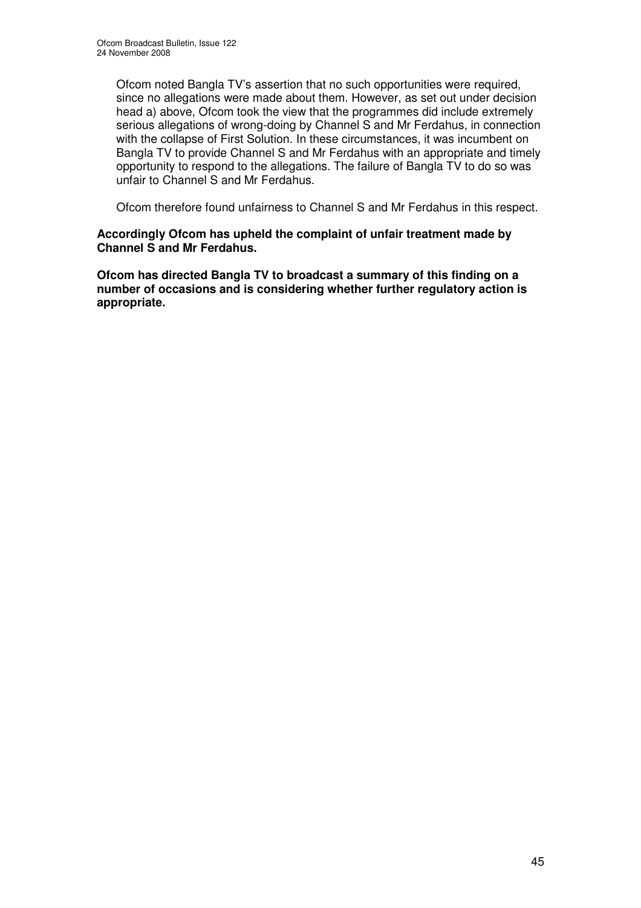Ofcom noted Bangla TV's assertion that no such opportunities were required, since no allegations were made about them. However, as set out under decision head a) above, Ofcom took the view that the programmes did include extremely serious allegations of wrong-doing by Channel S and Mr Ferdahus, in connection with the collapse of First Solution. In these circumstances, it was incumbent on Bangla TV to provide Channel S and Mr Ferdahus with an appropriate and timely opportunity to respond to the allegations. The failure of Bangla TV to do so was unfair to Channel S and Mr Ferdahus.

Ofcom therefore found unfairness to Channel S and Mr Ferdahus in this respect.

**Accordingly Ofcom has upheld the complaint of unfair treatment made by Channel S and Mr Ferdahus.**

**Ofcom has directed Bangla TV to broadcast a summary of this finding on a number of occasions and is considering whether further regulatory action is appropriate.**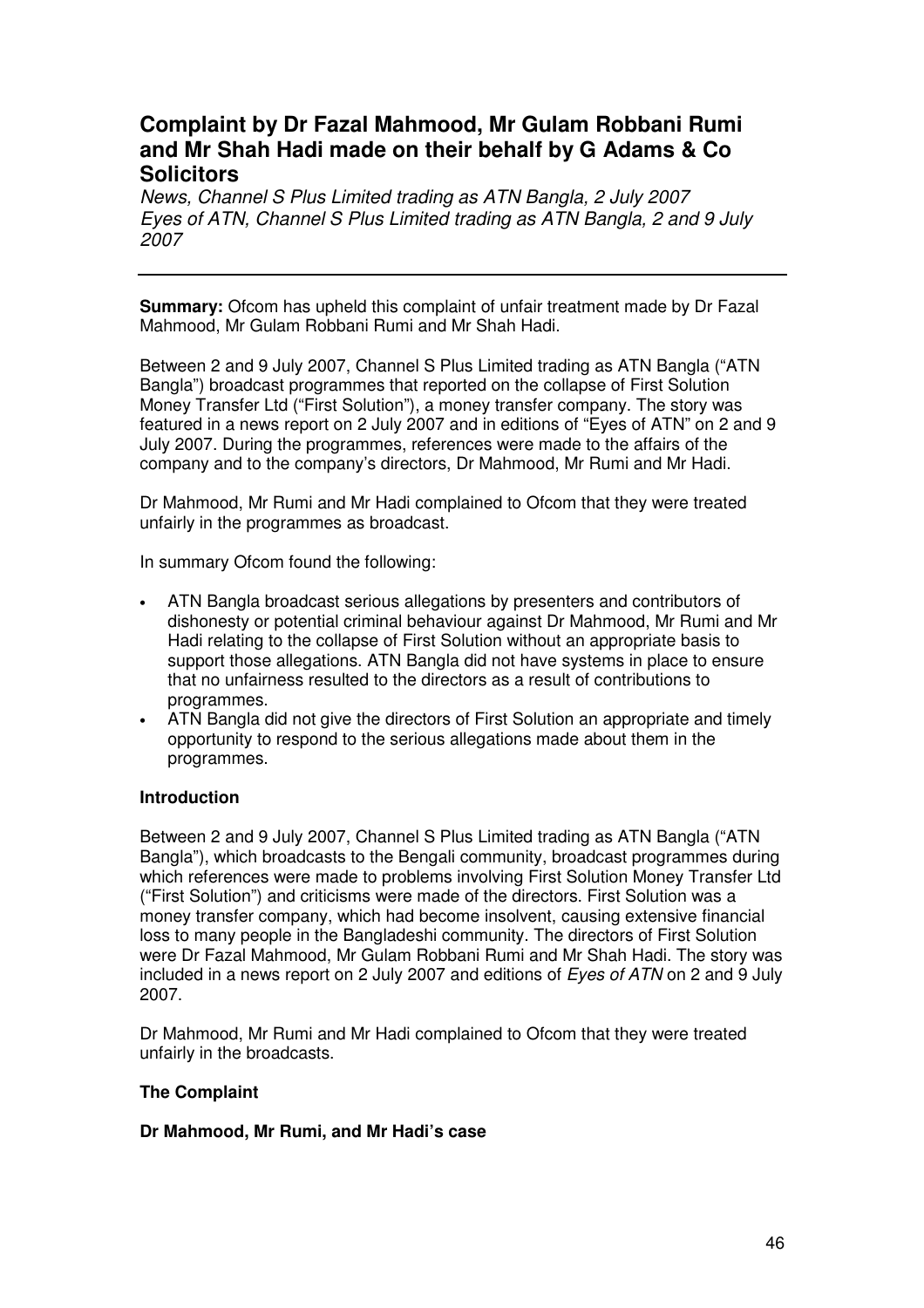## Complaint by Dr Fazal Mahmood, Mr Gulam Robbani Rumi and Mr Shah Hadi made on their behalf by G Adams & Co Solicitors

*News, Channel S Plus Limited trading as ATN Bangla, 2 July 2007*
*Eyes of ATN, Channel S Plus Limited trading as ATN Bangla, 2 and 9 July 2007*

---

**Summary:** Ofcom has upheld this complaint of unfair treatment made by Dr Fazal Mahmood, Mr Gulam Robbani Rumi and Mr Shah Hadi.

Between 2 and 9 July 2007, Channel S Plus Limited trading as ATN Bangla ("ATN Bangla") broadcast programmes that reported on the collapse of First Solution Money Transfer Ltd ("First Solution"), a money transfer company. The story was featured in a news report on 2 July 2007 and in editions of "Eyes of ATN" on 2 and 9 July 2007. During the programmes, references were made to the affairs of the company and to the company's directors, Dr Mahmood, Mr Rumi and Mr Hadi.

Dr Mahmood, Mr Rumi and Mr Hadi complained to Ofcom that they were treated unfairly in the programmes as broadcast.

In summary Ofcom found the following:

- ATN Bangla broadcast serious allegations by presenters and contributors of dishonesty or potential criminal behaviour against Dr Mahmood, Mr Rumi and Mr Hadi relating to the collapse of First Solution without an appropriate basis to support those allegations. ATN Bangla did not have systems in place to ensure that no unfairness resulted to the directors as a result of contributions to programmes.
- ATN Bangla did not give the directors of First Solution an appropriate and timely opportunity to respond to the serious allegations made about them in the programmes.

**Introduction**

Between 2 and 9 July 2007, Channel S Plus Limited trading as ATN Bangla ("ATN Bangla"), which broadcasts to the Bengali community, broadcast programmes during which references were made to problems involving First Solution Money Transfer Ltd ("First Solution") and criticisms were made of the directors. First Solution was a money transfer company, which had become insolvent, causing extensive financial loss to many people in the Bangladeshi community. The directors of First Solution were Dr Fazal Mahmood, Mr Gulam Robbani Rumi and Mr Shah Hadi. The story was included in a news report on 2 July 2007 and editions of *Eyes of ATN* on 2 and 9 July 2007.

Dr Mahmood, Mr Rumi and Mr Hadi complained to Ofcom that they were treated unfairly in the broadcasts.

**The Complaint**

**Dr Mahmood, Mr Rumi, and Mr Hadi's case**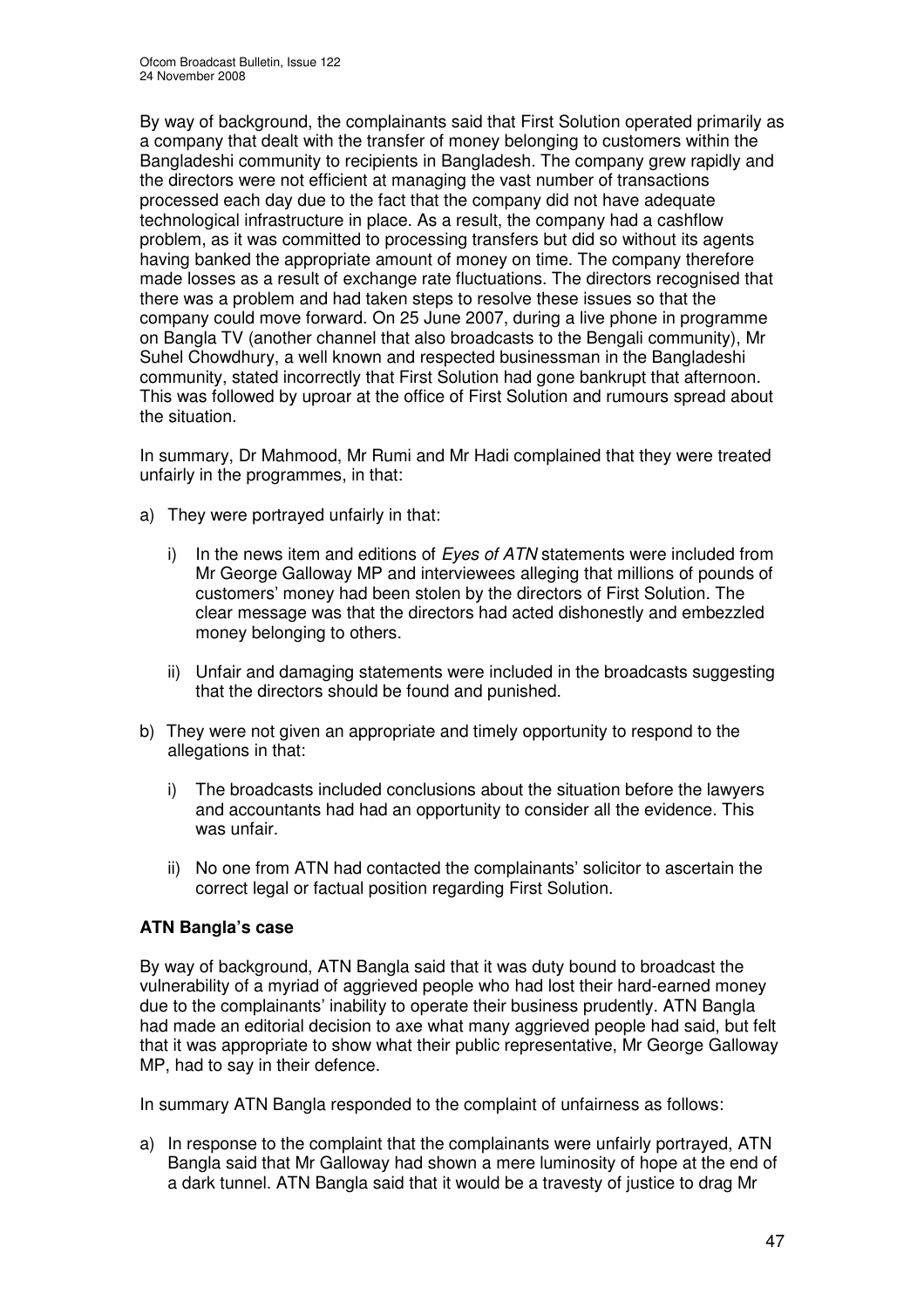By way of background, the complainants said that First Solution operated primarily as a company that dealt with the transfer of money belonging to customers within the Bangladeshi community to recipients in Bangladesh. The company grew rapidly and the directors were not efficient at managing the vast number of transactions processed each day due to the fact that the company did not have adequate technological infrastructure in place. As a result, the company had a cashflow problem, as it was committed to processing transfers but did so without its agents having banked the appropriate amount of money on time. The company therefore made losses as a result of exchange rate fluctuations. The directors recognised that there was a problem and had taken steps to resolve these issues so that the company could move forward. On 25 June 2007, during a live phone in programme on Bangla TV (another channel that also broadcasts to the Bengali community), Mr Suhel Chowdhury, a well known and respected businessman in the Bangladeshi community, stated incorrectly that First Solution had gone bankrupt that afternoon. This was followed by uproar at the office of First Solution and rumours spread about the situation.

In summary, Dr Mahmood, Mr Rumi and Mr Hadi complained that they were treated unfairly in the programmes, in that:

a) They were portrayed unfairly in that:

   i) In the news item and editions of *Eyes of ATN* statements were included from Mr George Galloway MP and interviewees alleging that millions of pounds of customers' money had been stolen by the directors of First Solution. The clear message was that the directors had acted dishonestly and embezzled money belonging to others.

   ii) Unfair and damaging statements were included in the broadcasts suggesting that the directors should be found and punished.

b) They were not given an appropriate and timely opportunity to respond to the allegations in that:

   i) The broadcasts included conclusions about the situation before the lawyers and accountants had had an opportunity to consider all the evidence. This was unfair.

   ii) No one from ATN had contacted the complainants' solicitor to ascertain the correct legal or factual position regarding First Solution.

**ATN Bangla's case**

By way of background, ATN Bangla said that it was duty bound to broadcast the vulnerability of a myriad of aggrieved people who had lost their hard-earned money due to the complainants' inability to operate their business prudently. ATN Bangla had made an editorial decision to axe what many aggrieved people had said, but felt that it was appropriate to show what their public representative, Mr George Galloway MP, had to say in their defence.

In summary ATN Bangla responded to the complaint of unfairness as follows:

a) In response to the complaint that the complainants were unfairly portrayed, ATN Bangla said that Mr Galloway had shown a mere luminosity of hope at the end of a dark tunnel. ATN Bangla said that it would be a travesty of justice to drag Mr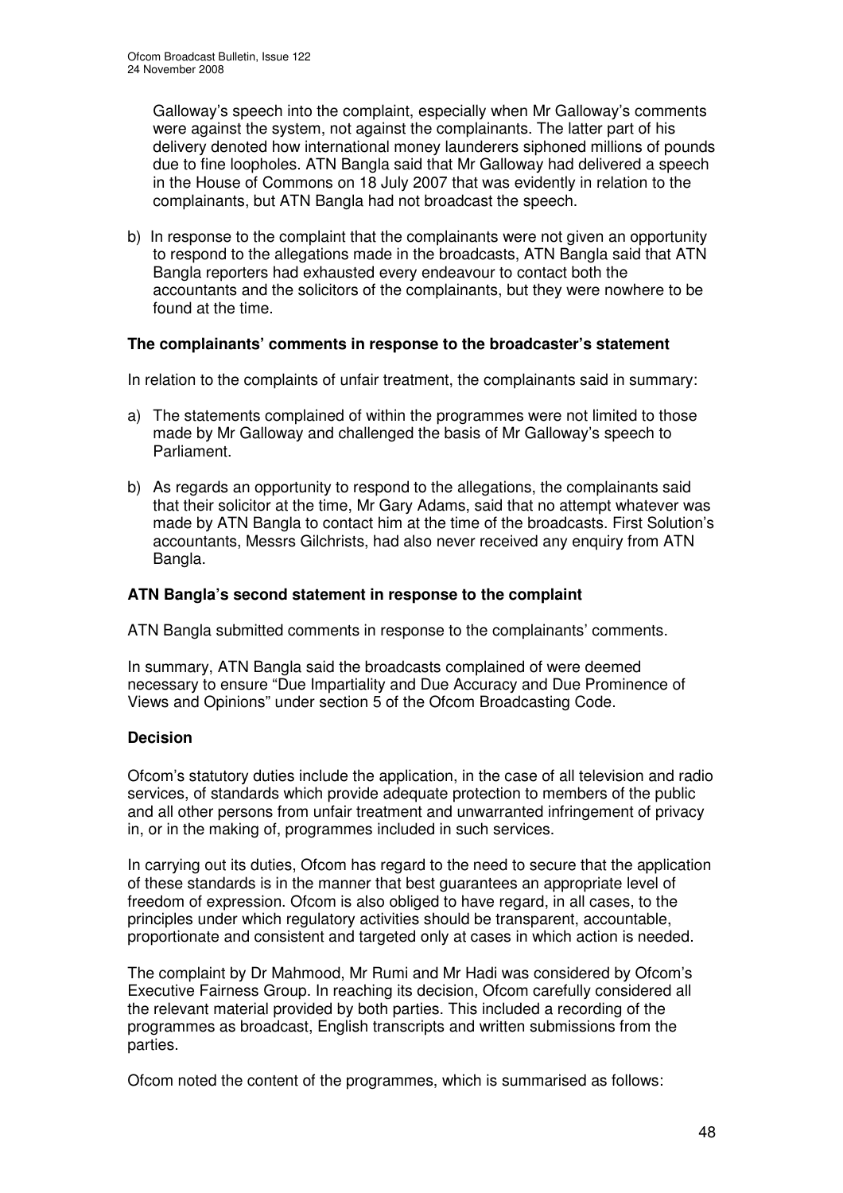Galloway's speech into the complaint, especially when Mr Galloway's comments were against the system, not against the complainants. The latter part of his delivery denoted how international money launderers siphoned millions of pounds due to fine loopholes. ATN Bangla said that Mr Galloway had delivered a speech in the House of Commons on 18 July 2007 that was evidently in relation to the complainants, but ATN Bangla had not broadcast the speech.

b) In response to the complaint that the complainants were not given an opportunity to respond to the allegations made in the broadcasts, ATN Bangla said that ATN Bangla reporters had exhausted every endeavour to contact both the accountants and the solicitors of the complainants, but they were nowhere to be found at the time.

**The complainants' comments in response to the broadcaster's statement**

In relation to the complaints of unfair treatment, the complainants said in summary:

a) The statements complained of within the programmes were not limited to those made by Mr Galloway and challenged the basis of Mr Galloway's speech to Parliament.

b) As regards an opportunity to respond to the allegations, the complainants said that their solicitor at the time, Mr Gary Adams, said that no attempt whatever was made by ATN Bangla to contact him at the time of the broadcasts. First Solution's accountants, Messrs Gilchrists, had also never received any enquiry from ATN Bangla.

**ATN Bangla's second statement in response to the complaint**

ATN Bangla submitted comments in response to the complainants' comments.

In summary, ATN Bangla said the broadcasts complained of were deemed necessary to ensure "Due Impartiality and Due Accuracy and Due Prominence of Views and Opinions" under section 5 of the Ofcom Broadcasting Code.

**Decision**

Ofcom's statutory duties include the application, in the case of all television and radio services, of standards which provide adequate protection to members of the public and all other persons from unfair treatment and unwarranted infringement of privacy in, or in the making of, programmes included in such services.

In carrying out its duties, Ofcom has regard to the need to secure that the application of these standards is in the manner that best guarantees an appropriate level of freedom of expression. Ofcom is also obliged to have regard, in all cases, to the principles under which regulatory activities should be transparent, accountable, proportionate and consistent and targeted only at cases in which action is needed.

The complaint by Dr Mahmood, Mr Rumi and Mr Hadi was considered by Ofcom's Executive Fairness Group. In reaching its decision, Ofcom carefully considered all the relevant material provided by both parties. This included a recording of the programmes as broadcast, English transcripts and written submissions from the parties.

Ofcom noted the content of the programmes, which is summarised as follows: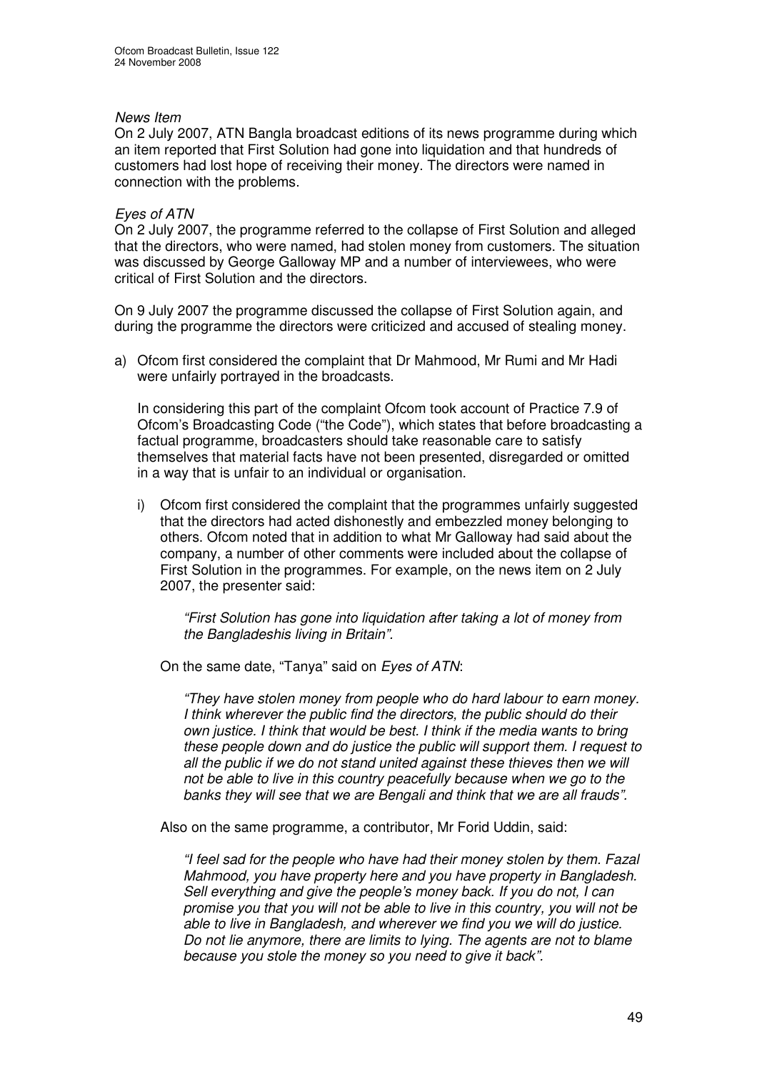*News Item*

On 2 July 2007, ATN Bangla broadcast editions of its news programme during which an item reported that First Solution had gone into liquidation and that hundreds of customers had lost hope of receiving their money. The directors were named in connection with the problems.

*Eyes of ATN*

On 2 July 2007, the programme referred to the collapse of First Solution and alleged that the directors, who were named, had stolen money from customers. The situation was discussed by George Galloway MP and a number of interviewees, who were critical of First Solution and the directors.

On 9 July 2007 the programme discussed the collapse of First Solution again, and during the programme the directors were criticized and accused of stealing money.

a) Ofcom first considered the complaint that Dr Mahmood, Mr Rumi and Mr Hadi were unfairly portrayed in the broadcasts.

   In considering this part of the complaint Ofcom took account of Practice 7.9 of Ofcom's Broadcasting Code ("the Code"), which states that before broadcasting a factual programme, broadcasters should take reasonable care to satisfy themselves that material facts have not been presented, disregarded or omitted in a way that is unfair to an individual or organisation.

   i) Ofcom first considered the complaint that the programmes unfairly suggested that the directors had acted dishonestly and embezzled money belonging to others. Ofcom noted that in addition to what Mr Galloway had said about the company, a number of other comments were included about the collapse of First Solution in the programmes. For example, on the news item on 2 July 2007, the presenter said:

      *"First Solution has gone into liquidation after taking a lot of money from the Bangladeshis living in Britain".*

      On the same date, "Tanya" said on *Eyes of ATN*:

      *"They have stolen money from people who do hard labour to earn money. I think wherever the public find the directors, the public should do their own justice. I think that would be best. I think if the media wants to bring these people down and do justice the public will support them. I request to all the public if we do not stand united against these thieves then we will not be able to live in this country peacefully because when we go to the banks they will see that we are Bengali and think that we are all frauds".*

      Also on the same programme, a contributor, Mr Forid Uddin, said:

      *"I feel sad for the people who have had their money stolen by them. Fazal Mahmood, you have property here and you have property in Bangladesh. Sell everything and give the people's money back. If you do not, I can promise you that you will not be able to live in this country, you will not be able to live in Bangladesh, and wherever we find you we will do justice. Do not lie anymore, there are limits to lying. The agents are not to blame because you stole the money so you need to give it back".*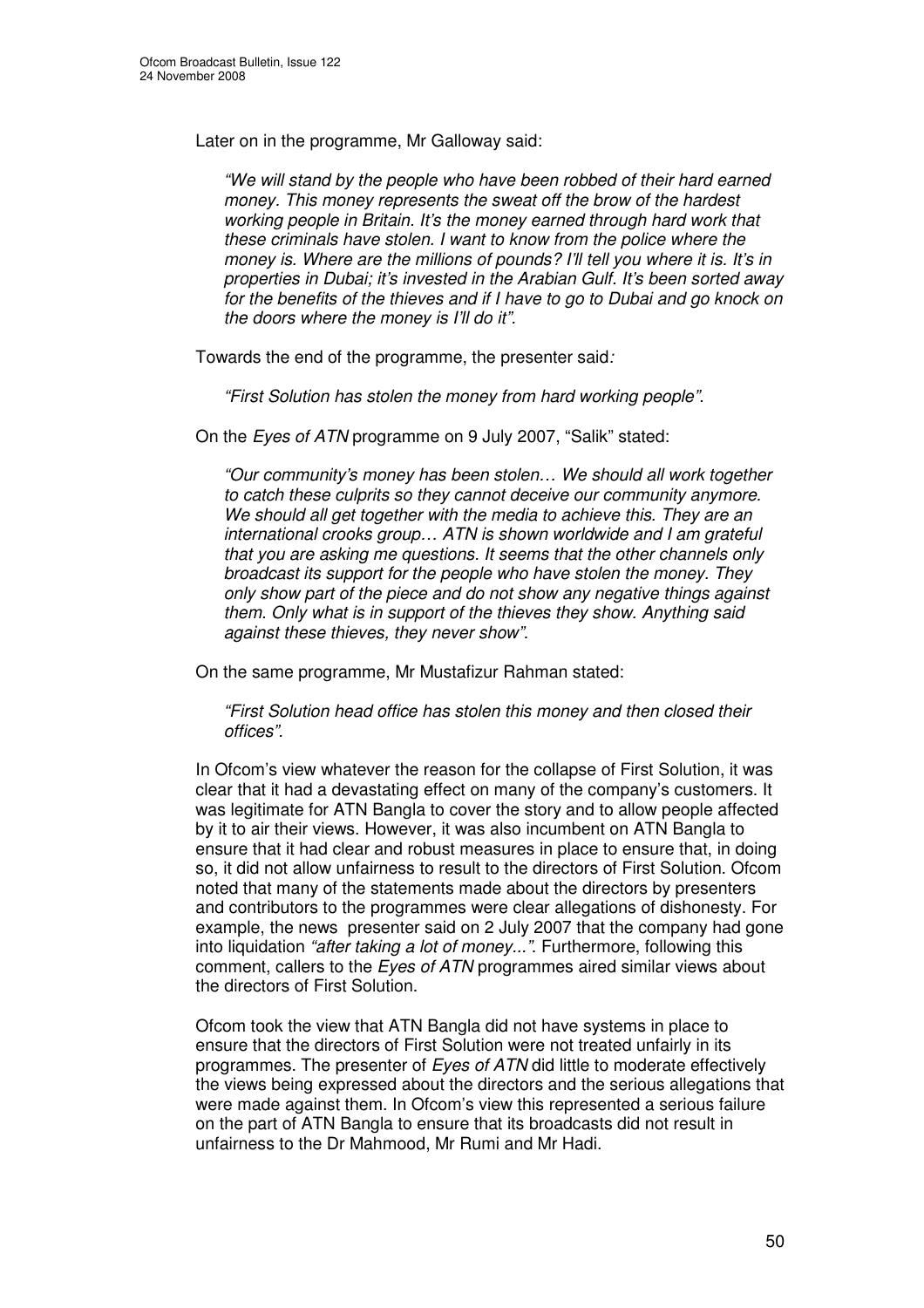Later on in the programme, Mr Galloway said:

> *"We will stand by the people who have been robbed of their hard earned money. This money represents the sweat off the brow of the hardest working people in Britain. It's the money earned through hard work that these criminals have stolen. I want to know from the police where the money is. Where are the millions of pounds? I'll tell you where it is. It's in properties in Dubai; it's invested in the Arabian Gulf. It's been sorted away for the benefits of the thieves and if I have to go to Dubai and go knock on the doors where the money is I'll do it".*

Towards the end of the programme, the presenter said*:*

> *"First Solution has stolen the money from hard working people".*

On the *Eyes of ATN* programme on 9 July 2007, "Salik" stated:

> *"Our community's money has been stolen… We should all work together to catch these culprits so they cannot deceive our community anymore. We should all get together with the media to achieve this. They are an international crooks group… ATN is shown worldwide and I am grateful that you are asking me questions. It seems that the other channels only broadcast its support for the people who have stolen the money. They only show part of the piece and do not show any negative things against them. Only what is in support of the thieves they show. Anything said against these thieves, they never show".*

On the same programme, Mr Mustafizur Rahman stated:

> *"First Solution head office has stolen this money and then closed their offices".*

In Ofcom's view whatever the reason for the collapse of First Solution, it was clear that it had a devastating effect on many of the company's customers. It was legitimate for ATN Bangla to cover the story and to allow people affected by it to air their views. However, it was also incumbent on ATN Bangla to ensure that it had clear and robust measures in place to ensure that, in doing so, it did not allow unfairness to result to the directors of First Solution. Ofcom noted that many of the statements made about the directors by presenters and contributors to the programmes were clear allegations of dishonesty. For example, the news presenter said on 2 July 2007 that the company had gone into liquidation *"after taking a lot of money..."*. Furthermore, following this comment, callers to the *Eyes of ATN* programmes aired similar views about the directors of First Solution.

Ofcom took the view that ATN Bangla did not have systems in place to ensure that the directors of First Solution were not treated unfairly in its programmes. The presenter of *Eyes of ATN* did little to moderate effectively the views being expressed about the directors and the serious allegations that were made against them. In Ofcom's view this represented a serious failure on the part of ATN Bangla to ensure that its broadcasts did not result in unfairness to the Dr Mahmood, Mr Rumi and Mr Hadi.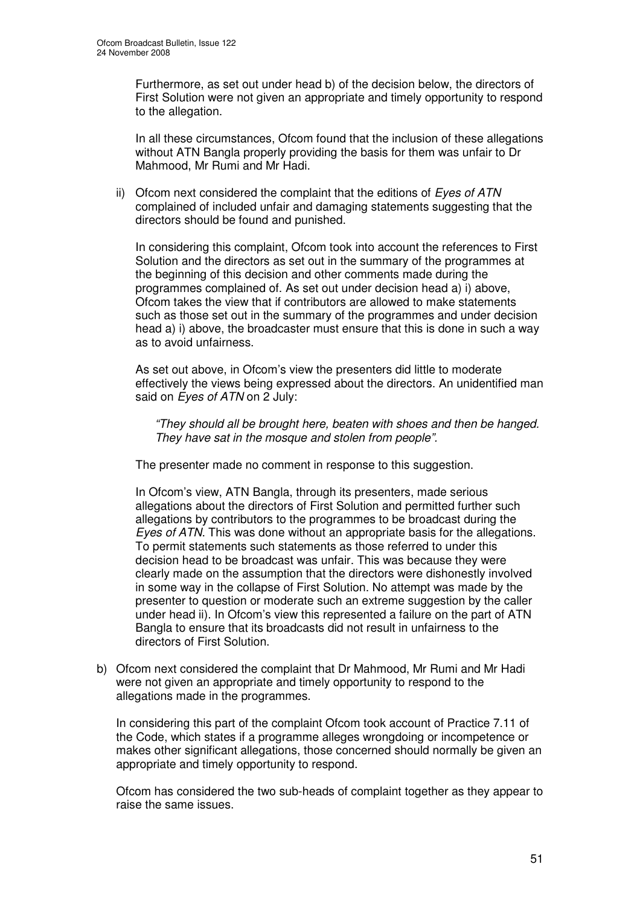Furthermore, as set out under head b) of the decision below, the directors of First Solution were not given an appropriate and timely opportunity to respond to the allegation.

In all these circumstances, Ofcom found that the inclusion of these allegations without ATN Bangla properly providing the basis for them was unfair to Dr Mahmood, Mr Rumi and Mr Hadi.

ii) Ofcom next considered the complaint that the editions of *Eyes of ATN* complained of included unfair and damaging statements suggesting that the directors should be found and punished.

In considering this complaint, Ofcom took into account the references to First Solution and the directors as set out in the summary of the programmes at the beginning of this decision and other comments made during the programmes complained of. As set out under decision head a) i) above, Ofcom takes the view that if contributors are allowed to make statements such as those set out in the summary of the programmes and under decision head a) i) above, the broadcaster must ensure that this is done in such a way as to avoid unfairness.

As set out above, in Ofcom's view the presenters did little to moderate effectively the views being expressed about the directors. An unidentified man said on *Eyes of ATN* on 2 July:

> *"They should all be brought here, beaten with shoes and then be hanged. They have sat in the mosque and stolen from people".*

The presenter made no comment in response to this suggestion.

In Ofcom's view, ATN Bangla, through its presenters, made serious allegations about the directors of First Solution and permitted further such allegations by contributors to the programmes to be broadcast during the *Eyes of ATN*. This was done without an appropriate basis for the allegations. To permit statements such statements as those referred to under this decision head to be broadcast was unfair. This was because they were clearly made on the assumption that the directors were dishonestly involved in some way in the collapse of First Solution. No attempt was made by the presenter to question or moderate such an extreme suggestion by the caller under head ii). In Ofcom's view this represented a failure on the part of ATN Bangla to ensure that its broadcasts did not result in unfairness to the directors of First Solution.

b) Ofcom next considered the complaint that Dr Mahmood, Mr Rumi and Mr Hadi were not given an appropriate and timely opportunity to respond to the allegations made in the programmes.

In considering this part of the complaint Ofcom took account of Practice 7.11 of the Code, which states if a programme alleges wrongdoing or incompetence or makes other significant allegations, those concerned should normally be given an appropriate and timely opportunity to respond.

Ofcom has considered the two sub-heads of complaint together as they appear to raise the same issues.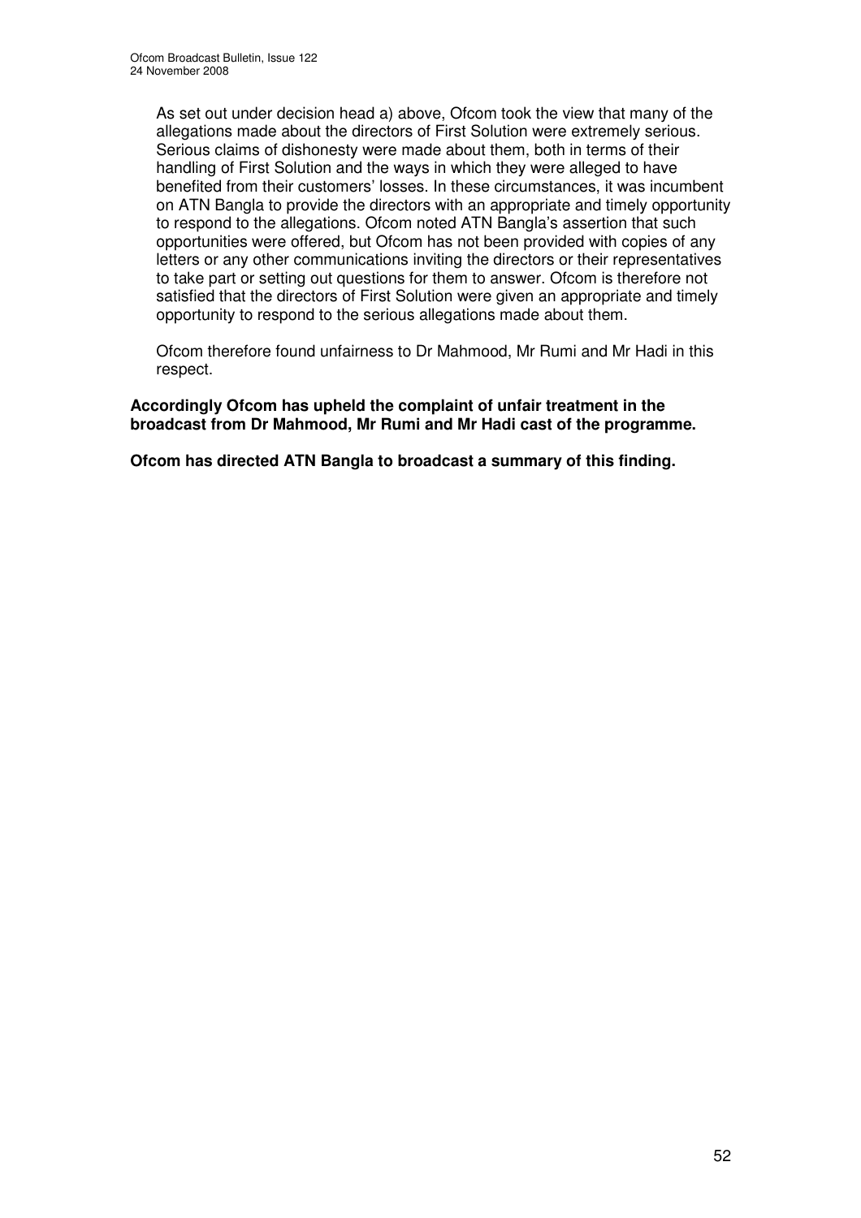As set out under decision head a) above, Ofcom took the view that many of the allegations made about the directors of First Solution were extremely serious. Serious claims of dishonesty were made about them, both in terms of their handling of First Solution and the ways in which they were alleged to have benefited from their customers' losses. In these circumstances, it was incumbent on ATN Bangla to provide the directors with an appropriate and timely opportunity to respond to the allegations. Ofcom noted ATN Bangla's assertion that such opportunities were offered, but Ofcom has not been provided with copies of any letters or any other communications inviting the directors or their representatives to take part or setting out questions for them to answer. Ofcom is therefore not satisfied that the directors of First Solution were given an appropriate and timely opportunity to respond to the serious allegations made about them.

Ofcom therefore found unfairness to Dr Mahmood, Mr Rumi and Mr Hadi in this respect.

**Accordingly Ofcom has upheld the complaint of unfair treatment in the broadcast from Dr Mahmood, Mr Rumi and Mr Hadi cast of the programme.**

**Ofcom has directed ATN Bangla to broadcast a summary of this finding.**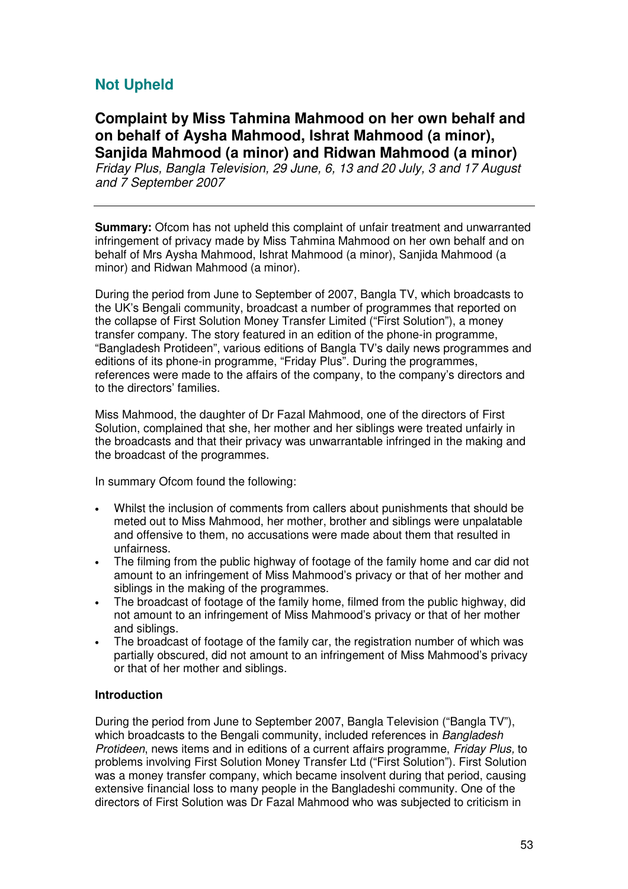## Not Upheld

### Complaint by Miss Tahmina Mahmood on her own behalf and on behalf of Aysha Mahmood, Ishrat Mahmood (a minor), Sanjida Mahmood (a minor) and Ridwan Mahmood (a minor)

*Friday Plus, Bangla Television, 29 June, 6, 13 and 20 July, 3 and 17 August and 7 September 2007*

---

**Summary:** Ofcom has not upheld this complaint of unfair treatment and unwarranted infringement of privacy made by Miss Tahmina Mahmood on her own behalf and on behalf of Mrs Aysha Mahmood, Ishrat Mahmood (a minor), Sanjida Mahmood (a minor) and Ridwan Mahmood (a minor).

During the period from June to September of 2007, Bangla TV, which broadcasts to the UK's Bengali community, broadcast a number of programmes that reported on the collapse of First Solution Money Transfer Limited ("First Solution"), a money transfer company. The story featured in an edition of the phone-in programme, "Bangladesh Protideen", various editions of Bangla TV's daily news programmes and editions of its phone-in programme, "Friday Plus". During the programmes, references were made to the affairs of the company, to the company's directors and to the directors' families.

Miss Mahmood, the daughter of Dr Fazal Mahmood, one of the directors of First Solution, complained that she, her mother and her siblings were treated unfairly in the broadcasts and that their privacy was unwarrantable infringed in the making and the broadcast of the programmes.

In summary Ofcom found the following:

- Whilst the inclusion of comments from callers about punishments that should be meted out to Miss Mahmood, her mother, brother and siblings were unpalatable and offensive to them, no accusations were made about them that resulted in unfairness.
- The filming from the public highway of footage of the family home and car did not amount to an infringement of Miss Mahmood's privacy or that of her mother and siblings in the making of the programmes.
- The broadcast of footage of the family home, filmed from the public highway, did not amount to an infringement of Miss Mahmood's privacy or that of her mother and siblings.
- The broadcast of footage of the family car, the registration number of which was partially obscured, did not amount to an infringement of Miss Mahmood's privacy or that of her mother and siblings.

**Introduction**

During the period from June to September 2007, Bangla Television ("Bangla TV"), which broadcasts to the Bengali community, included references in *Bangladesh Protideen*, news items and in editions of a current affairs programme, *Friday Plus,* to problems involving First Solution Money Transfer Ltd ("First Solution"). First Solution was a money transfer company, which became insolvent during that period, causing extensive financial loss to many people in the Bangladeshi community. One of the directors of First Solution was Dr Fazal Mahmood who was subjected to criticism in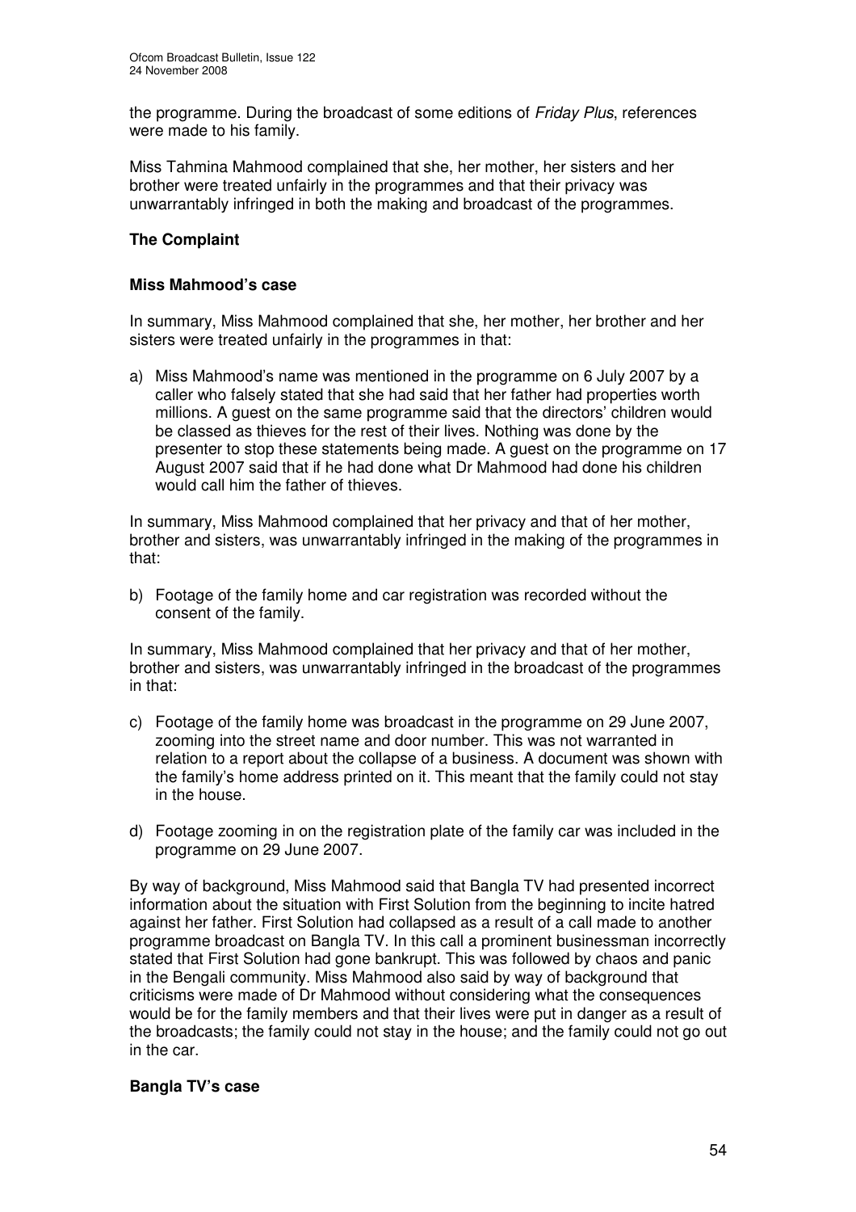the programme. During the broadcast of some editions of *Friday Plus*, references were made to his family.

Miss Tahmina Mahmood complained that she, her mother, her sisters and her brother were treated unfairly in the programmes and that their privacy was unwarrantably infringed in both the making and broadcast of the programmes.

## The Complaint

### Miss Mahmood's case

In summary, Miss Mahmood complained that she, her mother, her brother and her sisters were treated unfairly in the programmes in that:

a) Miss Mahmood's name was mentioned in the programme on 6 July 2007 by a caller who falsely stated that she had said that her father had properties worth millions. A guest on the same programme said that the directors' children would be classed as thieves for the rest of their lives. Nothing was done by the presenter to stop these statements being made. A guest on the programme on 17 August 2007 said that if he had done what Dr Mahmood had done his children would call him the father of thieves.

In summary, Miss Mahmood complained that her privacy and that of her mother, brother and sisters, was unwarrantably infringed in the making of the programmes in that:

b) Footage of the family home and car registration was recorded without the consent of the family.

In summary, Miss Mahmood complained that her privacy and that of her mother, brother and sisters, was unwarrantably infringed in the broadcast of the programmes in that:

c) Footage of the family home was broadcast in the programme on 29 June 2007, zooming into the street name and door number. This was not warranted in relation to a report about the collapse of a business. A document was shown with the family's home address printed on it. This meant that the family could not stay in the house.

d) Footage zooming in on the registration plate of the family car was included in the programme on 29 June 2007.

By way of background, Miss Mahmood said that Bangla TV had presented incorrect information about the situation with First Solution from the beginning to incite hatred against her father. First Solution had collapsed as a result of a call made to another programme broadcast on Bangla TV. In this call a prominent businessman incorrectly stated that First Solution had gone bankrupt. This was followed by chaos and panic in the Bengali community. Miss Mahmood also said by way of background that criticisms were made of Dr Mahmood without considering what the consequences would be for the family members and that their lives were put in danger as a result of the broadcasts; the family could not stay in the house; and the family could not go out in the car.

### Bangla TV's case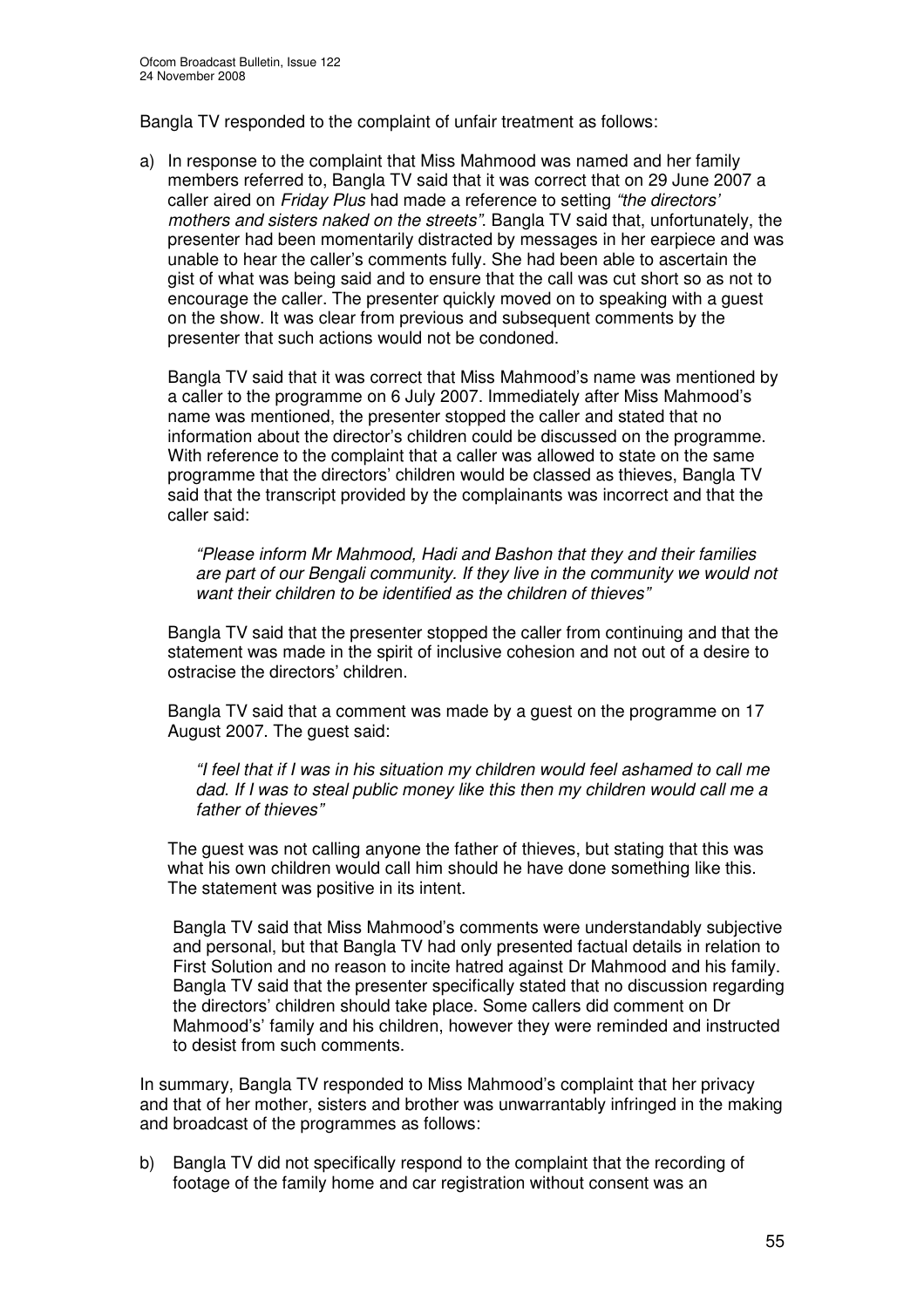Bangla TV responded to the complaint of unfair treatment as follows:

a) In response to the complaint that Miss Mahmood was named and her family members referred to, Bangla TV said that it was correct that on 29 June 2007 a caller aired on *Friday Plus* had made a reference to setting *"the directors' mothers and sisters naked on the streets"*. Bangla TV said that, unfortunately, the presenter had been momentarily distracted by messages in her earpiece and was unable to hear the caller's comments fully. She had been able to ascertain the gist of what was being said and to ensure that the call was cut short so as not to encourage the caller. The presenter quickly moved on to speaking with a guest on the show. It was clear from previous and subsequent comments by the presenter that such actions would not be condoned.

   Bangla TV said that it was correct that Miss Mahmood's name was mentioned by a caller to the programme on 6 July 2007. Immediately after Miss Mahmood's name was mentioned, the presenter stopped the caller and stated that no information about the director's children could be discussed on the programme. With reference to the complaint that a caller was allowed to state on the same programme that the directors' children would be classed as thieves, Bangla TV said that the transcript provided by the complainants was incorrect and that the caller said:

   > *"Please inform Mr Mahmood, Hadi and Bashon that they and their families are part of our Bengali community. If they live in the community we would not want their children to be identified as the children of thieves"*

   Bangla TV said that the presenter stopped the caller from continuing and that the statement was made in the spirit of inclusive cohesion and not out of a desire to ostracise the directors' children.

   Bangla TV said that a comment was made by a guest on the programme on 17 August 2007. The guest said:

   > *"I feel that if I was in his situation my children would feel ashamed to call me dad. If I was to steal public money like this then my children would call me a father of thieves"*

   The guest was not calling anyone the father of thieves, but stating that this was what his own children would call him should he have done something like this. The statement was positive in its intent.

   Bangla TV said that Miss Mahmood's comments were understandably subjective and personal, but that Bangla TV had only presented factual details in relation to First Solution and no reason to incite hatred against Dr Mahmood and his family. Bangla TV said that the presenter specifically stated that no discussion regarding the directors' children should take place. Some callers did comment on Dr Mahmood's' family and his children, however they were reminded and instructed to desist from such comments.

In summary, Bangla TV responded to Miss Mahmood's complaint that her privacy and that of her mother, sisters and brother was unwarrantably infringed in the making and broadcast of the programmes as follows:

b) Bangla TV did not specifically respond to the complaint that the recording of footage of the family home and car registration without consent was an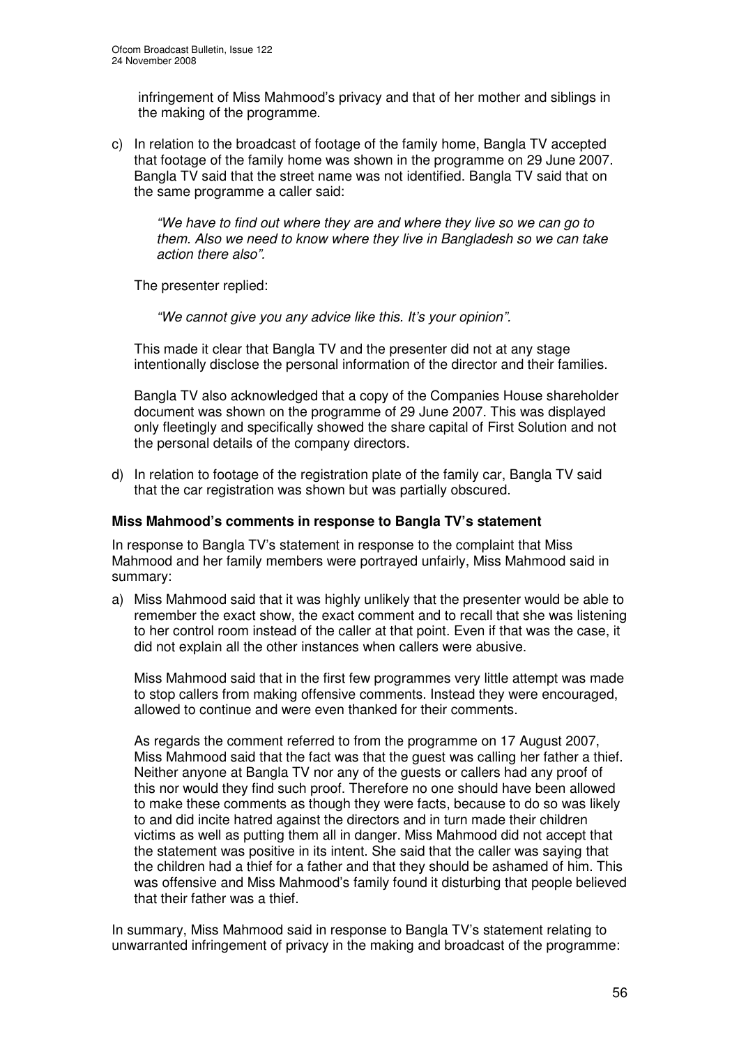infringement of Miss Mahmood's privacy and that of her mother and siblings in the making of the programme.

c) In relation to the broadcast of footage of the family home, Bangla TV accepted that footage of the family home was shown in the programme on 29 June 2007. Bangla TV said that the street name was not identified. Bangla TV said that on the same programme a caller said:

   *"We have to find out where they are and where they live so we can go to them. Also we need to know where they live in Bangladesh so we can take action there also".*

   The presenter replied:

   *"We cannot give you any advice like this. It's your opinion".*

   This made it clear that Bangla TV and the presenter did not at any stage intentionally disclose the personal information of the director and their families.

   Bangla TV also acknowledged that a copy of the Companies House shareholder document was shown on the programme of 29 June 2007. This was displayed only fleetingly and specifically showed the share capital of First Solution and not the personal details of the company directors.

d) In relation to footage of the registration plate of the family car, Bangla TV said that the car registration was shown but was partially obscured.

**Miss Mahmood's comments in response to Bangla TV's statement**

In response to Bangla TV's statement in response to the complaint that Miss Mahmood and her family members were portrayed unfairly, Miss Mahmood said in summary:

a) Miss Mahmood said that it was highly unlikely that the presenter would be able to remember the exact show, the exact comment and to recall that she was listening to her control room instead of the caller at that point. Even if that was the case, it did not explain all the other instances when callers were abusive.

   Miss Mahmood said that in the first few programmes very little attempt was made to stop callers from making offensive comments. Instead they were encouraged, allowed to continue and were even thanked for their comments.

   As regards the comment referred to from the programme on 17 August 2007, Miss Mahmood said that the fact was that the guest was calling her father a thief. Neither anyone at Bangla TV nor any of the guests or callers had any proof of this nor would they find such proof. Therefore no one should have been allowed to make these comments as though they were facts, because to do so was likely to and did incite hatred against the directors and in turn made their children victims as well as putting them all in danger. Miss Mahmood did not accept that the statement was positive in its intent. She said that the caller was saying that the children had a thief for a father and that they should be ashamed of him. This was offensive and Miss Mahmood's family found it disturbing that people believed that their father was a thief.

In summary, Miss Mahmood said in response to Bangla TV's statement relating to unwarranted infringement of privacy in the making and broadcast of the programme: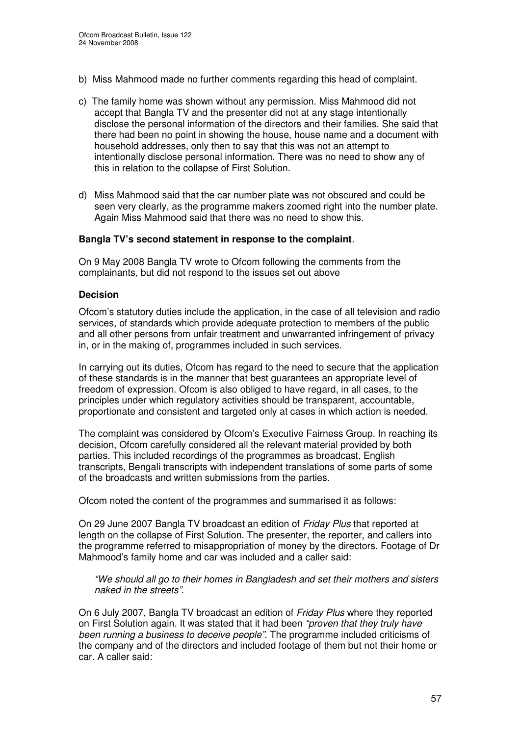b) Miss Mahmood made no further comments regarding this head of complaint.

c) The family home was shown without any permission. Miss Mahmood did not accept that Bangla TV and the presenter did not at any stage intentionally disclose the personal information of the directors and their families. She said that there had been no point in showing the house, house name and a document with household addresses, only then to say that this was not an attempt to intentionally disclose personal information. There was no need to show any of this in relation to the collapse of First Solution.

d) Miss Mahmood said that the car number plate was not obscured and could be seen very clearly, as the programme makers zoomed right into the number plate. Again Miss Mahmood said that there was no need to show this.

**Bangla TV's second statement in response to the complaint**.

On 9 May 2008 Bangla TV wrote to Ofcom following the comments from the complainants, but did not respond to the issues set out above

**Decision**

Ofcom's statutory duties include the application, in the case of all television and radio services, of standards which provide adequate protection to members of the public and all other persons from unfair treatment and unwarranted infringement of privacy in, or in the making of, programmes included in such services.

In carrying out its duties, Ofcom has regard to the need to secure that the application of these standards is in the manner that best guarantees an appropriate level of freedom of expression. Ofcom is also obliged to have regard, in all cases, to the principles under which regulatory activities should be transparent, accountable, proportionate and consistent and targeted only at cases in which action is needed.

The complaint was considered by Ofcom's Executive Fairness Group. In reaching its decision, Ofcom carefully considered all the relevant material provided by both parties. This included recordings of the programmes as broadcast, English transcripts, Bengali transcripts with independent translations of some parts of some of the broadcasts and written submissions from the parties.

Ofcom noted the content of the programmes and summarised it as follows:

On 29 June 2007 Bangla TV broadcast an edition of *Friday Plus* that reported at length on the collapse of First Solution. The presenter, the reporter, and callers into the programme referred to misappropriation of money by the directors. Footage of Dr Mahmood's family home and car was included and a caller said:

> *"We should all go to their homes in Bangladesh and set their mothers and sisters naked in the streets"*.

On 6 July 2007, Bangla TV broadcast an edition of *Friday Plus* where they reported on First Solution again. It was stated that it had been *"proven that they truly have been running a business to deceive people"*. The programme included criticisms of the company and of the directors and included footage of them but not their home or car. A caller said: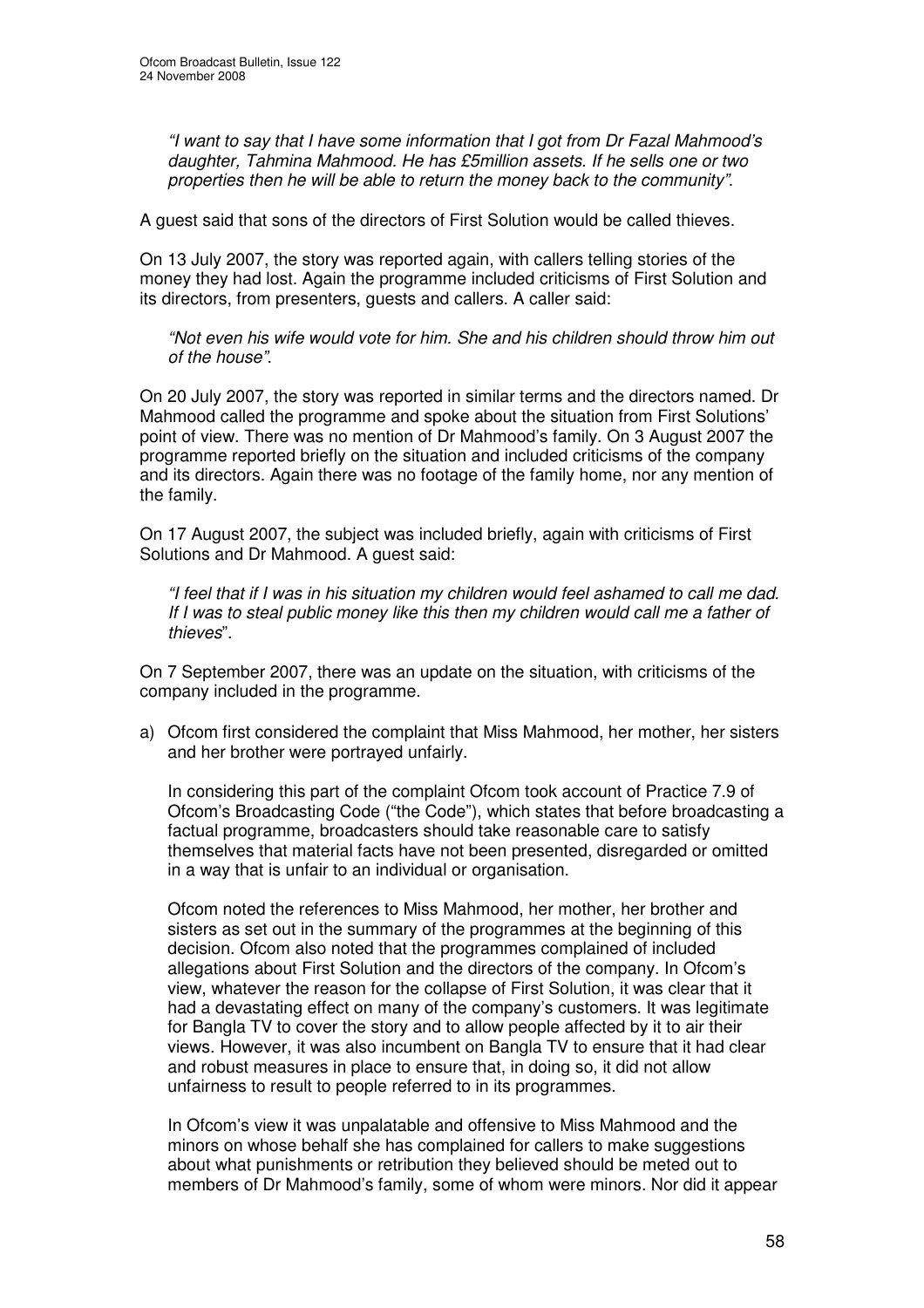*"I want to say that I have some information that I got from Dr Fazal Mahmood's daughter, Tahmina Mahmood. He has £5million assets. If he sells one or two properties then he will be able to return the money back to the community".*

A guest said that sons of the directors of First Solution would be called thieves.

On 13 July 2007, the story was reported again, with callers telling stories of the money they had lost. Again the programme included criticisms of First Solution and its directors, from presenters, guests and callers. A caller said:

*"Not even his wife would vote for him. She and his children should throw him out of the house".*

On 20 July 2007, the story was reported in similar terms and the directors named. Dr Mahmood called the programme and spoke about the situation from First Solutions' point of view. There was no mention of Dr Mahmood's family. On 3 August 2007 the programme reported briefly on the situation and included criticisms of the company and its directors. Again there was no footage of the family home, nor any mention of the family.

On 17 August 2007, the subject was included briefly, again with criticisms of First Solutions and Dr Mahmood. A guest said:

*"I feel that if I was in his situation my children would feel ashamed to call me dad. If I was to steal public money like this then my children would call me a father of thieves*".

On 7 September 2007, there was an update on the situation, with criticisms of the company included in the programme.

a) Ofcom first considered the complaint that Miss Mahmood, her mother, her sisters and her brother were portrayed unfairly.

   In considering this part of the complaint Ofcom took account of Practice 7.9 of Ofcom's Broadcasting Code ("the Code"), which states that before broadcasting a factual programme, broadcasters should take reasonable care to satisfy themselves that material facts have not been presented, disregarded or omitted in a way that is unfair to an individual or organisation.

   Ofcom noted the references to Miss Mahmood, her mother, her brother and sisters as set out in the summary of the programmes at the beginning of this decision. Ofcom also noted that the programmes complained of included allegations about First Solution and the directors of the company. In Ofcom's view, whatever the reason for the collapse of First Solution, it was clear that it had a devastating effect on many of the company's customers. It was legitimate for Bangla TV to cover the story and to allow people affected by it to air their views. However, it was also incumbent on Bangla TV to ensure that it had clear and robust measures in place to ensure that, in doing so, it did not allow unfairness to result to people referred to in its programmes.

   In Ofcom's view it was unpalatable and offensive to Miss Mahmood and the minors on whose behalf she has complained for callers to make suggestions about what punishments or retribution they believed should be meted out to members of Dr Mahmood's family, some of whom were minors. Nor did it appear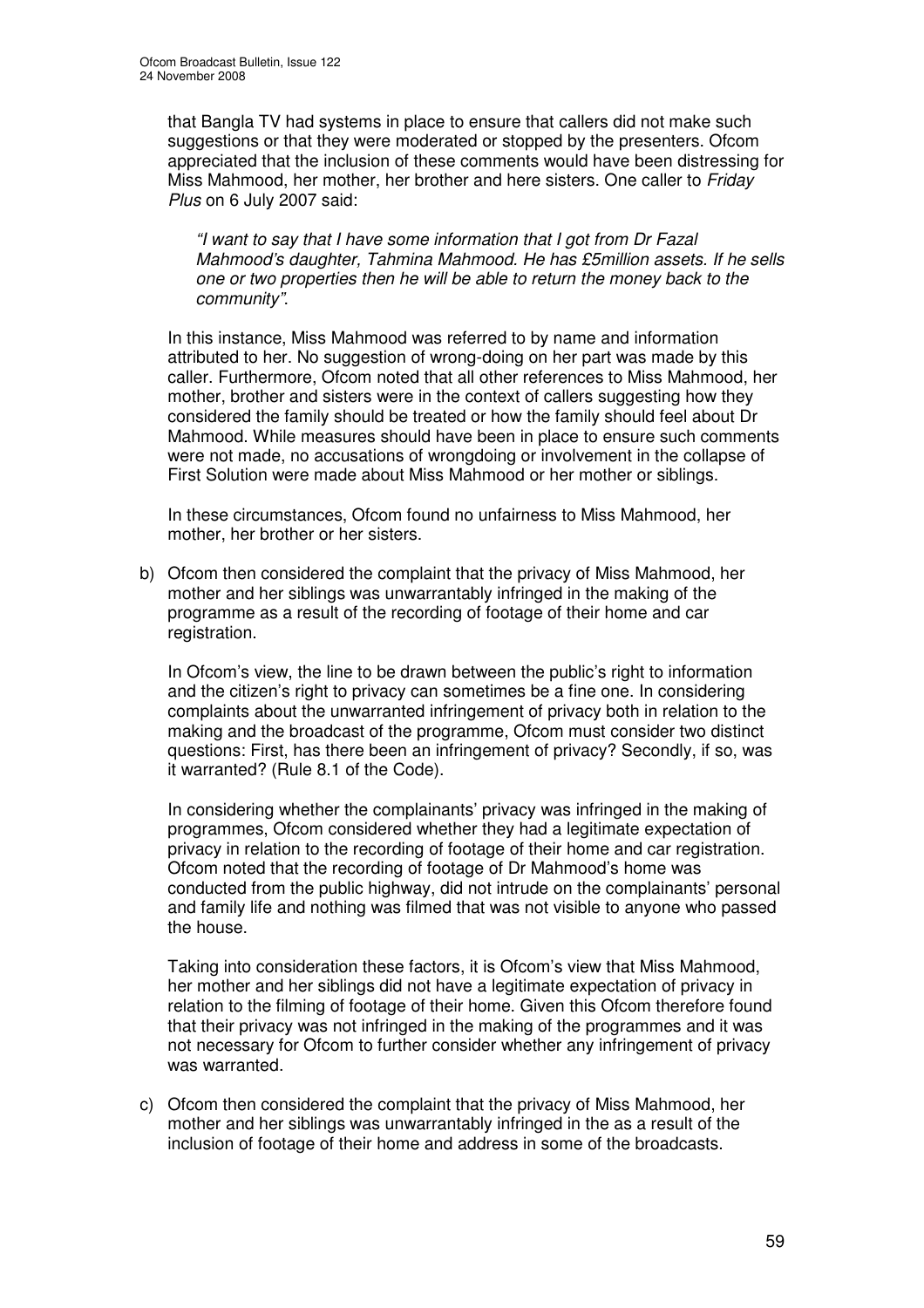that Bangla TV had systems in place to ensure that callers did not make such suggestions or that they were moderated or stopped by the presenters. Ofcom appreciated that the inclusion of these comments would have been distressing for Miss Mahmood, her mother, her brother and here sisters. One caller to *Friday Plus* on 6 July 2007 said:

> *"I want to say that I have some information that I got from Dr Fazal Mahmood's daughter, Tahmina Mahmood. He has £5million assets. If he sells one or two properties then he will be able to return the money back to the community".*

In this instance, Miss Mahmood was referred to by name and information attributed to her. No suggestion of wrong-doing on her part was made by this caller. Furthermore, Ofcom noted that all other references to Miss Mahmood, her mother, brother and sisters were in the context of callers suggesting how they considered the family should be treated or how the family should feel about Dr Mahmood. While measures should have been in place to ensure such comments were not made, no accusations of wrongdoing or involvement in the collapse of First Solution were made about Miss Mahmood or her mother or siblings.

In these circumstances, Ofcom found no unfairness to Miss Mahmood, her mother, her brother or her sisters.

b) Ofcom then considered the complaint that the privacy of Miss Mahmood, her mother and her siblings was unwarrantably infringed in the making of the programme as a result of the recording of footage of their home and car registration.

In Ofcom's view, the line to be drawn between the public's right to information and the citizen's right to privacy can sometimes be a fine one. In considering complaints about the unwarranted infringement of privacy both in relation to the making and the broadcast of the programme, Ofcom must consider two distinct questions: First, has there been an infringement of privacy? Secondly, if so, was it warranted? (Rule 8.1 of the Code).

In considering whether the complainants' privacy was infringed in the making of programmes, Ofcom considered whether they had a legitimate expectation of privacy in relation to the recording of footage of their home and car registration. Ofcom noted that the recording of footage of Dr Mahmood's home was conducted from the public highway, did not intrude on the complainants' personal and family life and nothing was filmed that was not visible to anyone who passed the house.

Taking into consideration these factors, it is Ofcom's view that Miss Mahmood, her mother and her siblings did not have a legitimate expectation of privacy in relation to the filming of footage of their home. Given this Ofcom therefore found that their privacy was not infringed in the making of the programmes and it was not necessary for Ofcom to further consider whether any infringement of privacy was warranted.

c) Ofcom then considered the complaint that the privacy of Miss Mahmood, her mother and her siblings was unwarrantably infringed in the as a result of the inclusion of footage of their home and address in some of the broadcasts.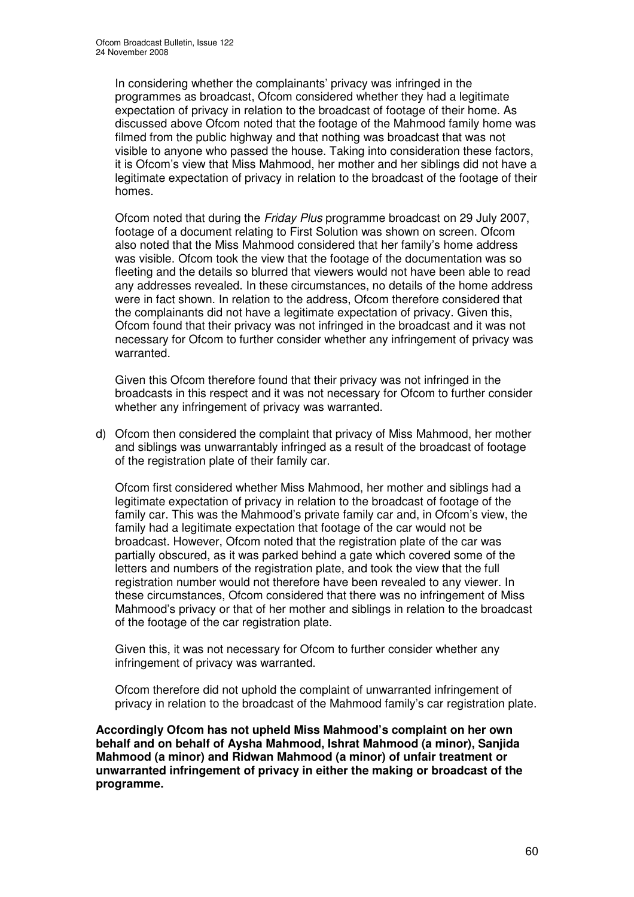In considering whether the complainants' privacy was infringed in the programmes as broadcast, Ofcom considered whether they had a legitimate expectation of privacy in relation to the broadcast of footage of their home. As discussed above Ofcom noted that the footage of the Mahmood family home was filmed from the public highway and that nothing was broadcast that was not visible to anyone who passed the house. Taking into consideration these factors, it is Ofcom's view that Miss Mahmood, her mother and her siblings did not have a legitimate expectation of privacy in relation to the broadcast of the footage of their homes.

Ofcom noted that during the *Friday Plus* programme broadcast on 29 July 2007, footage of a document relating to First Solution was shown on screen. Ofcom also noted that the Miss Mahmood considered that her family's home address was visible. Ofcom took the view that the footage of the documentation was so fleeting and the details so blurred that viewers would not have been able to read any addresses revealed. In these circumstances, no details of the home address were in fact shown. In relation to the address, Ofcom therefore considered that the complainants did not have a legitimate expectation of privacy. Given this, Ofcom found that their privacy was not infringed in the broadcast and it was not necessary for Ofcom to further consider whether any infringement of privacy was warranted.

Given this Ofcom therefore found that their privacy was not infringed in the broadcasts in this respect and it was not necessary for Ofcom to further consider whether any infringement of privacy was warranted.

d) Ofcom then considered the complaint that privacy of Miss Mahmood, her mother and siblings was unwarrantably infringed as a result of the broadcast of footage of the registration plate of their family car.

   Ofcom first considered whether Miss Mahmood, her mother and siblings had a legitimate expectation of privacy in relation to the broadcast of footage of the family car. This was the Mahmood's private family car and, in Ofcom's view, the family had a legitimate expectation that footage of the car would not be broadcast. However, Ofcom noted that the registration plate of the car was partially obscured, as it was parked behind a gate which covered some of the letters and numbers of the registration plate, and took the view that the full registration number would not therefore have been revealed to any viewer. In these circumstances, Ofcom considered that there was no infringement of Miss Mahmood's privacy or that of her mother and siblings in relation to the broadcast of the footage of the car registration plate.

   Given this, it was not necessary for Ofcom to further consider whether any infringement of privacy was warranted.

   Ofcom therefore did not uphold the complaint of unwarranted infringement of privacy in relation to the broadcast of the Mahmood family's car registration plate.

**Accordingly Ofcom has not upheld Miss Mahmood's complaint on her own behalf and on behalf of Aysha Mahmood, Ishrat Mahmood (a minor), Sanjida Mahmood (a minor) and Ridwan Mahmood (a minor) of unfair treatment or unwarranted infringement of privacy in either the making or broadcast of the programme.**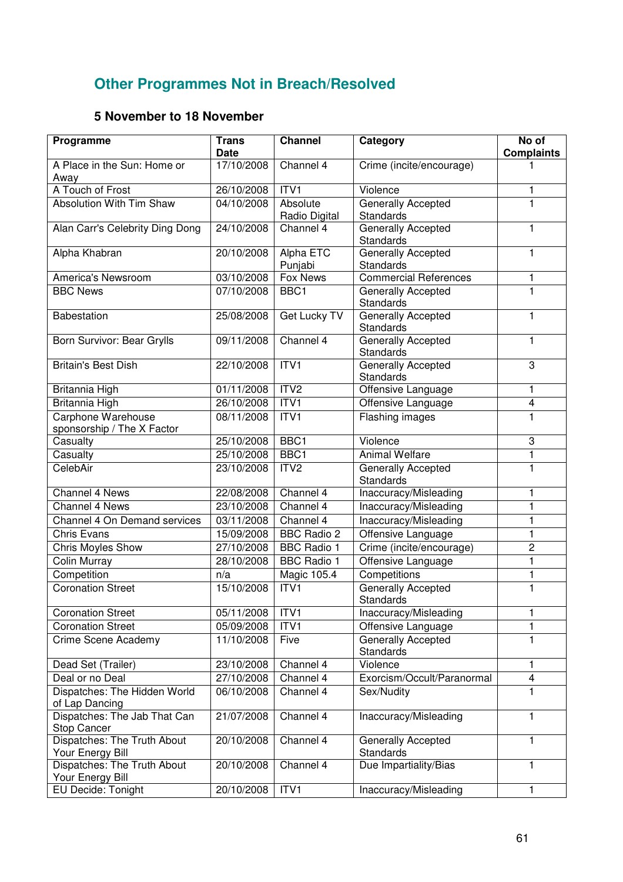## Other Programmes Not in Breach/Resolved

### 5 November to 18 November

| Programme | Trans Date | Channel | Category | No of Complaints |
|---|---|---|---|---|
| A Place in the Sun: Home or Away | 17/10/2008 | Channel 4 | Crime (incite/encourage) | 1 |
| A Touch of Frost | 26/10/2008 | ITV1 | Violence | 1 |
| Absolution With Tim Shaw | 04/10/2008 | Absolute Radio Digital | Generally Accepted Standards | 1 |
| Alan Carr's Celebrity Ding Dong | 24/10/2008 | Channel 4 | Generally Accepted Standards | 1 |
| Alpha Khabran | 20/10/2008 | Alpha ETC Punjabi | Generally Accepted Standards | 1 |
| America's Newsroom | 03/10/2008 | Fox News | Commercial References | 1 |
| BBC News | 07/10/2008 | BBC1 | Generally Accepted Standards | 1 |
| Babestation | 25/08/2008 | Get Lucky TV | Generally Accepted Standards | 1 |
| Born Survivor: Bear Grylls | 09/11/2008 | Channel 4 | Generally Accepted Standards | 1 |
| Britain's Best Dish | 22/10/2008 | ITV1 | Generally Accepted Standards | 3 |
| Britannia High | 01/11/2008 | ITV2 | Offensive Language | 1 |
| Britannia High | 26/10/2008 | ITV1 | Offensive Language | 4 |
| Carphone Warehouse sponsorship / The X Factor | 08/11/2008 | ITV1 | Flashing images | 1 |
| Casualty | 25/10/2008 | BBC1 | Violence | 3 |
| Casualty | 25/10/2008 | BBC1 | Animal Welfare | 1 |
| CelebAir | 23/10/2008 | ITV2 | Generally Accepted Standards | 1 |
| Channel 4 News | 22/08/2008 | Channel 4 | Inaccuracy/Misleading | 1 |
| Channel 4 News | 23/10/2008 | Channel 4 | Inaccuracy/Misleading | 1 |
| Channel 4 On Demand services | 03/11/2008 | Channel 4 | Inaccuracy/Misleading | 1 |
| Chris Evans | 15/09/2008 | BBC Radio 2 | Offensive Language | 1 |
| Chris Moyles Show | 27/10/2008 | BBC Radio 1 | Crime (incite/encourage) | 2 |
| Colin Murray | 28/10/2008 | BBC Radio 1 | Offensive Language | 1 |
| Competition | n/a | Magic 105.4 | Competitions | 1 |
| Coronation Street | 15/10/2008 | ITV1 | Generally Accepted Standards | 1 |
| Coronation Street | 05/11/2008 | ITV1 | Inaccuracy/Misleading | 1 |
| Coronation Street | 05/09/2008 | ITV1 | Offensive Language | 1 |
| Crime Scene Academy | 11/10/2008 | Five | Generally Accepted Standards | 1 |
| Dead Set (Trailer) | 23/10/2008 | Channel 4 | Violence | 1 |
| Deal or no Deal | 27/10/2008 | Channel 4 | Exorcism/Occult/Paranormal | 4 |
| Dispatches: The Hidden World of Lap Dancing | 06/10/2008 | Channel 4 | Sex/Nudity | 1 |
| Dispatches: The Jab That Can Stop Cancer | 21/07/2008 | Channel 4 | Inaccuracy/Misleading | 1 |
| Dispatches: The Truth About Your Energy Bill | 20/10/2008 | Channel 4 | Generally Accepted Standards | 1 |
| Dispatches: The Truth About Your Energy Bill | 20/10/2008 | Channel 4 | Due Impartiality/Bias | 1 |
| EU Decide: Tonight | 20/10/2008 | ITV1 | Inaccuracy/Misleading | 1 |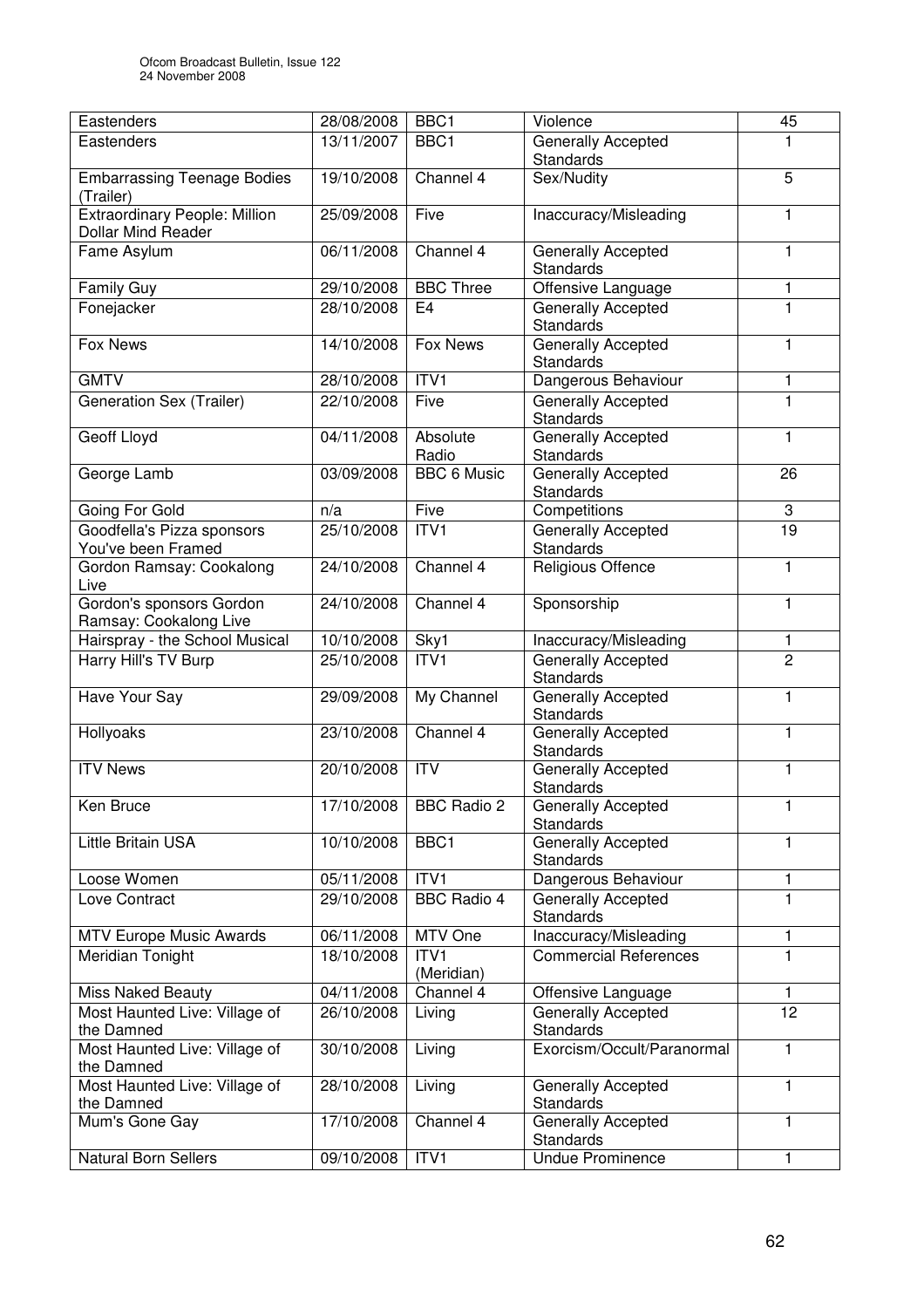| | | | | |
|---|---|---|---|---|
| Eastenders | 28/08/2008 | BBC1 | Violence | 45 |
| Eastenders | 13/11/2007 | BBC1 | Generally Accepted Standards | 1 |
| Embarrassing Teenage Bodies (Trailer) | 19/10/2008 | Channel 4 | Sex/Nudity | 5 |
| Extraordinary People: Million Dollar Mind Reader | 25/09/2008 | Five | Inaccuracy/Misleading | 1 |
| Fame Asylum | 06/11/2008 | Channel 4 | Generally Accepted Standards | 1 |
| Family Guy | 29/10/2008 | BBC Three | Offensive Language | 1 |
| Fonejacker | 28/10/2008 | E4 | Generally Accepted Standards | 1 |
| Fox News | 14/10/2008 | Fox News | Generally Accepted Standards | 1 |
| GMTV | 28/10/2008 | ITV1 | Dangerous Behaviour | 1 |
| Generation Sex (Trailer) | 22/10/2008 | Five | Generally Accepted Standards | 1 |
| Geoff Lloyd | 04/11/2008 | Absolute Radio | Generally Accepted Standards | 1 |
| George Lamb | 03/09/2008 | BBC 6 Music | Generally Accepted Standards | 26 |
| Going For Gold | n/a | Five | Competitions | 3 |
| Goodfella's Pizza sponsors You've been Framed | 25/10/2008 | ITV1 | Generally Accepted Standards | 19 |
| Gordon Ramsay: Cookalong Live | 24/10/2008 | Channel 4 | Religious Offence | 1 |
| Gordon's sponsors Gordon Ramsay: Cookalong Live | 24/10/2008 | Channel 4 | Sponsorship | 1 |
| Hairspray - the School Musical | 10/10/2008 | Sky1 | Inaccuracy/Misleading | 1 |
| Harry Hill's TV Burp | 25/10/2008 | ITV1 | Generally Accepted Standards | 2 |
| Have Your Say | 29/09/2008 | My Channel | Generally Accepted Standards | 1 |
| Hollyoaks | 23/10/2008 | Channel 4 | Generally Accepted Standards | 1 |
| ITV News | 20/10/2008 | ITV | Generally Accepted Standards | 1 |
| Ken Bruce | 17/10/2008 | BBC Radio 2 | Generally Accepted Standards | 1 |
| Little Britain USA | 10/10/2008 | BBC1 | Generally Accepted Standards | 1 |
| Loose Women | 05/11/2008 | ITV1 | Dangerous Behaviour | 1 |
| Love Contract | 29/10/2008 | BBC Radio 4 | Generally Accepted Standards | 1 |
| MTV Europe Music Awards | 06/11/2008 | MTV One | Inaccuracy/Misleading | 1 |
| Meridian Tonight | 18/10/2008 | ITV1 (Meridian) | Commercial References | 1 |
| Miss Naked Beauty | 04/11/2008 | Channel 4 | Offensive Language | 1 |
| Most Haunted Live: Village of the Damned | 26/10/2008 | Living | Generally Accepted Standards | 12 |
| Most Haunted Live: Village of the Damned | 30/10/2008 | Living | Exorcism/Occult/Paranormal | 1 |
| Most Haunted Live: Village of the Damned | 28/10/2008 | Living | Generally Accepted Standards | 1 |
| Mum's Gone Gay | 17/10/2008 | Channel 4 | Generally Accepted Standards | 1 |
| Natural Born Sellers | 09/10/2008 | ITV1 | Undue Prominence | 1 |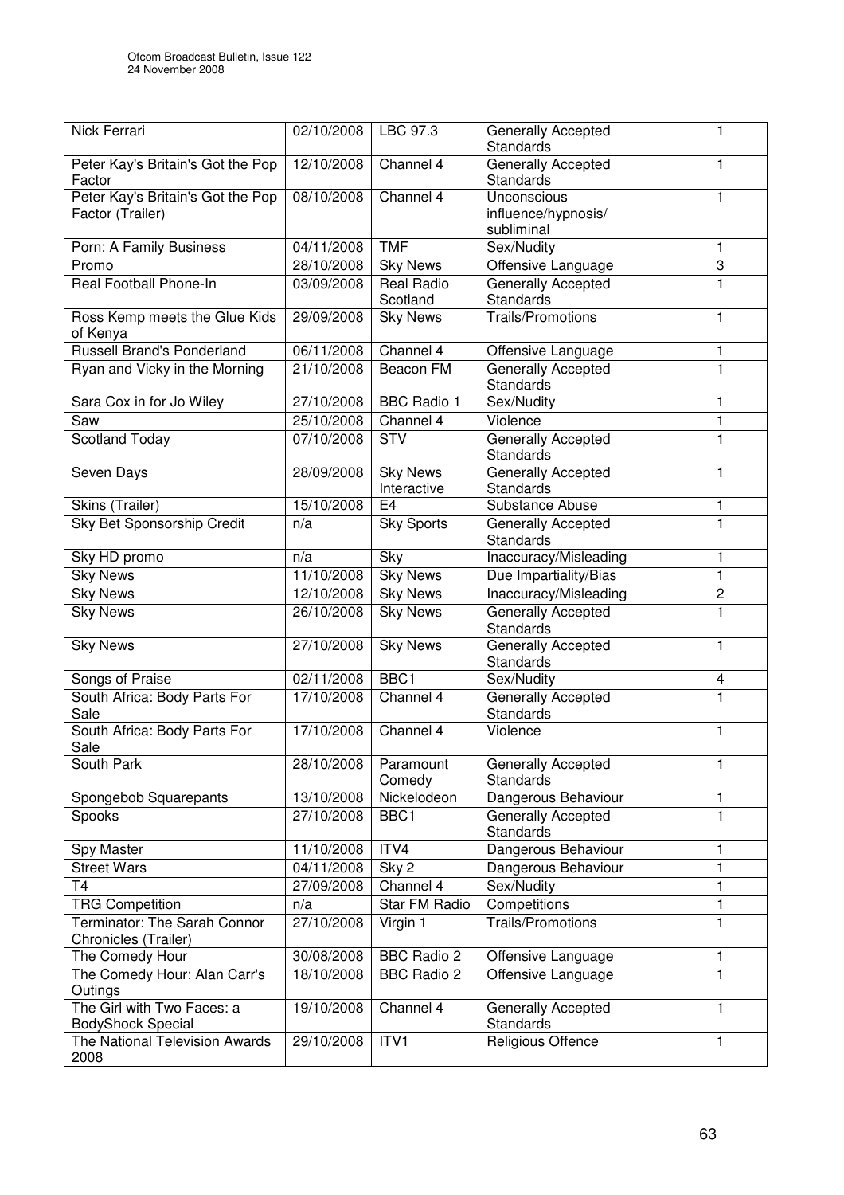| Nick Ferrari | 02/10/2008 | LBC 97.3 | Generally Accepted Standards | 1 |
|---|---|---|---|---|
| Peter Kay's Britain's Got the Pop Factor | 12/10/2008 | Channel 4 | Generally Accepted Standards | 1 |
| Peter Kay's Britain's Got the Pop Factor (Trailer) | 08/10/2008 | Channel 4 | Unconscious influence/hypnosis/ subliminal | 1 |
| Porn: A Family Business | 04/11/2008 | TMF | Sex/Nudity | 1 |
| Promo | 28/10/2008 | Sky News | Offensive Language | 3 |
| Real Football Phone-In | 03/09/2008 | Real Radio Scotland | Generally Accepted Standards | 1 |
| Ross Kemp meets the Glue Kids of Kenya | 29/09/2008 | Sky News | Trails/Promotions | 1 |
| Russell Brand's Ponderland | 06/11/2008 | Channel 4 | Offensive Language | 1 |
| Ryan and Vicky in the Morning | 21/10/2008 | Beacon FM | Generally Accepted Standards | 1 |
| Sara Cox in for Jo Wiley | 27/10/2008 | BBC Radio 1 | Sex/Nudity | 1 |
| Saw | 25/10/2008 | Channel 4 | Violence | 1 |
| Scotland Today | 07/10/2008 | STV | Generally Accepted Standards | 1 |
| Seven Days | 28/09/2008 | Sky News Interactive | Generally Accepted Standards | 1 |
| Skins (Trailer) | 15/10/2008 | E4 | Substance Abuse | 1 |
| Sky Bet Sponsorship Credit | n/a | Sky Sports | Generally Accepted Standards | 1 |
| Sky HD promo | n/a | Sky | Inaccuracy/Misleading | 1 |
| Sky News | 11/10/2008 | Sky News | Due Impartiality/Bias | 1 |
| Sky News | 12/10/2008 | Sky News | Inaccuracy/Misleading | 2 |
| Sky News | 26/10/2008 | Sky News | Generally Accepted Standards | 1 |
| Sky News | 27/10/2008 | Sky News | Generally Accepted Standards | 1 |
| Songs of Praise | 02/11/2008 | BBC1 | Sex/Nudity | 4 |
| South Africa: Body Parts For Sale | 17/10/2008 | Channel 4 | Generally Accepted Standards | 1 |
| South Africa: Body Parts For Sale | 17/10/2008 | Channel 4 | Violence | 1 |
| South Park | 28/10/2008 | Paramount Comedy | Generally Accepted Standards | 1 |
| Spongebob Squarepants | 13/10/2008 | Nickelodeon | Dangerous Behaviour | 1 |
| Spooks | 27/10/2008 | BBC1 | Generally Accepted Standards | 1 |
| Spy Master | 11/10/2008 | ITV4 | Dangerous Behaviour | 1 |
| Street Wars | 04/11/2008 | Sky 2 | Dangerous Behaviour | 1 |
| T4 | 27/09/2008 | Channel 4 | Sex/Nudity | 1 |
| TRG Competition | n/a | Star FM Radio | Competitions | 1 |
| Terminator: The Sarah Connor Chronicles (Trailer) | 27/10/2008 | Virgin 1 | Trails/Promotions | 1 |
| The Comedy Hour | 30/08/2008 | BBC Radio 2 | Offensive Language | 1 |
| The Comedy Hour: Alan Carr's Outings | 18/10/2008 | BBC Radio 2 | Offensive Language | 1 |
| The Girl with Two Faces: a BodyShock Special | 19/10/2008 | Channel 4 | Generally Accepted Standards | 1 |
| The National Television Awards 2008 | 29/10/2008 | ITV1 | Religious Offence | 1 |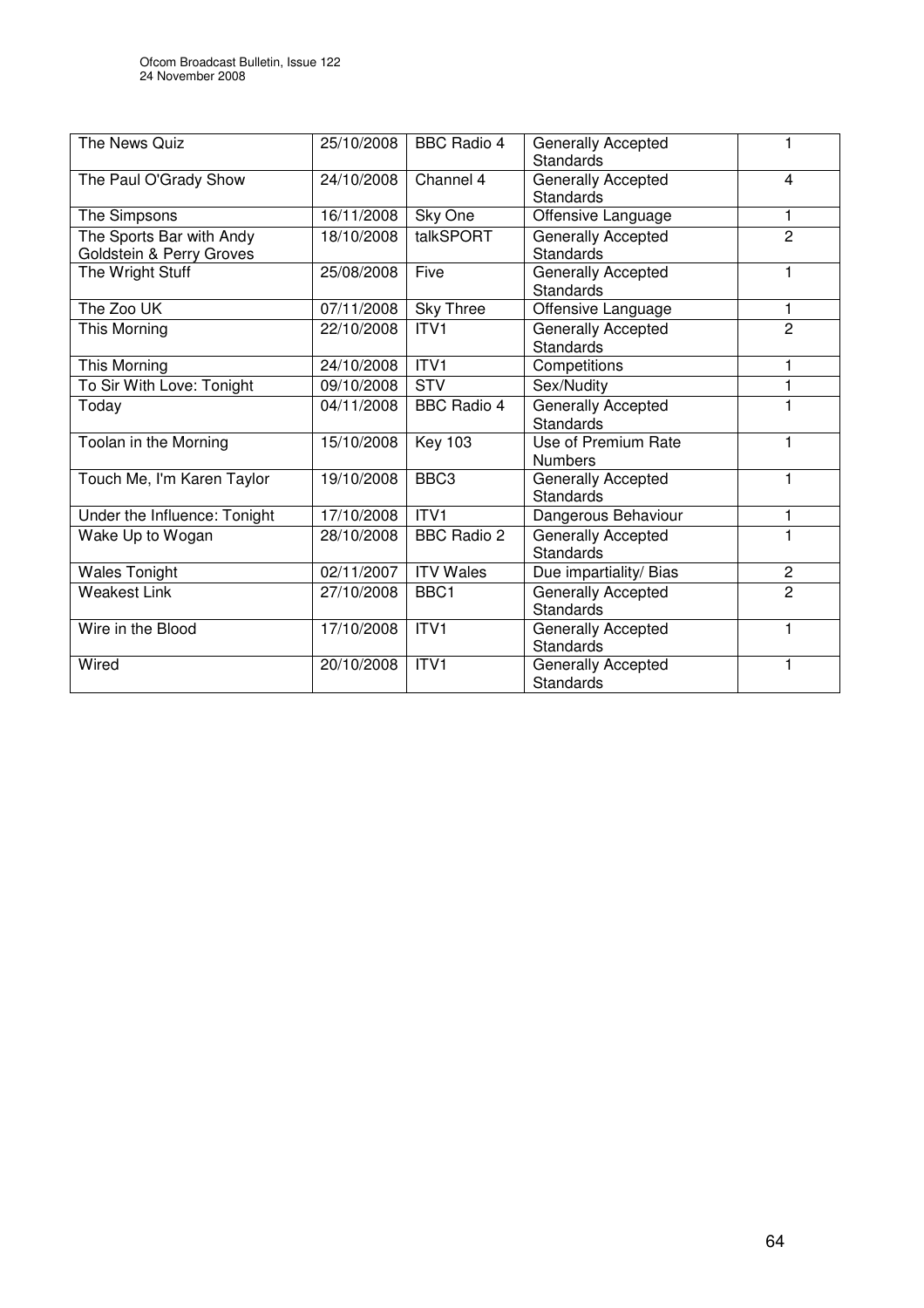| | | | | |
|---|---|---|---|---|
| The News Quiz | 25/10/2008 | BBC Radio 4 | Generally Accepted Standards | 1 |
| The Paul O'Grady Show | 24/10/2008 | Channel 4 | Generally Accepted Standards | 4 |
| The Simpsons | 16/11/2008 | Sky One | Offensive Language | 1 |
| The Sports Bar with Andy Goldstein & Perry Groves | 18/10/2008 | talkSPORT | Generally Accepted Standards | 2 |
| The Wright Stuff | 25/08/2008 | Five | Generally Accepted Standards | 1 |
| The Zoo UK | 07/11/2008 | Sky Three | Offensive Language | 1 |
| This Morning | 22/10/2008 | ITV1 | Generally Accepted Standards | 2 |
| This Morning | 24/10/2008 | ITV1 | Competitions | 1 |
| To Sir With Love: Tonight | 09/10/2008 | STV | Sex/Nudity | 1 |
| Today | 04/11/2008 | BBC Radio 4 | Generally Accepted Standards | 1 |
| Toolan in the Morning | 15/10/2008 | Key 103 | Use of Premium Rate Numbers | 1 |
| Touch Me, I'm Karen Taylor | 19/10/2008 | BBC3 | Generally Accepted Standards | 1 |
| Under the Influence: Tonight | 17/10/2008 | ITV1 | Dangerous Behaviour | 1 |
| Wake Up to Wogan | 28/10/2008 | BBC Radio 2 | Generally Accepted Standards | 1 |
| Wales Tonight | 02/11/2007 | ITV Wales | Due impartiality/ Bias | 2 |
| Weakest Link | 27/10/2008 | BBC1 | Generally Accepted Standards | 2 |
| Wire in the Blood | 17/10/2008 | ITV1 | Generally Accepted Standards | 1 |
| Wired | 20/10/2008 | ITV1 | Generally Accepted Standards | 1 |